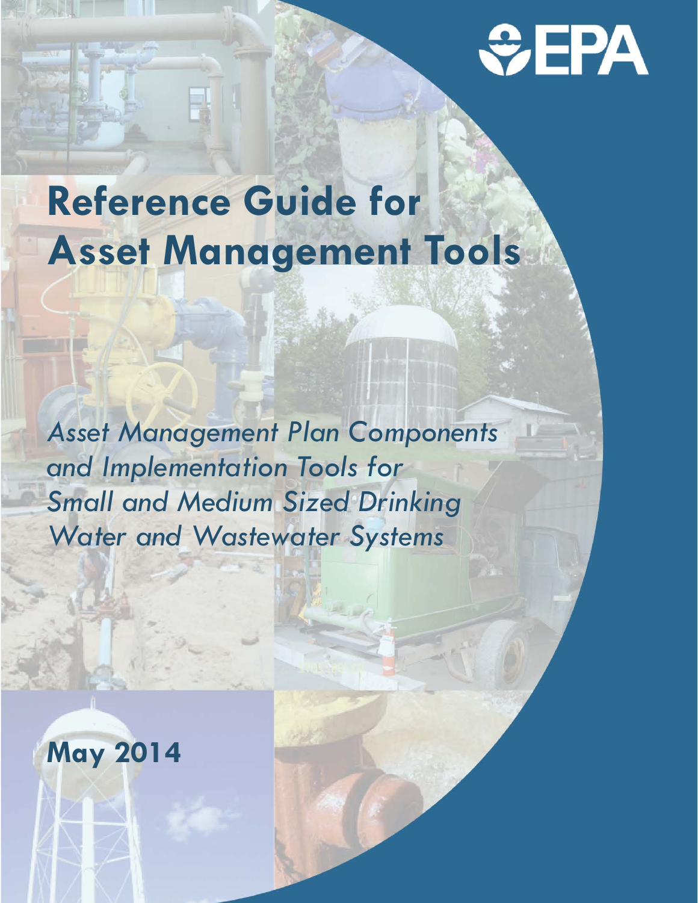EPA

# Reference Guide for Asset Management Tools

*Asset Management Plan Components and Implementation Tools for Small and Medium Sized Drinking Water and Wastewater Systems*

**May 2014**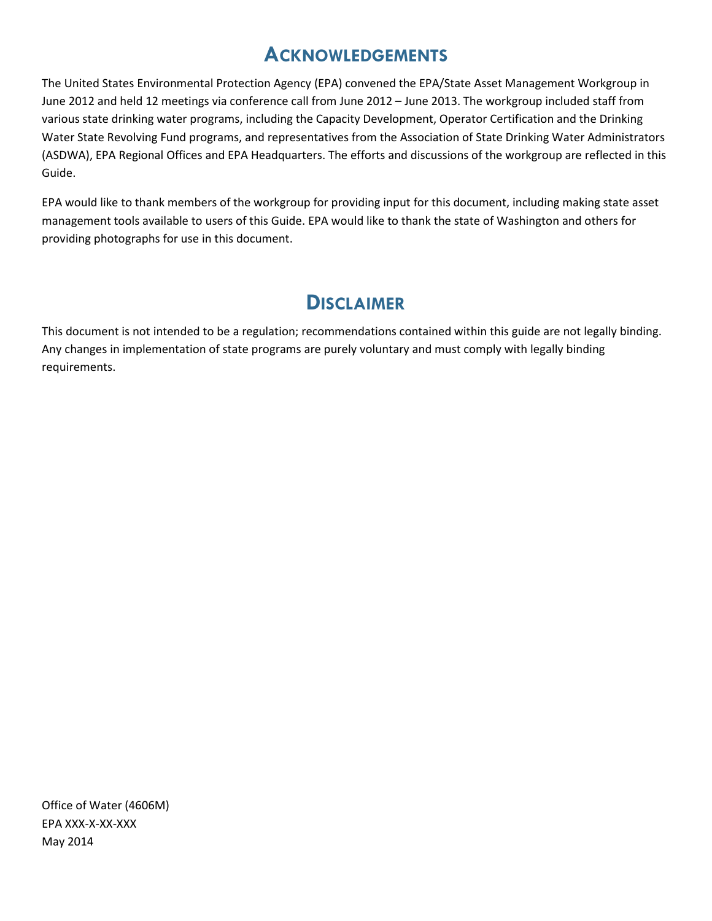# Acknowledgements

The United States Environmental Protection Agency (EPA) convened the EPA/State Asset Management Workgroup in June 2012 and held 12 meetings via conference call from June 2012 – June 2013. The workgroup included staff from various state drinking water programs, including the Capacity Development, Operator Certification and the Drinking Water State Revolving Fund programs, and representatives from the Association of State Drinking Water Administrators (ASDWA), EPA Regional Offices and EPA Headquarters. The efforts and discussions of the workgroup are reflected in this Guide.

EPA would like to thank members of the workgroup for providing input for this document, including making state asset management tools available to users of this Guide. EPA would like to thank the state of Washington and others for providing photographs for use in this document.

# Disclaimer

This document is not intended to be a regulation; recommendations contained within this guide are not legally binding. Any changes in implementation of state programs are purely voluntary and must comply with legally binding requirements.

Office of Water (4606M)
EPA XXX-X-XX-XXX
May 2014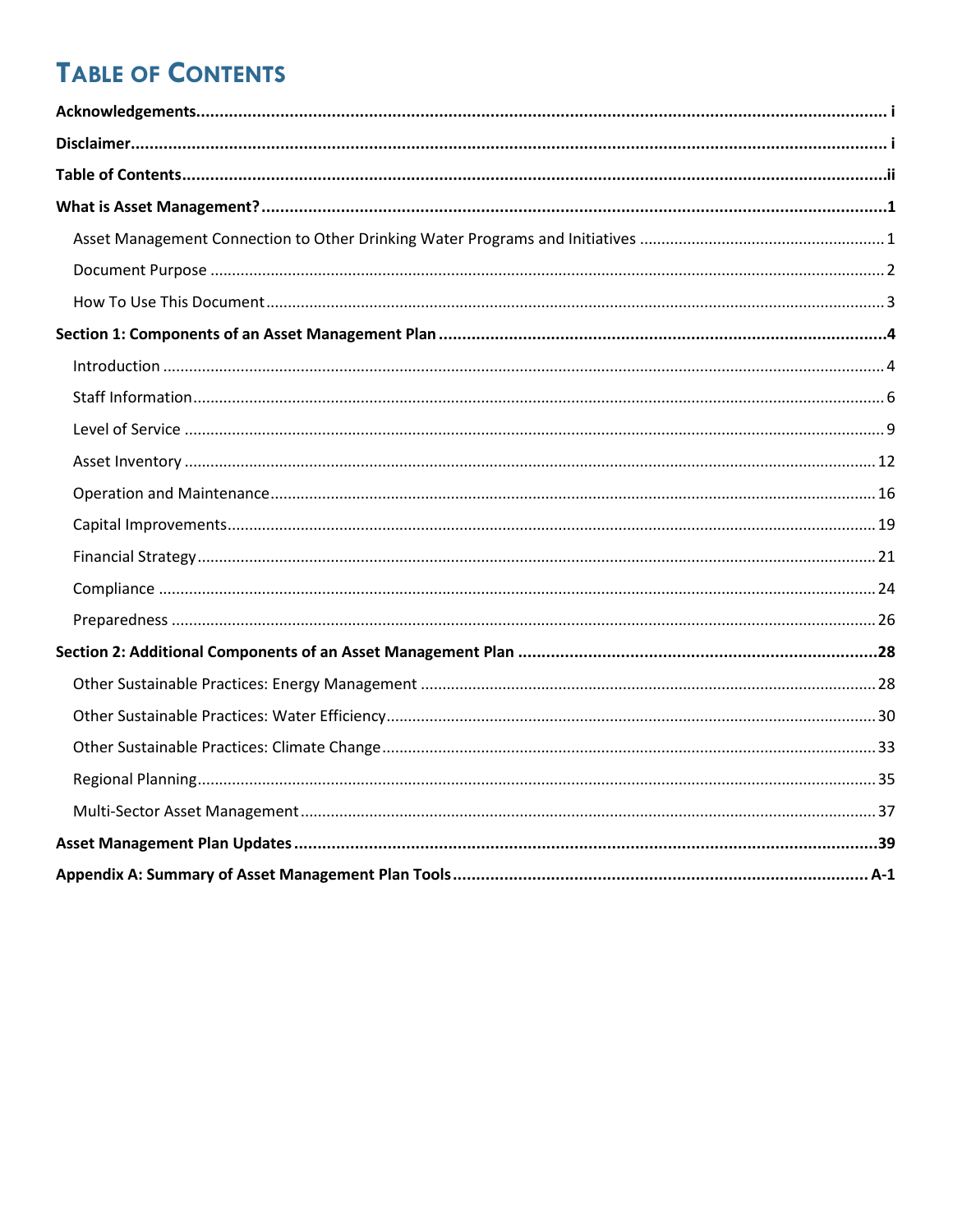# Table of Contents

**Acknowledgements** ..... **i**

**Disclaimer** ..... **i**

**Table of Contents** ..... **ii**

**What is Asset Management?** ..... **1**

- Asset Management Connection to Other Drinking Water Programs and Initiatives ..... 1
- Document Purpose ..... 2
- How To Use This Document ..... 3

**Section 1: Components of an Asset Management Plan** ..... **4**

- Introduction ..... 4
- Staff Information ..... 6
- Level of Service ..... 9
- Asset Inventory ..... 12
- Operation and Maintenance ..... 16
- Capital Improvements ..... 19
- Financial Strategy ..... 21
- Compliance ..... 24
- Preparedness ..... 26

**Section 2: Additional Components of an Asset Management Plan** ..... **28**

- Other Sustainable Practices: Energy Management ..... 28
- Other Sustainable Practices: Water Efficiency ..... 30
- Other Sustainable Practices: Climate Change ..... 33
- Regional Planning ..... 35
- Multi-Sector Asset Management ..... 37

**Asset Management Plan Updates** ..... **39**

**Appendix A: Summary of Asset Management Plan Tools** ..... **A-1**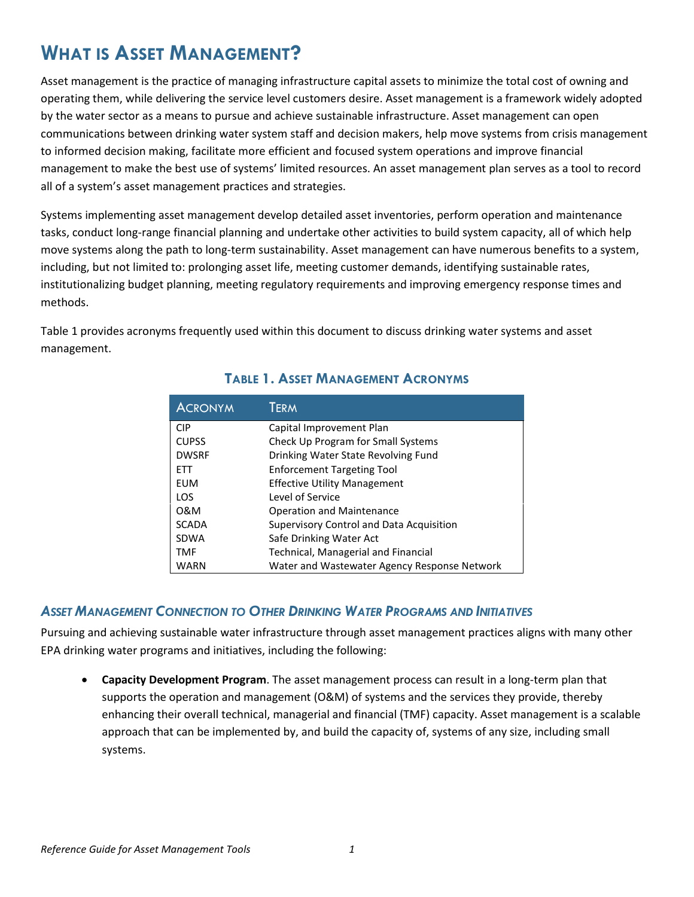# What is Asset Management?

Asset management is the practice of managing infrastructure capital assets to minimize the total cost of owning and operating them, while delivering the service level customers desire. Asset management is a framework widely adopted by the water sector as a means to pursue and achieve sustainable infrastructure. Asset management can open communications between drinking water system staff and decision makers, help move systems from crisis management to informed decision making, facilitate more efficient and focused system operations and improve financial management to make the best use of systems' limited resources. An asset management plan serves as a tool to record all of a system's asset management practices and strategies.

Systems implementing asset management develop detailed asset inventories, perform operation and maintenance tasks, conduct long-range financial planning and undertake other activities to build system capacity, all of which help move systems along the path to long-term sustainability. Asset management can have numerous benefits to a system, including, but not limited to: prolonging asset life, meeting customer demands, identifying sustainable rates, institutionalizing budget planning, meeting regulatory requirements and improving emergency response times and methods.

Table 1 provides acronyms frequently used within this document to discuss drinking water systems and asset management.

### Table 1. Asset Management Acronyms

| Acronym | Term |
|---|---|
| CIP | Capital Improvement Plan |
| CUPSS | Check Up Program for Small Systems |
| DWSRF | Drinking Water State Revolving Fund |
| ETT | Enforcement Targeting Tool |
| EUM | Effective Utility Management |
| LOS | Level of Service |
| O&M | Operation and Maintenance |
| SCADA | Supervisory Control and Data Acquisition |
| SDWA | Safe Drinking Water Act |
| TMF | Technical, Managerial and Financial |
| WARN | Water and Wastewater Agency Response Network |

## *Asset Management Connection to Other Drinking Water Programs and Initiatives*

Pursuing and achieving sustainable water infrastructure through asset management practices aligns with many other EPA drinking water programs and initiatives, including the following:

- **Capacity Development Program**. The asset management process can result in a long-term plan that supports the operation and management (O&M) of systems and the services they provide, thereby enhancing their overall technical, managerial and financial (TMF) capacity. Asset management is a scalable approach that can be implemented by, and build the capacity of, systems of any size, including small systems.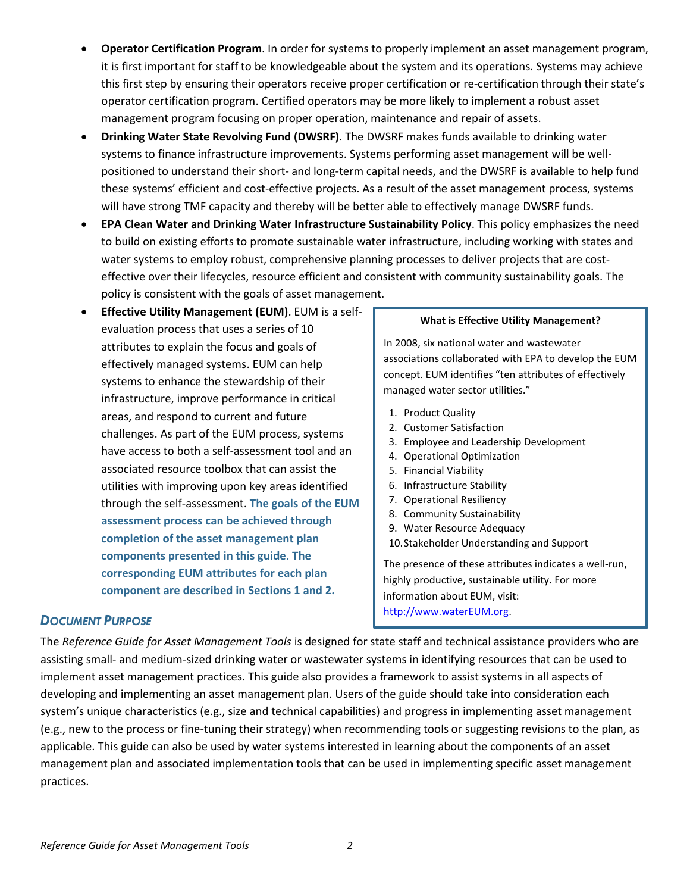- **Operator Certification Program**. In order for systems to properly implement an asset management program, it is first important for staff to be knowledgeable about the system and its operations. Systems may achieve this first step by ensuring their operators receive proper certification or re-certification through their state's operator certification program. Certified operators may be more likely to implement a robust asset management program focusing on proper operation, maintenance and repair of assets.
- **Drinking Water State Revolving Fund (DWSRF)**. The DWSRF makes funds available to drinking water systems to finance infrastructure improvements. Systems performing asset management will be well-positioned to understand their short- and long-term capital needs, and the DWSRF is available to help fund these systems' efficient and cost-effective projects. As a result of the asset management process, systems will have strong TMF capacity and thereby will be better able to effectively manage DWSRF funds.
- **EPA Clean Water and Drinking Water Infrastructure Sustainability Policy**. This policy emphasizes the need to build on existing efforts to promote sustainable water infrastructure, including working with states and water systems to employ robust, comprehensive planning processes to deliver projects that are cost-effective over their lifecycles, resource efficient and consistent with community sustainability goals. The policy is consistent with the goals of asset management.
- **Effective Utility Management (EUM)**. EUM is a self-evaluation process that uses a series of 10 attributes to explain the focus and goals of effectively managed systems. EUM can help systems to enhance the stewardship of their infrastructure, improve performance in critical areas, and respond to current and future challenges. As part of the EUM process, systems have access to both a self-assessment tool and an associated resource toolbox that can assist the utilities with improving upon key areas identified through the self-assessment. **The goals of the EUM assessment process can be achieved through completion of the asset management plan components presented in this guide. The corresponding EUM attributes for each plan component are described in Sections 1 and 2.**

> **What is Effective Utility Management?**
>
> In 2008, six national water and wastewater associations collaborated with EPA to develop the EUM concept. EUM identifies "ten attributes of effectively managed water sector utilities."
>
> 1. Product Quality
> 2. Customer Satisfaction
> 3. Employee and Leadership Development
> 4. Operational Optimization
> 5. Financial Viability
> 6. Infrastructure Stability
> 7. Operational Resiliency
> 8. Community Sustainability
> 9. Water Resource Adequacy
> 10. Stakeholder Understanding and Support
>
> The presence of these attributes indicates a well-run, highly productive, sustainable utility. For more information about EUM, visit: http://www.waterEUM.org.

## *Document Purpose*

The *Reference Guide for Asset Management Tools* is designed for state staff and technical assistance providers who are assisting small- and medium-sized drinking water or wastewater systems in identifying resources that can be used to implement asset management practices. This guide also provides a framework to assist systems in all aspects of developing and implementing an asset management plan. Users of the guide should take into consideration each system's unique characteristics (e.g., size and technical capabilities) and progress in implementing asset management (e.g., new to the process or fine-tuning their strategy) when recommending tools or suggesting revisions to the plan, as applicable. This guide can also be used by water systems interested in learning about the components of an asset management plan and associated implementation tools that can be used in implementing specific asset management practices.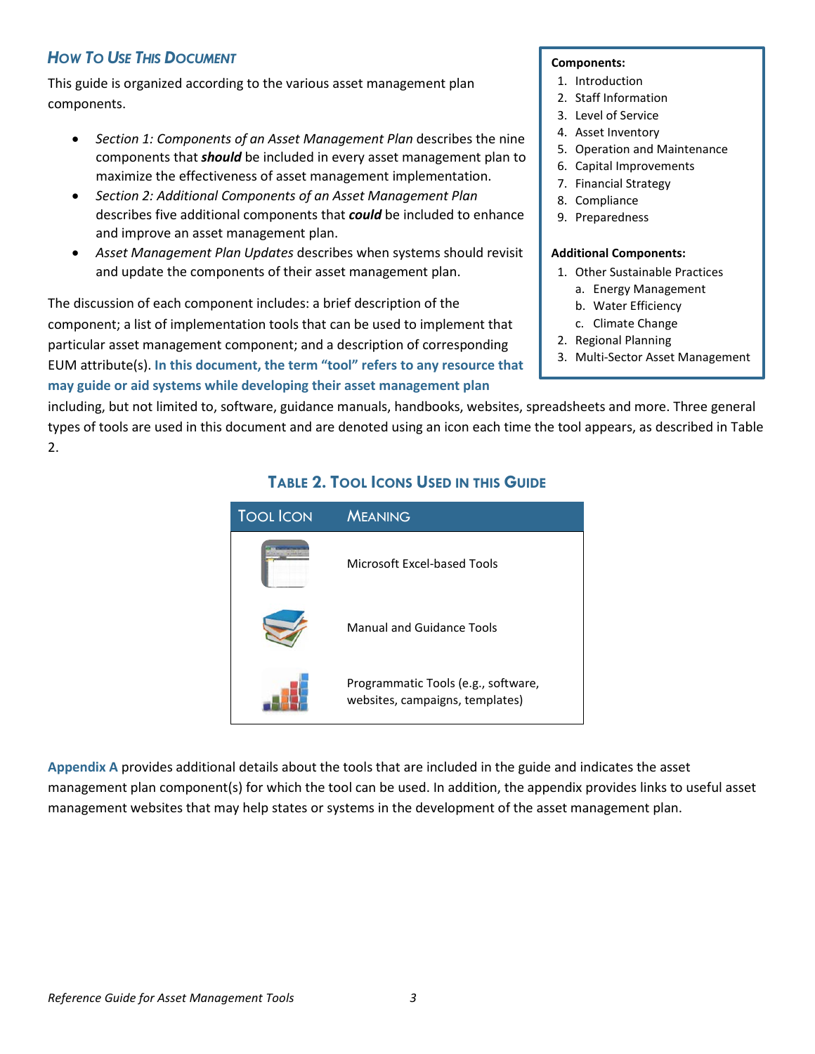### *How To Use This Document*

This guide is organized according to the various asset management plan components.

- *Section 1: Components of an Asset Management Plan* describes the nine components that ***should*** be included in every asset management plan to maximize the effectiveness of asset management implementation.
- *Section 2: Additional Components of an Asset Management Plan* describes five additional components that ***could*** be included to enhance and improve an asset management plan.
- *Asset Management Plan Updates* describes when systems should revisit and update the components of their asset management plan.

**Components:**

1. Introduction
2. Staff Information
3. Level of Service
4. Asset Inventory
5. Operation and Maintenance
6. Capital Improvements
7. Financial Strategy
8. Compliance
9. Preparedness

**Additional Components:**

1. Other Sustainable Practices
   a. Energy Management
   b. Water Efficiency
   c. Climate Change
2. Regional Planning
3. Multi-Sector Asset Management

The discussion of each component includes: a brief description of the component; a list of implementation tools that can be used to implement that particular asset management component; and a description of corresponding EUM attribute(s). **In this document, the term "tool" refers to any resource that may guide or aid systems while developing their asset management plan** including, but not limited to, software, guidance manuals, handbooks, websites, spreadsheets and more. Three general types of tools are used in this document and are denoted using an icon each time the tool appears, as described in Table 2.

**Table 2. Tool Icons Used in this Guide**

| Tool Icon | Meaning |
|---|---|
| | Microsoft Excel-based Tools |
| | Manual and Guidance Tools |
| | Programmatic Tools (e.g., software, websites, campaigns, templates) |

**Appendix A** provides additional details about the tools that are included in the guide and indicates the asset management plan component(s) for which the tool can be used. In addition, the appendix provides links to useful asset management websites that may help states or systems in the development of the asset management plan.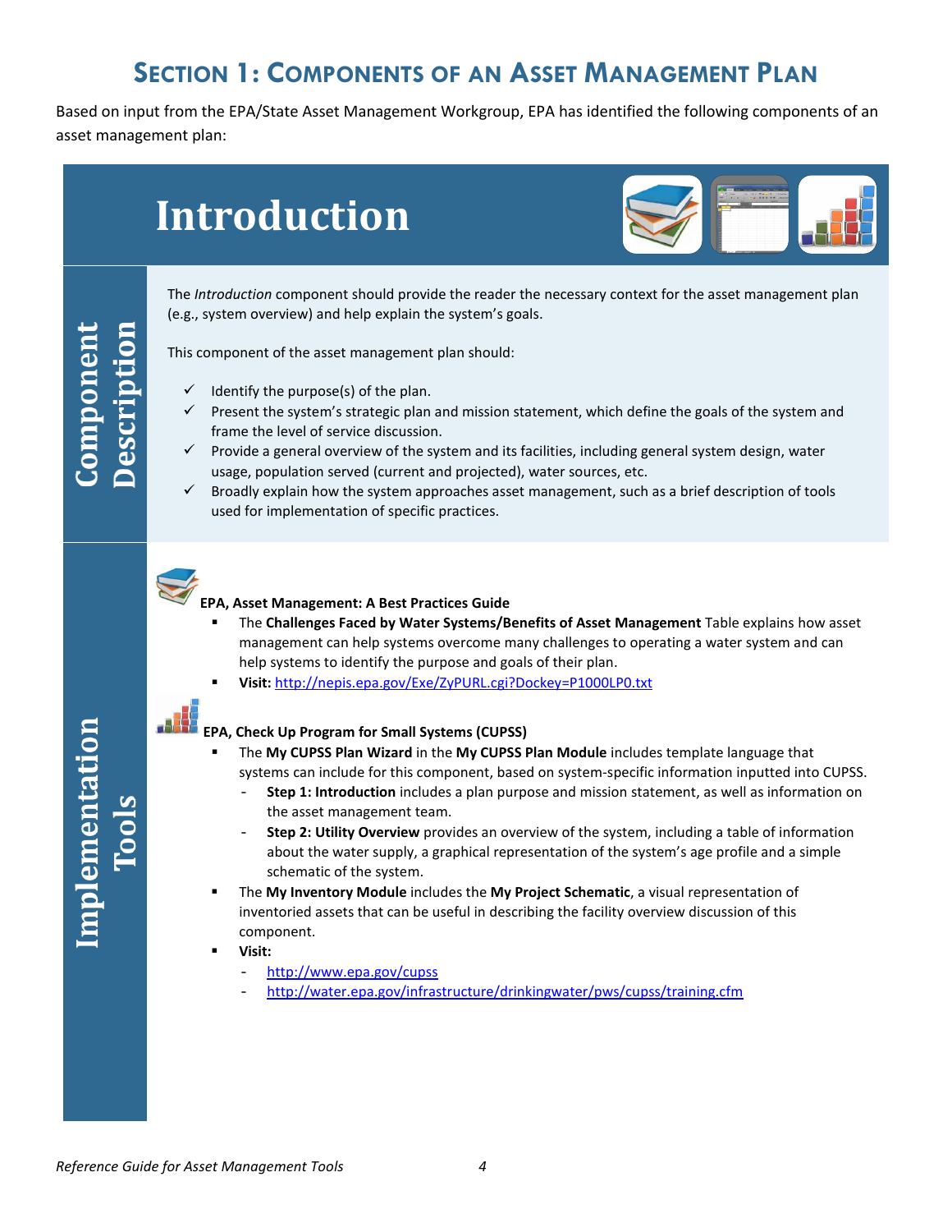# SECTION 1: COMPONENTS OF AN ASSET MANAGEMENT PLAN

Based on input from the EPA/State Asset Management Workgroup, EPA has identified the following components of an asset management plan:

## Introduction

### Component Description

The *Introduction* component should provide the reader the necessary context for the asset management plan (e.g., system overview) and help explain the system's goals.

This component of the asset management plan should:

- ✓ Identify the purpose(s) of the plan.
- ✓ Present the system's strategic plan and mission statement, which define the goals of the system and frame the level of service discussion.
- ✓ Provide a general overview of the system and its facilities, including general system design, water usage, population served (current and projected), water sources, etc.
- ✓ Broadly explain how the system approaches asset management, such as a brief description of tools used for implementation of specific practices.

### Implementation Tools

**EPA, Asset Management: A Best Practices Guide**

- The **Challenges Faced by Water Systems/Benefits of Asset Management** Table explains how asset management can help systems overcome many challenges to operating a water system and can help systems to identify the purpose and goals of their plan.
- **Visit:** http://nepis.epa.gov/Exe/ZyPURL.cgi?Dockey=P1000LP0.txt

**EPA, Check Up Program for Small Systems (CUPSS)**

- The **My CUPSS Plan Wizard** in the **My CUPSS Plan Module** includes template language that systems can include for this component, based on system-specific information inputted into CUPSS.
  - **Step 1: Introduction** includes a plan purpose and mission statement, as well as information on the asset management team.
  - **Step 2: Utility Overview** provides an overview of the system, including a table of information about the water supply, a graphical representation of the system's age profile and a simple schematic of the system.
- The **My Inventory Module** includes the **My Project Schematic**, a visual representation of inventoried assets that can be useful in describing the facility overview discussion of this component.
- **Visit:**
  - http://www.epa.gov/cupss
  - http://water.epa.gov/infrastructure/drinkingwater/pws/cupss/training.cfm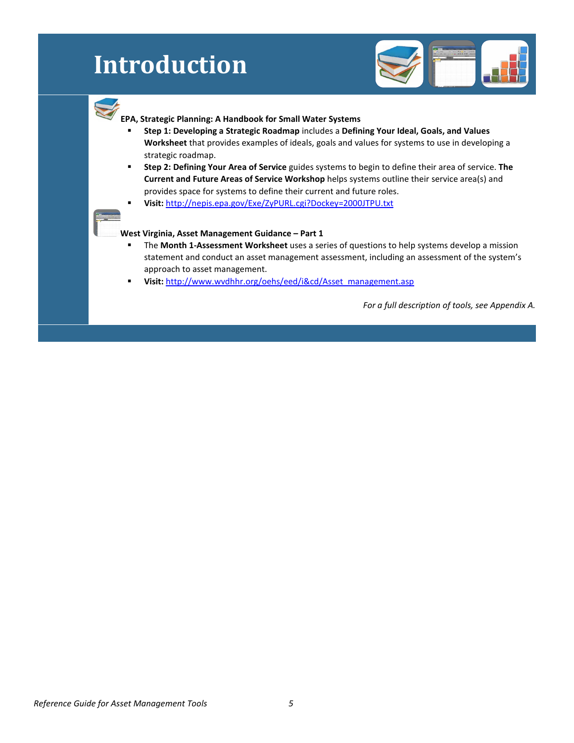# Introduction

**EPA, Strategic Planning: A Handbook for Small Water Systems**

- **Step 1: Developing a Strategic Roadmap** includes a **Defining Your Ideal, Goals, and Values Worksheet** that provides examples of ideals, goals and values for systems to use in developing a strategic roadmap.
- **Step 2: Defining Your Area of Service** guides systems to begin to define their area of service. **The Current and Future Areas of Service Workshop** helps systems outline their service area(s) and provides space for systems to define their current and future roles.
- **Visit:** http://nepis.epa.gov/Exe/ZyPURL.cgi?Dockey=2000JTPU.txt

**West Virginia, Asset Management Guidance – Part 1**

- The **Month 1-Assessment Worksheet** uses a series of questions to help systems develop a mission statement and conduct an asset management assessment, including an assessment of the system's approach to asset management.
- **Visit:** http://www.wvdhhr.org/oehs/eed/i&cd/Asset_management.asp

*For a full description of tools, see Appendix A.*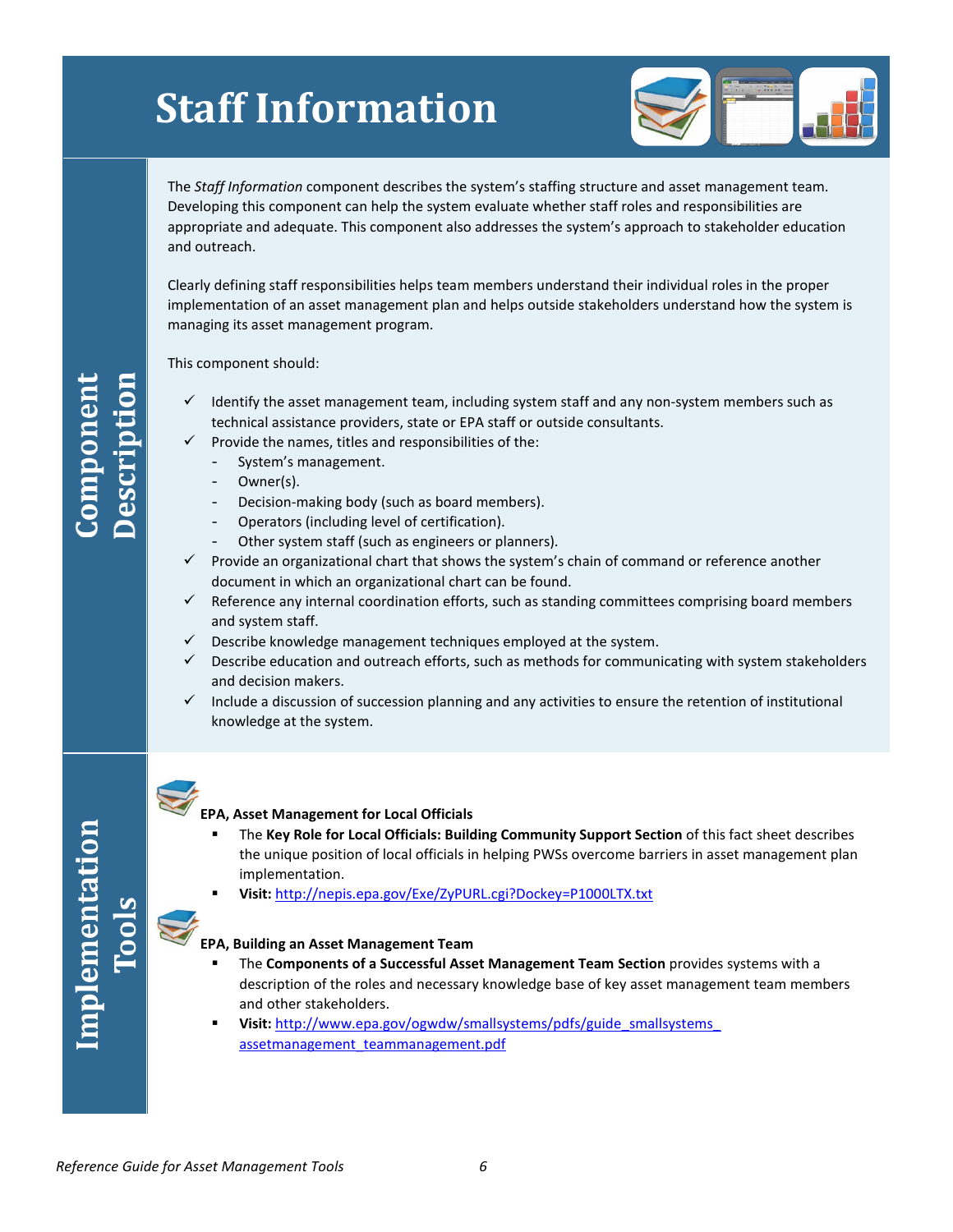# Staff Information

## Component Description

The *Staff Information* component describes the system's staffing structure and asset management team. Developing this component can help the system evaluate whether staff roles and responsibilities are appropriate and adequate. This component also addresses the system's approach to stakeholder education and outreach.

Clearly defining staff responsibilities helps team members understand their individual roles in the proper implementation of an asset management plan and helps outside stakeholders understand how the system is managing its asset management program.

This component should:

- ✓ Identify the asset management team, including system staff and any non-system members such as technical assistance providers, state or EPA staff or outside consultants.
- ✓ Provide the names, titles and responsibilities of the:
  - System's management.
  - Owner(s).
  - Decision-making body (such as board members).
  - Operators (including level of certification).
  - Other system staff (such as engineers or planners).
- ✓ Provide an organizational chart that shows the system's chain of command or reference another document in which an organizational chart can be found.
- ✓ Reference any internal coordination efforts, such as standing committees comprising board members and system staff.
- ✓ Describe knowledge management techniques employed at the system.
- ✓ Describe education and outreach efforts, such as methods for communicating with system stakeholders and decision makers.
- ✓ Include a discussion of succession planning and any activities to ensure the retention of institutional knowledge at the system.

## Implementation Tools

**EPA, Asset Management for Local Officials**

- The **Key Role for Local Officials: Building Community Support Section** of this fact sheet describes the unique position of local officials in helping PWSs overcome barriers in asset management plan implementation.
- **Visit:** http://nepis.epa.gov/Exe/ZyPURL.cgi?Dockey=P1000LTX.txt

**EPA, Building an Asset Management Team**

- The **Components of a Successful Asset Management Team Section** provides systems with a description of the roles and necessary knowledge base of key asset management team members and other stakeholders.
- **Visit:** http://www.epa.gov/ogwdw/smallsystems/pdfs/guide_smallsystems_assetmanagement_teammanagement.pdf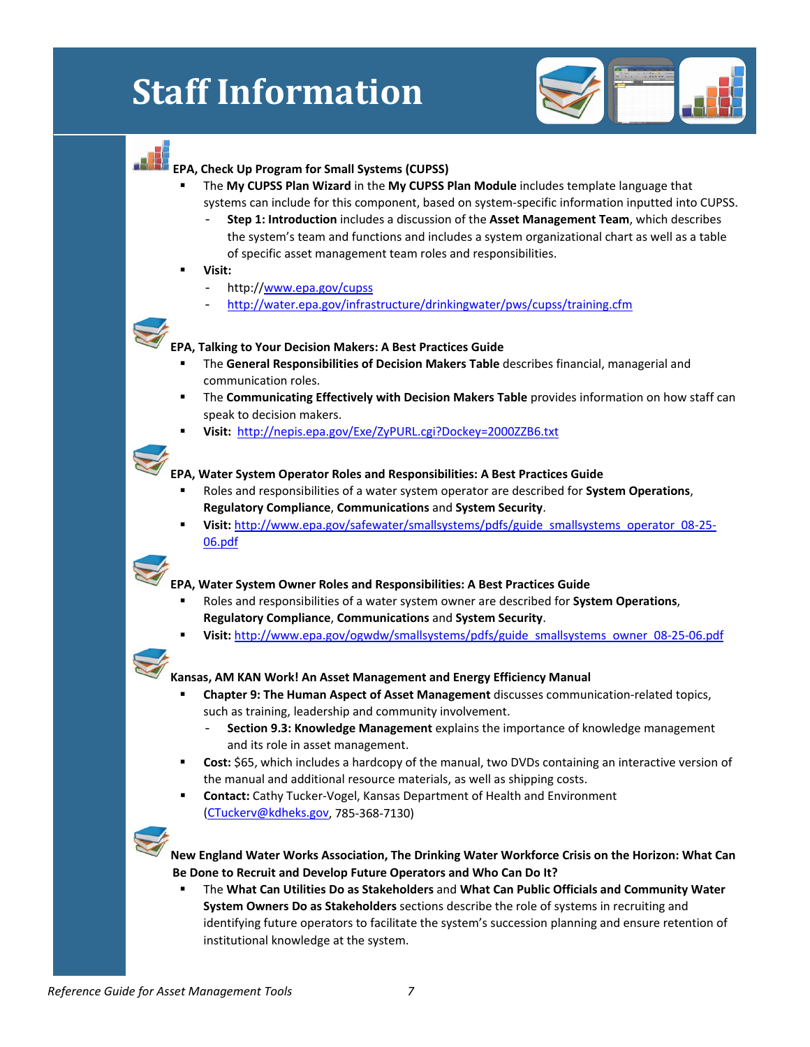# Staff Information

**EPA, Check Up Program for Small Systems (CUPSS)**

- The **My CUPSS Plan Wizard** in the **My CUPSS Plan Module** includes template language that systems can include for this component, based on system-specific information inputted into CUPSS.
  - **Step 1: Introduction** includes a discussion of the **Asset Management Team**, which describes the system's team and functions and includes a system organizational chart as well as a table of specific asset management team roles and responsibilities.
- **Visit:**
  - http://www.epa.gov/cupss
  - http://water.epa.gov/infrastructure/drinkingwater/pws/cupss/training.cfm

**EPA, Talking to Your Decision Makers: A Best Practices Guide**

- The **General Responsibilities of Decision Makers Table** describes financial, managerial and communication roles.
- The **Communicating Effectively with Decision Makers Table** provides information on how staff can speak to decision makers.
- **Visit:** http://nepis.epa.gov/Exe/ZyPURL.cgi?Dockey=2000ZZB6.txt

**EPA, Water System Operator Roles and Responsibilities: A Best Practices Guide**

- Roles and responsibilities of a water system operator are described for **System Operations**, **Regulatory Compliance**, **Communications** and **System Security**.
- **Visit:** http://www.epa.gov/safewater/smallsystems/pdfs/guide_smallsystems_operator_08-25-06.pdf

**EPA, Water System Owner Roles and Responsibilities: A Best Practices Guide**

- Roles and responsibilities of a water system owner are described for **System Operations**, **Regulatory Compliance**, **Communications** and **System Security**.
- **Visit:** http://www.epa.gov/ogwdw/smallsystems/pdfs/guide_smallsystems_owner_08-25-06.pdf

**Kansas, AM KAN Work! An Asset Management and Energy Efficiency Manual**

- **Chapter 9: The Human Aspect of Asset Management** discusses communication-related topics, such as training, leadership and community involvement.
  - **Section 9.3: Knowledge Management** explains the importance of knowledge management and its role in asset management.
- **Cost:** $65, which includes a hardcopy of the manual, two DVDs containing an interactive version of the manual and additional resource materials, as well as shipping costs.
- **Contact:** Cathy Tucker-Vogel, Kansas Department of Health and Environment (CTuckerv@kdheks.gov, 785-368-7130)

**New England Water Works Association, The Drinking Water Workforce Crisis on the Horizon: What Can Be Done to Recruit and Develop Future Operators and Who Can Do It?**

- The **What Can Utilities Do as Stakeholders** and **What Can Public Officials and Community Water System Owners Do as Stakeholders** sections describe the role of systems in recruiting and identifying future operators to facilitate the system's succession planning and ensure retention of institutional knowledge at the system.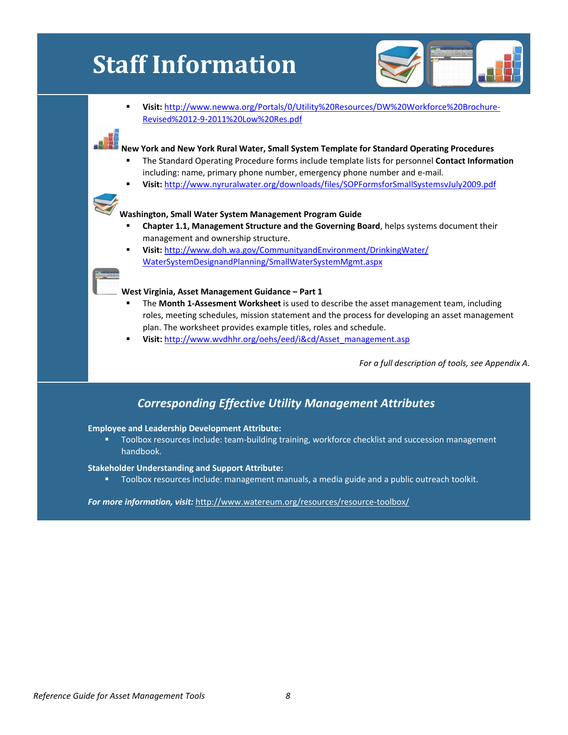# Staff Information

- **Visit:** http://www.newwa.org/Portals/0/Utility%20Resources/DW%20Workforce%20Brochure-Revised%2012-9-2011%20Low%20Res.pdf

**New York and New York Rural Water, Small System Template for Standard Operating Procedures**

- The Standard Operating Procedure forms include template lists for personnel **Contact Information** including: name, primary phone number, emergency phone number and e-mail.
- **Visit:** http://www.nyruralwater.org/downloads/files/SOPFormsforSmallSystemsvJuly2009.pdf

**Washington, Small Water System Management Program Guide**

- **Chapter 1.1, Management Structure and the Governing Board**, helps systems document their management and ownership structure.
- **Visit:** http://www.doh.wa.gov/CommunityandEnvironment/DrinkingWater/WaterSystemDesignandPlanning/SmallWaterSystemMgmt.aspx

**West Virginia, Asset Management Guidance – Part 1**

- The **Month 1-Assesment Worksheet** is used to describe the asset management team, including roles, meeting schedules, mission statement and the process for developing an asset management plan. The worksheet provides example titles, roles and schedule.
- **Visit:** http://www.wvdhhr.org/oehs/eed/i&cd/Asset_management.asp

*For a full description of tools, see Appendix A.*

## *Corresponding Effective Utility Management Attributes*

**Employee and Leadership Development Attribute:**

- Toolbox resources include: team-building training, workforce checklist and succession management handbook.

**Stakeholder Understanding and Support Attribute:**

- Toolbox resources include: management manuals, a media guide and a public outreach toolkit.

***For more information, visit:*** http://www.watereum.org/resources/resource-toolbox/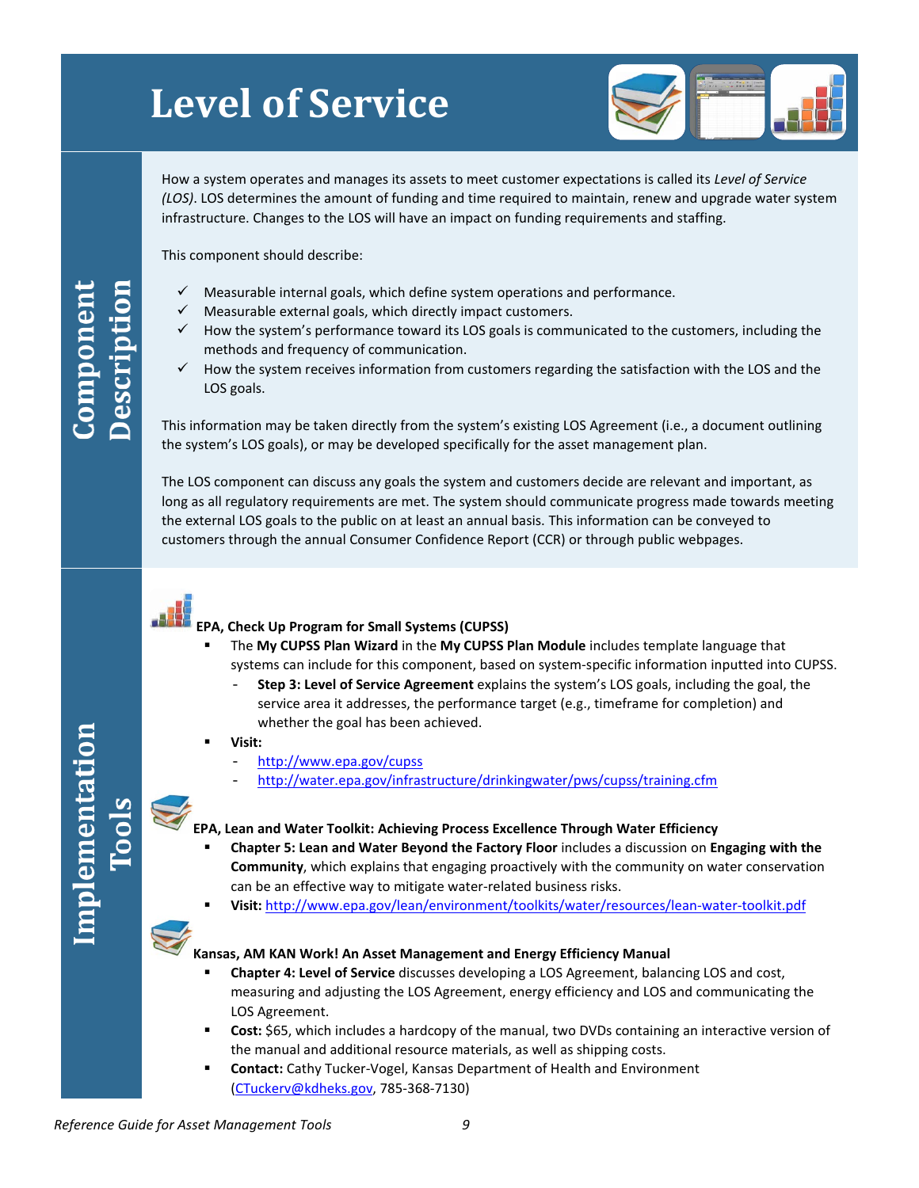# Level of Service

## Component Description

How a system operates and manages its assets to meet customer expectations is called its *Level of Service (LOS)*. LOS determines the amount of funding and time required to maintain, renew and upgrade water system infrastructure. Changes to the LOS will have an impact on funding requirements and staffing.

This component should describe:

- ✓ Measurable internal goals, which define system operations and performance.
- ✓ Measurable external goals, which directly impact customers.
- ✓ How the system's performance toward its LOS goals is communicated to the customers, including the methods and frequency of communication.
- ✓ How the system receives information from customers regarding the satisfaction with the LOS and the LOS goals.

This information may be taken directly from the system's existing LOS Agreement (i.e., a document outlining the system's LOS goals), or may be developed specifically for the asset management plan.

The LOS component can discuss any goals the system and customers decide are relevant and important, as long as all regulatory requirements are met. The system should communicate progress made towards meeting the external LOS goals to the public on at least an annual basis. This information can be conveyed to customers through the annual Consumer Confidence Report (CCR) or through public webpages.

## Implementation Tools

**EPA, Check Up Program for Small Systems (CUPSS)**

- The **My CUPSS Plan Wizard** in the **My CUPSS Plan Module** includes template language that systems can include for this component, based on system-specific information inputted into CUPSS.
  - **Step 3: Level of Service Agreement** explains the system's LOS goals, including the goal, the service area it addresses, the performance target (e.g., timeframe for completion) and whether the goal has been achieved.
- **Visit:**
  - http://www.epa.gov/cupss
  - http://water.epa.gov/infrastructure/drinkingwater/pws/cupss/training.cfm

**EPA, Lean and Water Toolkit: Achieving Process Excellence Through Water Efficiency**

- **Chapter 5: Lean and Water Beyond the Factory Floor** includes a discussion on **Engaging with the Community**, which explains that engaging proactively with the community on water conservation can be an effective way to mitigate water-related business risks.
- **Visit:** http://www.epa.gov/lean/environment/toolkits/water/resources/lean-water-toolkit.pdf

**Kansas, AM KAN Work! An Asset Management and Energy Efficiency Manual**

- **Chapter 4: Level of Service** discusses developing a LOS Agreement, balancing LOS and cost, measuring and adjusting the LOS Agreement, energy efficiency and LOS and communicating the LOS Agreement.
- **Cost:** $65, which includes a hardcopy of the manual, two DVDs containing an interactive version of the manual and additional resource materials, as well as shipping costs.
- **Contact:** Cathy Tucker-Vogel, Kansas Department of Health and Environment (CTuckerv@kdheks.gov, 785-368-7130)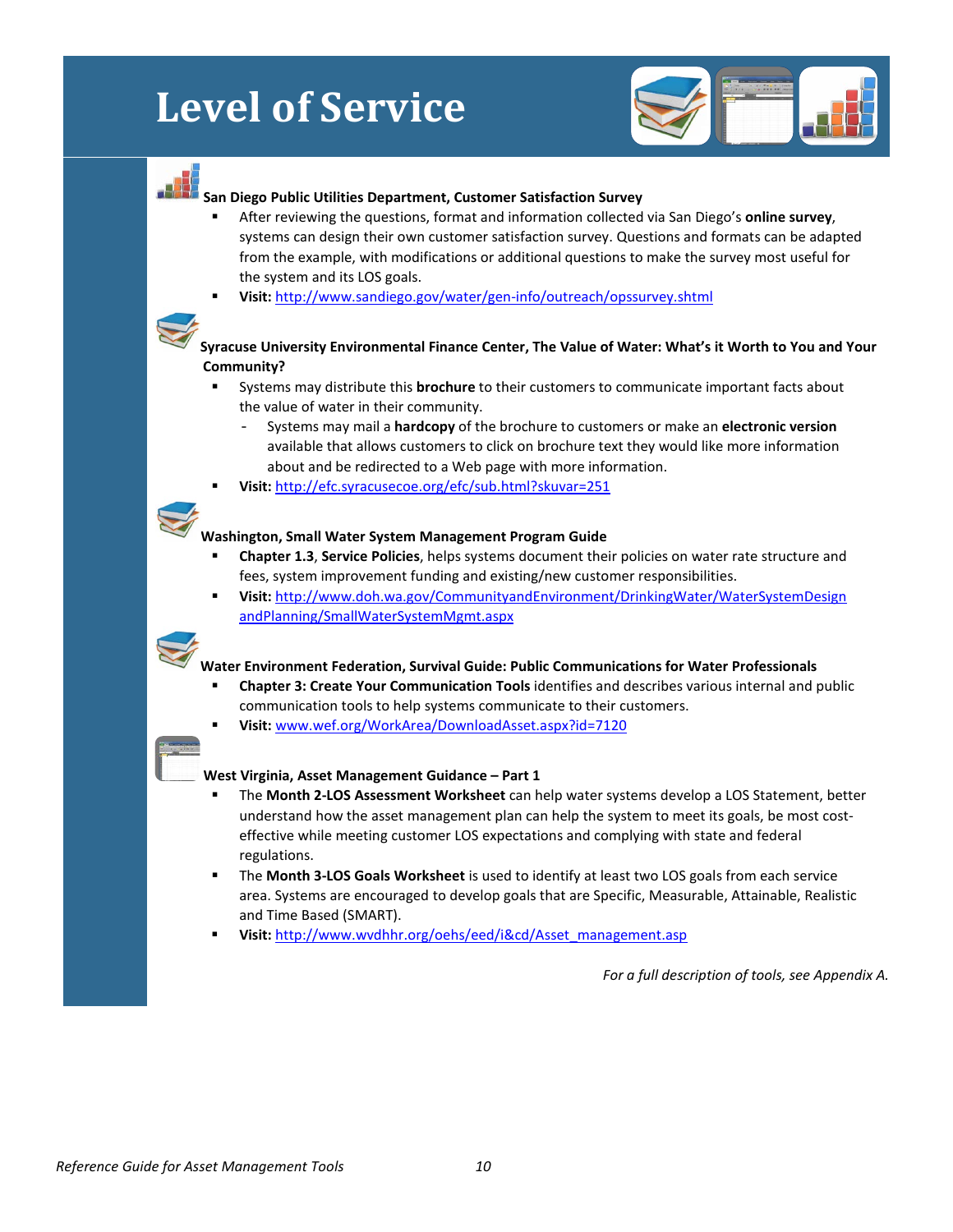# Level of Service

**San Diego Public Utilities Department, Customer Satisfaction Survey**

- After reviewing the questions, format and information collected via San Diego's **online survey**, systems can design their own customer satisfaction survey. Questions and formats can be adapted from the example, with modifications or additional questions to make the survey most useful for the system and its LOS goals.
- **Visit:** http://www.sandiego.gov/water/gen-info/outreach/opssurvey.shtml

**Syracuse University Environmental Finance Center, The Value of Water: What's it Worth to You and Your Community?**

- Systems may distribute this **brochure** to their customers to communicate important facts about the value of water in their community.
  - Systems may mail a **hardcopy** of the brochure to customers or make an **electronic version** available that allows customers to click on brochure text they would like more information about and be redirected to a Web page with more information.
- **Visit:** http://efc.syracusecoe.org/efc/sub.html?skuvar=251

**Washington, Small Water System Management Program Guide**

- **Chapter 1.3**, **Service Policies**, helps systems document their policies on water rate structure and fees, system improvement funding and existing/new customer responsibilities.
- **Visit:** http://www.doh.wa.gov/CommunityandEnvironment/DrinkingWater/WaterSystemDesignandPlanning/SmallWaterSystemMgmt.aspx

**Water Environment Federation, Survival Guide: Public Communications for Water Professionals**

- **Chapter 3: Create Your Communication Tools** identifies and describes various internal and public communication tools to help systems communicate to their customers.
- **Visit:** www.wef.org/WorkArea/DownloadAsset.aspx?id=7120

**West Virginia, Asset Management Guidance – Part 1**

- The **Month 2-LOS Assessment Worksheet** can help water systems develop a LOS Statement, better understand how the asset management plan can help the system to meet its goals, be most cost-effective while meeting customer LOS expectations and complying with state and federal regulations.
- The **Month 3-LOS Goals Worksheet** is used to identify at least two LOS goals from each service area. Systems are encouraged to develop goals that are Specific, Measurable, Attainable, Realistic and Time Based (SMART).
- **Visit:** http://www.wvdhhr.org/oehs/eed/i&cd/Asset_management.asp

*For a full description of tools, see Appendix A.*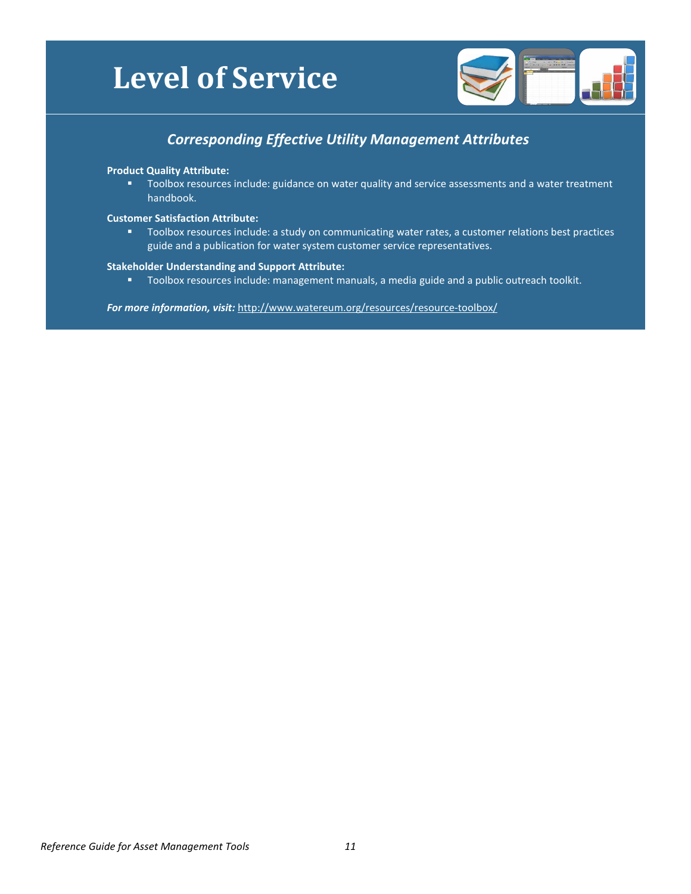# Level of Service

### *Corresponding Effective Utility Management Attributes*

**Product Quality Attribute:**

- Toolbox resources include: guidance on water quality and service assessments and a water treatment handbook.

**Customer Satisfaction Attribute:**

- Toolbox resources include: a study on communicating water rates, a customer relations best practices guide and a publication for water system customer service representatives.

**Stakeholder Understanding and Support Attribute:**

- Toolbox resources include: management manuals, a media guide and a public outreach toolkit.

***For more information, visit:*** http://www.watereum.org/resources/resource-toolbox/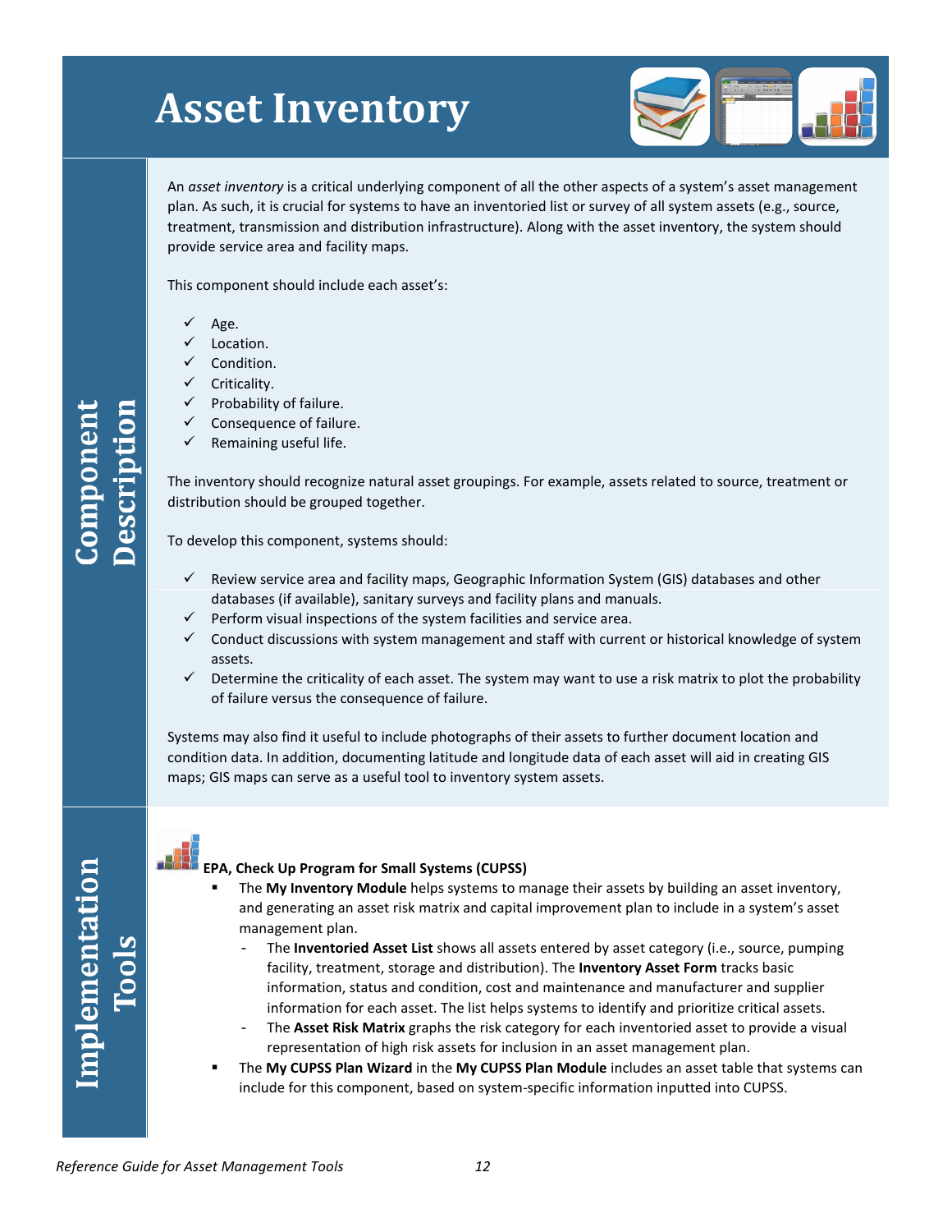# Asset Inventory

## Component Description

An *asset inventory* is a critical underlying component of all the other aspects of a system's asset management plan. As such, it is crucial for systems to have an inventoried list or survey of all system assets (e.g., source, treatment, transmission and distribution infrastructure). Along with the asset inventory, the system should provide service area and facility maps.

This component should include each asset's:

- ✓ Age.
- ✓ Location.
- ✓ Condition.
- ✓ Criticality.
- ✓ Probability of failure.
- ✓ Consequence of failure.
- ✓ Remaining useful life.

The inventory should recognize natural asset groupings. For example, assets related to source, treatment or distribution should be grouped together.

To develop this component, systems should:

- ✓ Review service area and facility maps, Geographic Information System (GIS) databases and other databases (if available), sanitary surveys and facility plans and manuals.
- ✓ Perform visual inspections of the system facilities and service area.
- ✓ Conduct discussions with system management and staff with current or historical knowledge of system assets.
- ✓ Determine the criticality of each asset. The system may want to use a risk matrix to plot the probability of failure versus the consequence of failure.

Systems may also find it useful to include photographs of their assets to further document location and condition data. In addition, documenting latitude and longitude data of each asset will aid in creating GIS maps; GIS maps can serve as a useful tool to inventory system assets.

## Implementation Tools

**EPA, Check Up Program for Small Systems (CUPSS)**

- The **My Inventory Module** helps systems to manage their assets by building an asset inventory, and generating an asset risk matrix and capital improvement plan to include in a system's asset management plan.
  - The **Inventoried Asset List** shows all assets entered by asset category (i.e., source, pumping facility, treatment, storage and distribution). The **Inventory Asset Form** tracks basic information, status and condition, cost and maintenance and manufacturer and supplier information for each asset. The list helps systems to identify and prioritize critical assets.
  - The **Asset Risk Matrix** graphs the risk category for each inventoried asset to provide a visual representation of high risk assets for inclusion in an asset management plan.
- The **My CUPSS Plan Wizard** in the **My CUPSS Plan Module** includes an asset table that systems can include for this component, based on system-specific information inputted into CUPSS.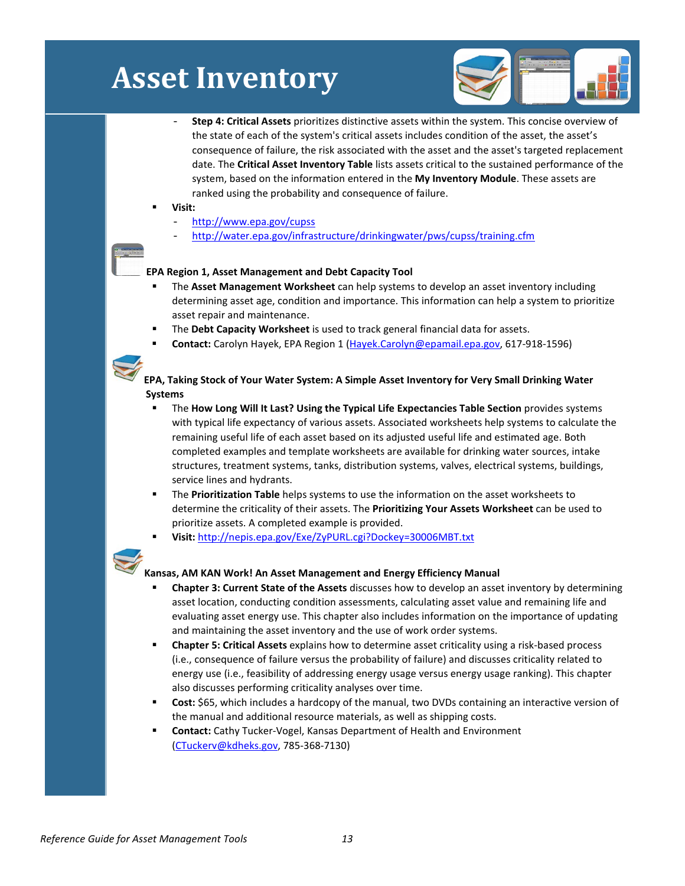// Asset Inventory

  - **Step 4: Critical Assets** prioritizes distinctive assets within the system. This concise overview of the state of each of the system's critical assets includes condition of the asset, the asset's consequence of failure, the risk associated with the asset and the asset's targeted replacement date. The **Critical Asset Inventory Table** lists assets critical to the sustained performance of the system, based on the information entered in the **My Inventory Module**. These assets are ranked using the probability and consequence of failure.
- **Visit:**
  - http://www.epa.gov/cupss
  - http://water.epa.gov/infrastructure/drinkingwater/pws/cupss/training.cfm

**EPA Region 1, Asset Management and Debt Capacity Tool**

- The **Asset Management Worksheet** can help systems to develop an asset inventory including determining asset age, condition and importance. This information can help a system to prioritize asset repair and maintenance.
- The **Debt Capacity Worksheet** is used to track general financial data for assets.
- **Contact:** Carolyn Hayek, EPA Region 1 (Hayek.Carolyn@epamail.epa.gov, 617-918-1596)

**EPA, Taking Stock of Your Water System: A Simple Asset Inventory for Very Small Drinking Water Systems**

- The **How Long Will It Last? Using the Typical Life Expectancies Table Section** provides systems with typical life expectancy of various assets. Associated worksheets help systems to calculate the remaining useful life of each asset based on its adjusted useful life and estimated age. Both completed examples and template worksheets are available for drinking water sources, intake structures, treatment systems, tanks, distribution systems, valves, electrical systems, buildings, service lines and hydrants.
- The **Prioritization Table** helps systems to use the information on the asset worksheets to determine the criticality of their assets. The **Prioritizing Your Assets Worksheet** can be used to prioritize assets. A completed example is provided.
- **Visit:** http://nepis.epa.gov/Exe/ZyPURL.cgi?Dockey=30006MBT.txt

**Kansas, AM KAN Work! An Asset Management and Energy Efficiency Manual**

- **Chapter 3: Current State of the Assets** discusses how to develop an asset inventory by determining asset location, conducting condition assessments, calculating asset value and remaining life and evaluating asset energy use. This chapter also includes information on the importance of updating and maintaining the asset inventory and the use of work order systems.
- **Chapter 5: Critical Assets** explains how to determine asset criticality using a risk-based process (i.e., consequence of failure versus the probability of failure) and discusses criticality related to energy use (i.e., feasibility of addressing energy usage versus energy usage ranking). This chapter also discusses performing criticality analyses over time.
- **Cost:** $65, which includes a hardcopy of the manual, two DVDs containing an interactive version of the manual and additional resource materials, as well as shipping costs.
- **Contact:** Cathy Tucker-Vogel, Kansas Department of Health and Environment (CTuckerv@kdheks.gov, 785-368-7130)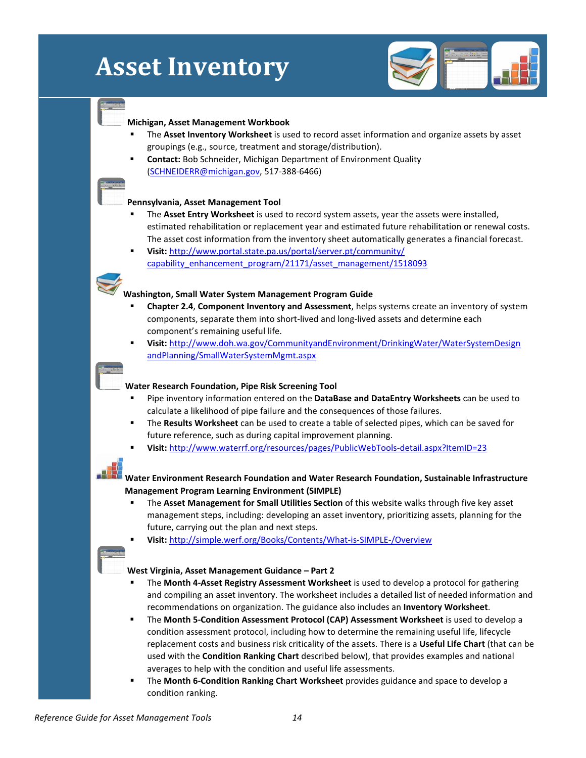# Asset Inventory

**Michigan, Asset Management Workbook**

- The **Asset Inventory Worksheet** is used to record asset information and organize assets by asset groupings (e.g., source, treatment and storage/distribution).
- **Contact:** Bob Schneider, Michigan Department of Environment Quality (SCHNEIDERR@michigan.gov, 517-388-6466)

**Pennsylvania, Asset Management Tool**

- The **Asset Entry Worksheet** is used to record system assets, year the assets were installed, estimated rehabilitation or replacement year and estimated future rehabilitation or renewal costs. The asset cost information from the inventory sheet automatically generates a financial forecast.
- **Visit:** http://www.portal.state.pa.us/portal/server.pt/community/capability_enhancement_program/21171/asset_management/1518093

**Washington, Small Water System Management Program Guide**

- **Chapter 2.4**, **Component Inventory and Assessment**, helps systems create an inventory of system components, separate them into short-lived and long-lived assets and determine each component's remaining useful life.
- **Visit:** http://www.doh.wa.gov/CommunityandEnvironment/DrinkingWater/WaterSystemDesignandPlanning/SmallWaterSystemMgmt.aspx

**Water Research Foundation, Pipe Risk Screening Tool**

- Pipe inventory information entered on the **DataBase and DataEntry Worksheets** can be used to calculate a likelihood of pipe failure and the consequences of those failures.
- The **Results Worksheet** can be used to create a table of selected pipes, which can be saved for future reference, such as during capital improvement planning.
- **Visit:** http://www.waterrf.org/resources/pages/PublicWebTools-detail.aspx?ItemID=23

**Water Environment Research Foundation and Water Research Foundation, Sustainable Infrastructure Management Program Learning Environment (SIMPLE)**

- The **Asset Management for Small Utilities Section** of this website walks through five key asset management steps, including: developing an asset inventory, prioritizing assets, planning for the future, carrying out the plan and next steps.
- **Visit:** http://simple.werf.org/Books/Contents/What-is-SIMPLE-/Overview

**West Virginia, Asset Management Guidance – Part 2**

- The **Month 4-Asset Registry Assessment Worksheet** is used to develop a protocol for gathering and compiling an asset inventory. The worksheet includes a detailed list of needed information and recommendations on organization. The guidance also includes an **Inventory Worksheet**.
- The **Month 5-Condition Assessment Protocol (CAP) Assessment Worksheet** is used to develop a condition assessment protocol, including how to determine the remaining useful life, lifecycle replacement costs and business risk criticality of the assets. There is a **Useful Life Chart** (that can be used with the **Condition Ranking Chart** described below), that provides examples and national averages to help with the condition and useful life assessments.
- The **Month 6-Condition Ranking Chart Worksheet** provides guidance and space to develop a condition ranking.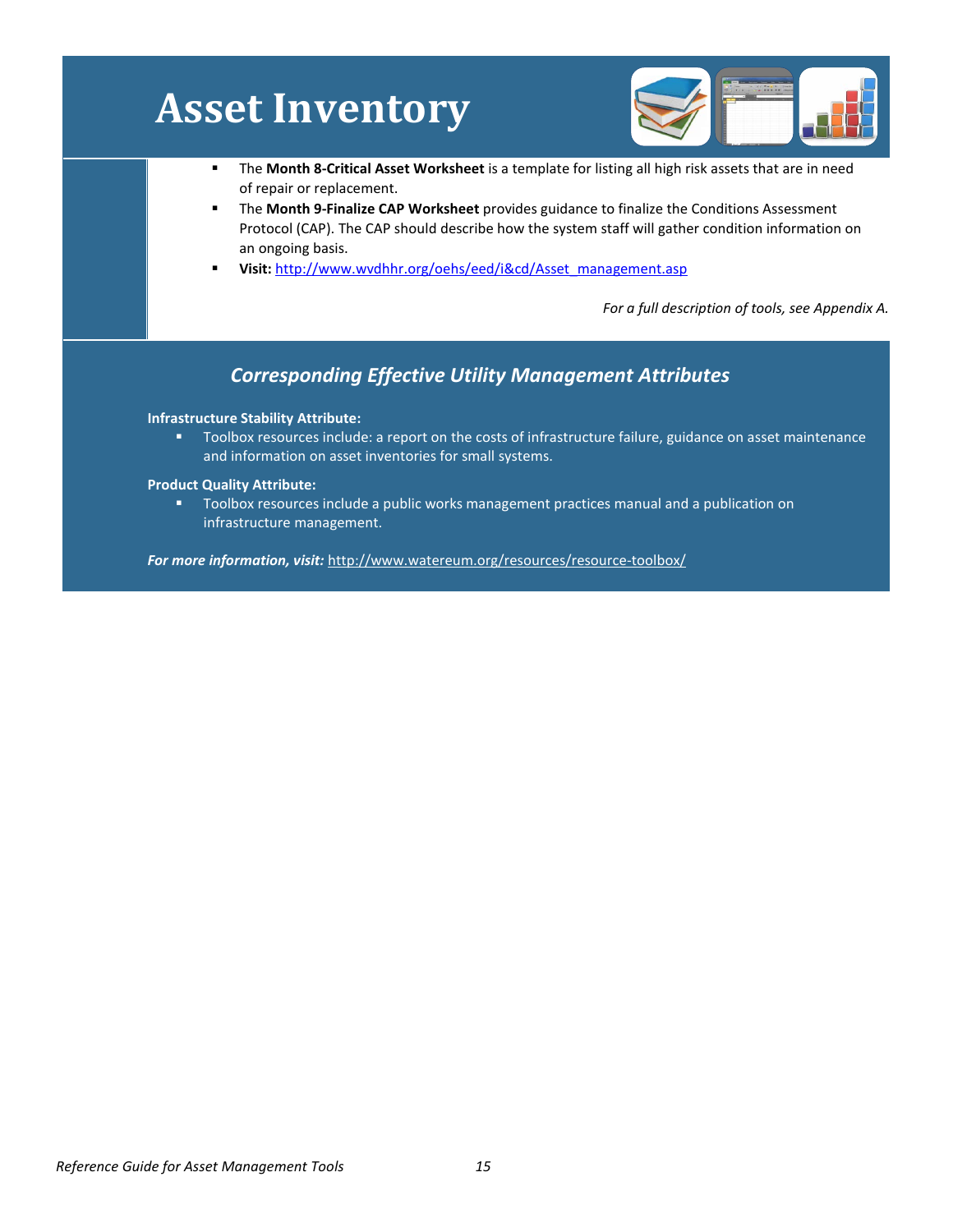# Asset Inventory

- The **Month 8-Critical Asset Worksheet** is a template for listing all high risk assets that are in need of repair or replacement.
- The **Month 9-Finalize CAP Worksheet** provides guidance to finalize the Conditions Assessment Protocol (CAP). The CAP should describe how the system staff will gather condition information on an ongoing basis.
- **Visit:** http://www.wvdhhr.org/oehs/eed/i&cd/Asset_management.asp

*For a full description of tools, see Appendix A.*

## *Corresponding Effective Utility Management Attributes*

**Infrastructure Stability Attribute:**

- Toolbox resources include: a report on the costs of infrastructure failure, guidance on asset maintenance and information on asset inventories for small systems.

**Product Quality Attribute:**

- Toolbox resources include a public works management practices manual and a publication on infrastructure management.

***For more information, visit:*** http://www.watereum.org/resources/resource-toolbox/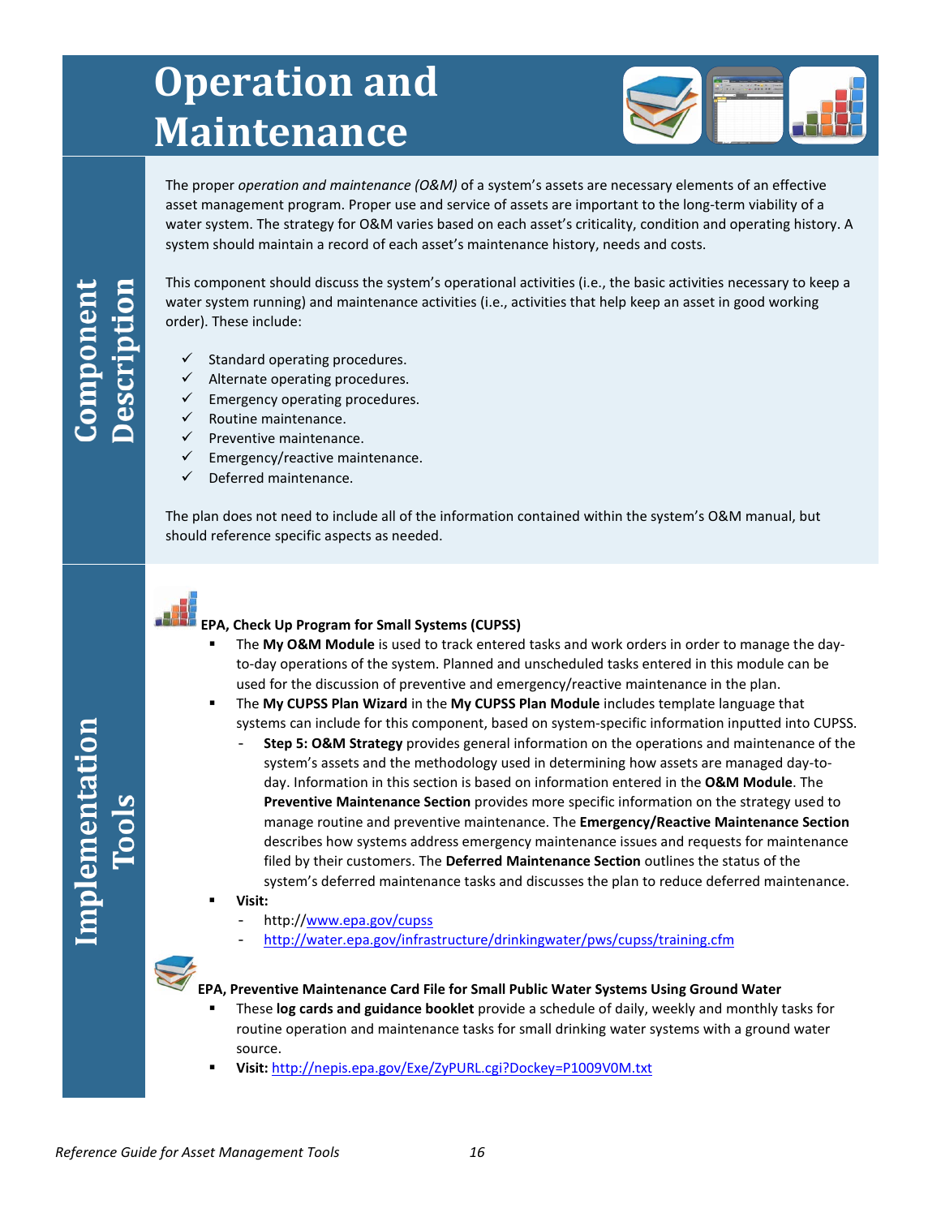# Operation and Maintenance

## Component Description

The proper *operation and maintenance (O&M)* of a system's assets are necessary elements of an effective asset management program. Proper use and service of assets are important to the long-term viability of a water system. The strategy for O&M varies based on each asset's criticality, condition and operating history. A system should maintain a record of each asset's maintenance history, needs and costs.

This component should discuss the system's operational activities (i.e., the basic activities necessary to keep a water system running) and maintenance activities (i.e., activities that help keep an asset in good working order). These include:

- ✓ Standard operating procedures.
- ✓ Alternate operating procedures.
- ✓ Emergency operating procedures.
- ✓ Routine maintenance.
- ✓ Preventive maintenance.
- ✓ Emergency/reactive maintenance.
- ✓ Deferred maintenance.

The plan does not need to include all of the information contained within the system's O&M manual, but should reference specific aspects as needed.

## Implementation Tools

**EPA, Check Up Program for Small Systems (CUPSS)**

- The **My O&M Module** is used to track entered tasks and work orders in order to manage the day-to-day operations of the system. Planned and unscheduled tasks entered in this module can be used for the discussion of preventive and emergency/reactive maintenance in the plan.
- The **My CUPSS Plan Wizard** in the **My CUPSS Plan Module** includes template language that systems can include for this component, based on system-specific information inputted into CUPSS.
  - **Step 5: O&M Strategy** provides general information on the operations and maintenance of the system's assets and the methodology used in determining how assets are managed day-to-day. Information in this section is based on information entered in the **O&M Module**. The **Preventive Maintenance Section** provides more specific information on the strategy used to manage routine and preventive maintenance. The **Emergency/Reactive Maintenance Section** describes how systems address emergency maintenance issues and requests for maintenance filed by their customers. The **Deferred Maintenance Section** outlines the status of the system's deferred maintenance tasks and discusses the plan to reduce deferred maintenance.
- **Visit:**
  - http://www.epa.gov/cupss
  - http://water.epa.gov/infrastructure/drinkingwater/pws/cupss/training.cfm

**EPA, Preventive Maintenance Card File for Small Public Water Systems Using Ground Water**

- These **log cards and guidance booklet** provide a schedule of daily, weekly and monthly tasks for routine operation and maintenance tasks for small drinking water systems with a ground water source.
- **Visit:** http://nepis.epa.gov/Exe/ZyPURL.cgi?Dockey=P1009V0M.txt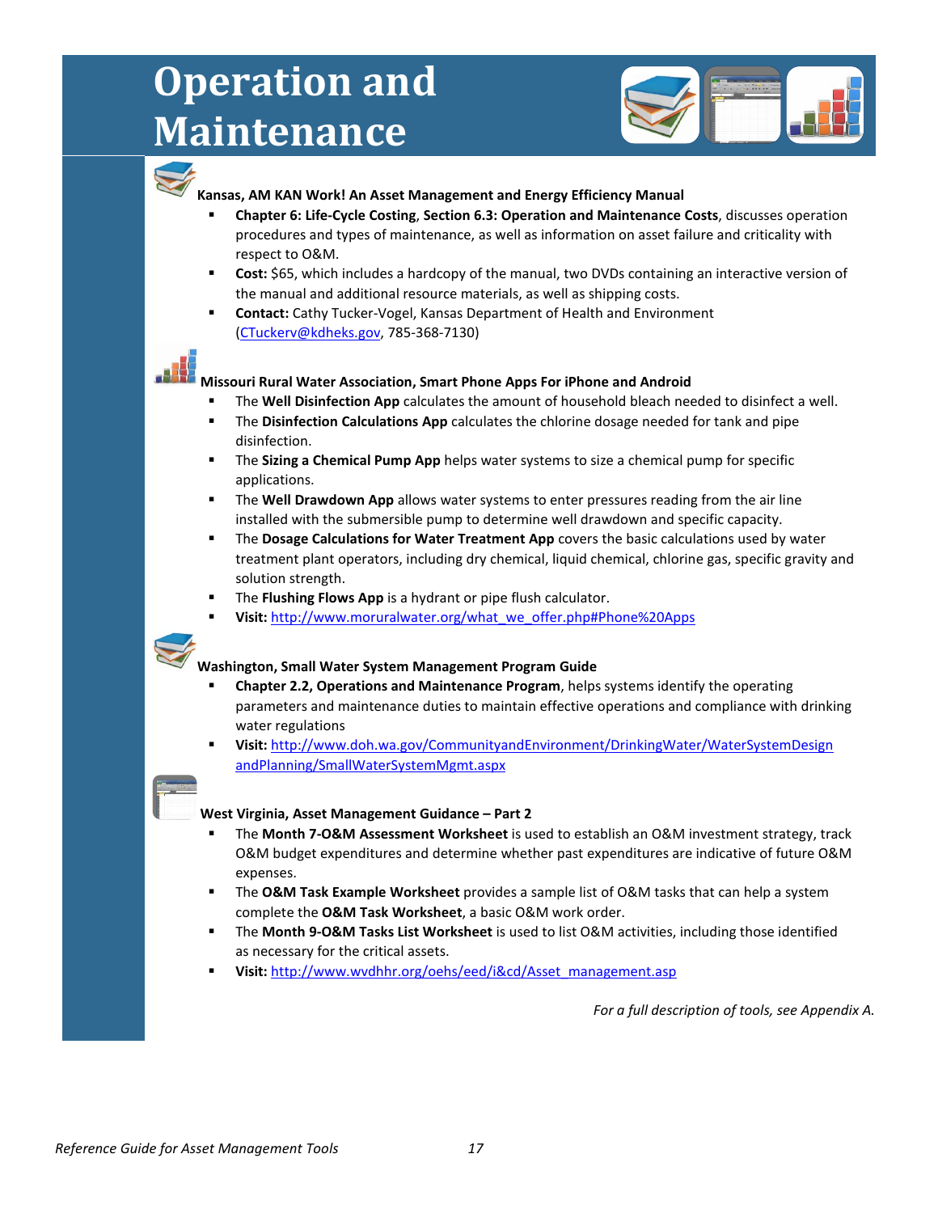# Operation and Maintenance

**Kansas, AM KAN Work! An Asset Management and Energy Efficiency Manual**

- **Chapter 6: Life-Cycle Costing**, **Section 6.3: Operation and Maintenance Costs**, discusses operation procedures and types of maintenance, as well as information on asset failure and criticality with respect to O&M.
- **Cost:** $65, which includes a hardcopy of the manual, two DVDs containing an interactive version of the manual and additional resource materials, as well as shipping costs.
- **Contact:** Cathy Tucker-Vogel, Kansas Department of Health and Environment (CTuckerv@kdheks.gov, 785-368-7130)

**Missouri Rural Water Association, Smart Phone Apps For iPhone and Android**

- The **Well Disinfection App** calculates the amount of household bleach needed to disinfect a well.
- The **Disinfection Calculations App** calculates the chlorine dosage needed for tank and pipe disinfection.
- The **Sizing a Chemical Pump App** helps water systems to size a chemical pump for specific applications.
- The **Well Drawdown App** allows water systems to enter pressures reading from the air line installed with the submersible pump to determine well drawdown and specific capacity.
- The **Dosage Calculations for Water Treatment App** covers the basic calculations used by water treatment plant operators, including dry chemical, liquid chemical, chlorine gas, specific gravity and solution strength.
- The **Flushing Flows App** is a hydrant or pipe flush calculator.
- **Visit:** http://www.moruralwater.org/what_we_offer.php#Phone%20Apps

**Washington, Small Water System Management Program Guide**

- **Chapter 2.2, Operations and Maintenance Program**, helps systems identify the operating parameters and maintenance duties to maintain effective operations and compliance with drinking water regulations
- **Visit:** http://www.doh.wa.gov/CommunityandEnvironment/DrinkingWater/WaterSystemDesignandPlanning/SmallWaterSystemMgmt.aspx

**West Virginia, Asset Management Guidance – Part 2**

- The **Month 7-O&M Assessment Worksheet** is used to establish an O&M investment strategy, track O&M budget expenditures and determine whether past expenditures are indicative of future O&M expenses.
- The **O&M Task Example Worksheet** provides a sample list of O&M tasks that can help a system complete the **O&M Task Worksheet**, a basic O&M work order.
- The **Month 9-O&M Tasks List Worksheet** is used to list O&M activities, including those identified as necessary for the critical assets.
- **Visit:** http://www.wvdhhr.org/oehs/eed/i&cd/Asset_management.asp

*For a full description of tools, see Appendix A.*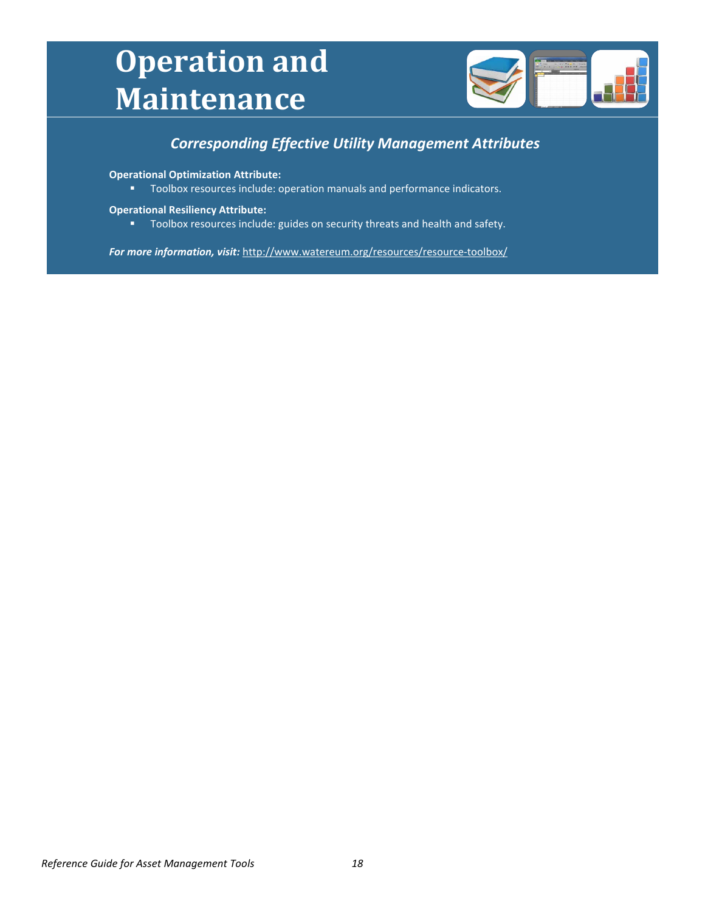# Operation and Maintenance

### *Corresponding Effective Utility Management Attributes*

**Operational Optimization Attribute:**

- Toolbox resources include: operation manuals and performance indicators.

**Operational Resiliency Attribute:**

- Toolbox resources include: guides on security threats and health and safety.

***For more information, visit:*** http://www.watereum.org/resources/resource-toolbox/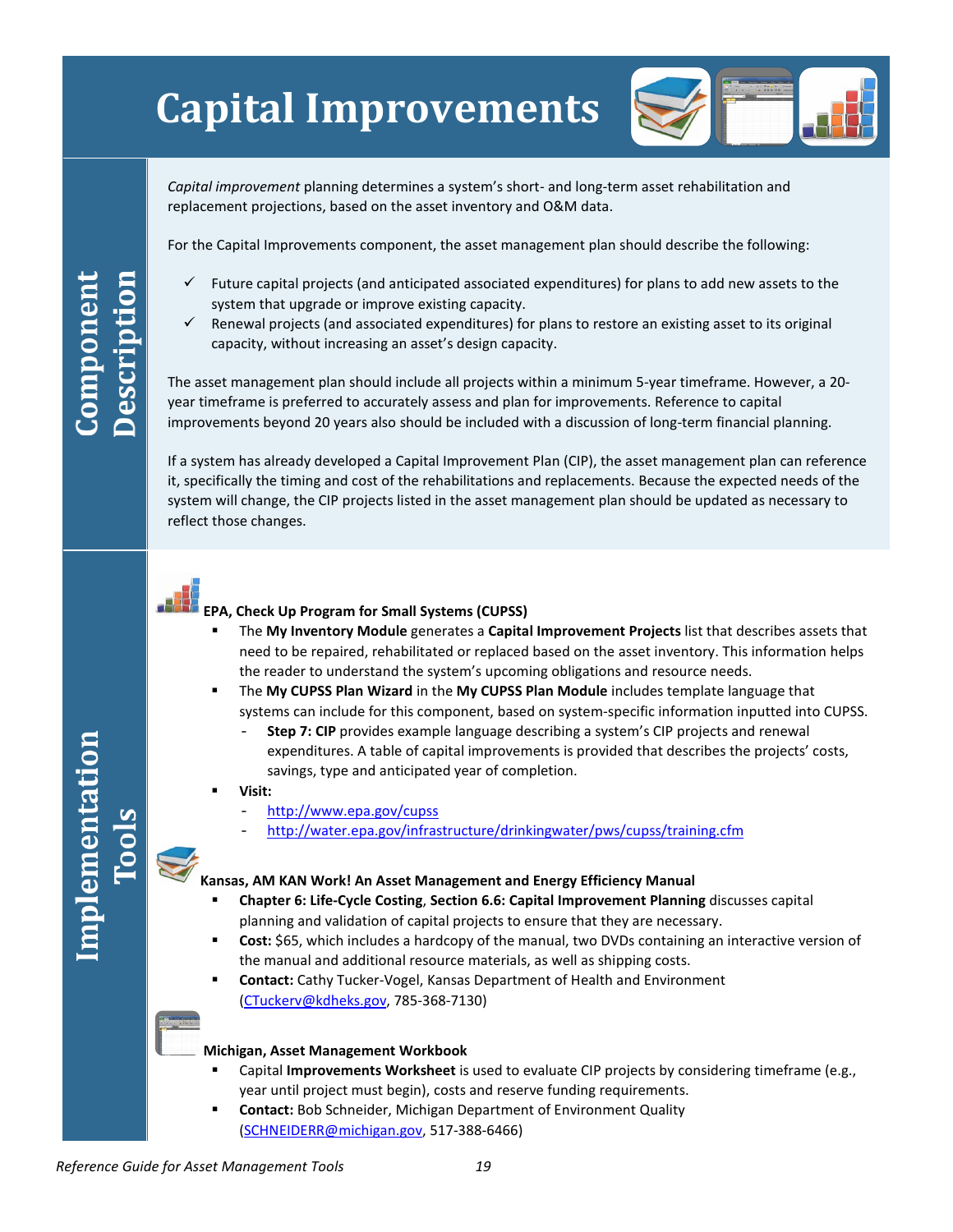# Capital Improvements

## Component Description

*Capital improvement* planning determines a system's short- and long-term asset rehabilitation and replacement projections, based on the asset inventory and O&M data.

For the Capital Improvements component, the asset management plan should describe the following:

- ✓ Future capital projects (and anticipated associated expenditures) for plans to add new assets to the system that upgrade or improve existing capacity.
- ✓ Renewal projects (and associated expenditures) for plans to restore an existing asset to its original capacity, without increasing an asset's design capacity.

The asset management plan should include all projects within a minimum 5-year timeframe. However, a 20-year timeframe is preferred to accurately assess and plan for improvements. Reference to capital improvements beyond 20 years also should be included with a discussion of long-term financial planning.

If a system has already developed a Capital Improvement Plan (CIP), the asset management plan can reference it, specifically the timing and cost of the rehabilitations and replacements. Because the expected needs of the system will change, the CIP projects listed in the asset management plan should be updated as necessary to reflect those changes.

## Implementation Tools

**EPA, Check Up Program for Small Systems (CUPSS)**

- The **My Inventory Module** generates a **Capital Improvement Projects** list that describes assets that need to be repaired, rehabilitated or replaced based on the asset inventory. This information helps the reader to understand the system's upcoming obligations and resource needs.
- The **My CUPSS Plan Wizard** in the **My CUPSS Plan Module** includes template language that systems can include for this component, based on system-specific information inputted into CUPSS.
  - **Step 7: CIP** provides example language describing a system's CIP projects and renewal expenditures. A table of capital improvements is provided that describes the projects' costs, savings, type and anticipated year of completion.
- **Visit:**
  - http://www.epa.gov/cupss
  - http://water.epa.gov/infrastructure/drinkingwater/pws/cupss/training.cfm

**Kansas, AM KAN Work! An Asset Management and Energy Efficiency Manual**

- **Chapter 6: Life-Cycle Costing**, **Section 6.6: Capital Improvement Planning** discusses capital planning and validation of capital projects to ensure that they are necessary.
- **Cost:** $65, which includes a hardcopy of the manual, two DVDs containing an interactive version of the manual and additional resource materials, as well as shipping costs.
- **Contact:** Cathy Tucker-Vogel, Kansas Department of Health and Environment (CTuckerv@kdheks.gov, 785-368-7130)

**Michigan, Asset Management Workbook**

- Capital **Improvements Worksheet** is used to evaluate CIP projects by considering timeframe (e.g., year until project must begin), costs and reserve funding requirements.
- **Contact:** Bob Schneider, Michigan Department of Environment Quality (SCHNEIDERR@michigan.gov, 517-388-6466)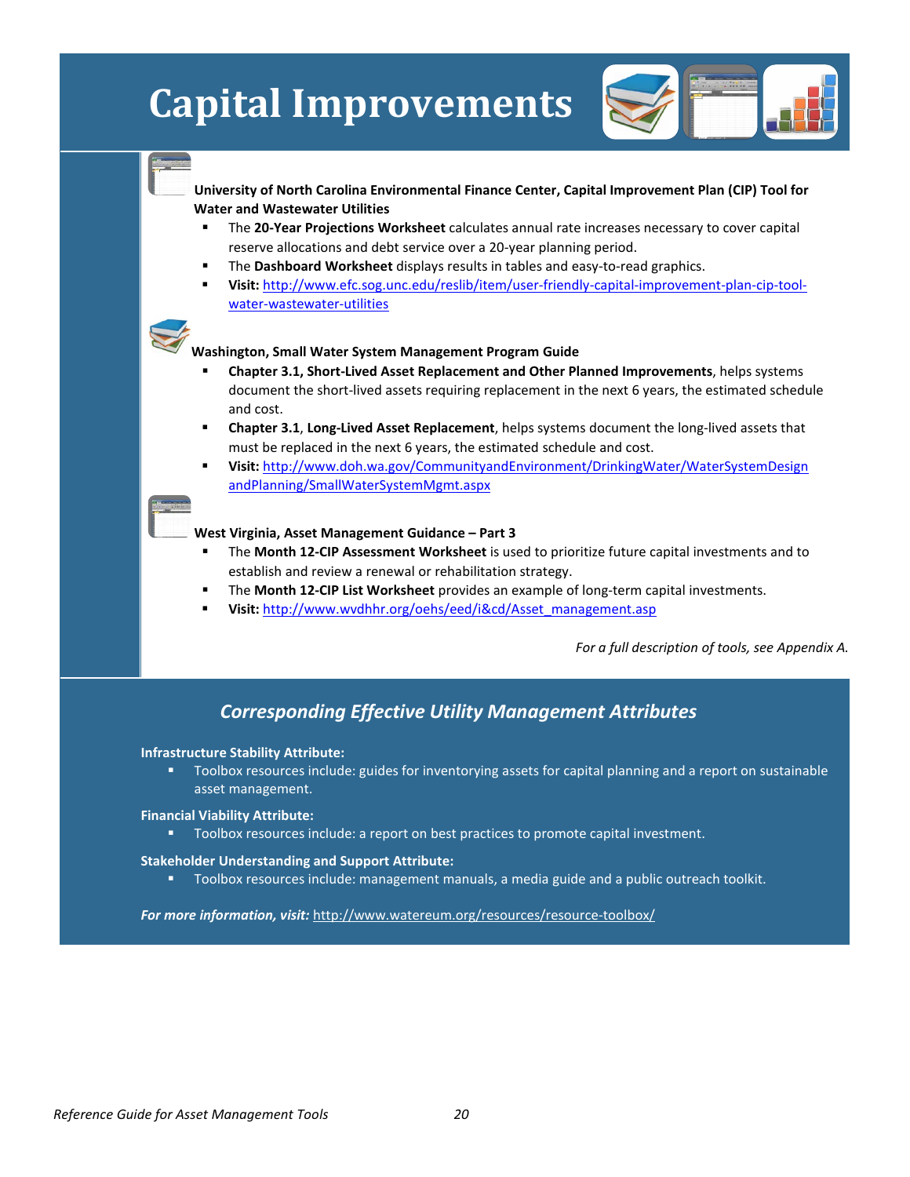# Capital Improvements

**University of North Carolina Environmental Finance Center, Capital Improvement Plan (CIP) Tool for Water and Wastewater Utilities**

- The **20-Year Projections Worksheet** calculates annual rate increases necessary to cover capital reserve allocations and debt service over a 20-year planning period.
- The **Dashboard Worksheet** displays results in tables and easy-to-read graphics.
- **Visit:** http://www.efc.sog.unc.edu/reslib/item/user-friendly-capital-improvement-plan-cip-tool-water-wastewater-utilities

**Washington, Small Water System Management Program Guide**

- **Chapter 3.1, Short-Lived Asset Replacement and Other Planned Improvements**, helps systems document the short-lived assets requiring replacement in the next 6 years, the estimated schedule and cost.
- **Chapter 3.1**, **Long-Lived Asset Replacement**, helps systems document the long-lived assets that must be replaced in the next 6 years, the estimated schedule and cost.
- **Visit:** http://www.doh.wa.gov/CommunityandEnvironment/DrinkingWater/WaterSystemDesignandPlanning/SmallWaterSystemMgmt.aspx

**West Virginia, Asset Management Guidance – Part 3**

- The **Month 12-CIP Assessment Worksheet** is used to prioritize future capital investments and to establish and review a renewal or rehabilitation strategy.
- The **Month 12-CIP List Worksheet** provides an example of long-term capital investments.
- **Visit:** http://www.wvdhhr.org/oehs/eed/i&cd/Asset_management.asp

*For a full description of tools, see Appendix A.*

## *Corresponding Effective Utility Management Attributes*

**Infrastructure Stability Attribute:**

- Toolbox resources include: guides for inventorying assets for capital planning and a report on sustainable asset management.

**Financial Viability Attribute:**

- Toolbox resources include: a report on best practices to promote capital investment.

**Stakeholder Understanding and Support Attribute:**

- Toolbox resources include: management manuals, a media guide and a public outreach toolkit.

***For more information, visit:*** http://www.watereum.org/resources/resource-toolbox/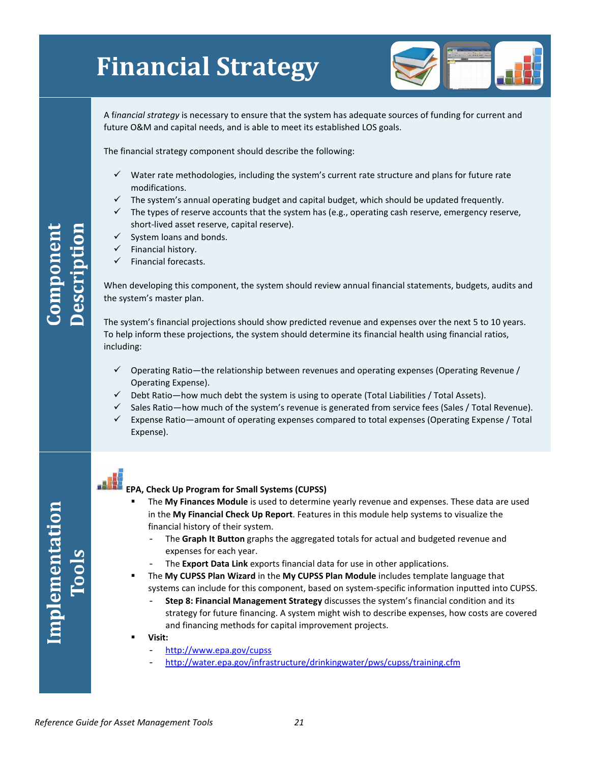# Financial Strategy

## Component Description

A *financial strategy* is necessary to ensure that the system has adequate sources of funding for current and future O&M and capital needs, and is able to meet its established LOS goals.

The financial strategy component should describe the following:

- ✓ Water rate methodologies, including the system's current rate structure and plans for future rate modifications.
- ✓ The system's annual operating budget and capital budget, which should be updated frequently.
- ✓ The types of reserve accounts that the system has (e.g., operating cash reserve, emergency reserve, short-lived asset reserve, capital reserve).
- ✓ System loans and bonds.
- ✓ Financial history.
- ✓ Financial forecasts.

When developing this component, the system should review annual financial statements, budgets, audits and the system's master plan.

The system's financial projections should show predicted revenue and expenses over the next 5 to 10 years. To help inform these projections, the system should determine its financial health using financial ratios, including:

- ✓ Operating Ratio—the relationship between revenues and operating expenses (Operating Revenue / Operating Expense).
- ✓ Debt Ratio—how much debt the system is using to operate (Total Liabilities / Total Assets).
- ✓ Sales Ratio—how much of the system's revenue is generated from service fees (Sales / Total Revenue).
- ✓ Expense Ratio—amount of operating expenses compared to total expenses (Operating Expense / Total Expense).

## Implementation Tools

**EPA, Check Up Program for Small Systems (CUPSS)**

- The **My Finances Module** is used to determine yearly revenue and expenses. These data are used in the **My Financial Check Up Report**. Features in this module help systems to visualize the financial history of their system.
  - The **Graph It Button** graphs the aggregated totals for actual and budgeted revenue and expenses for each year.
  - The **Export Data Link** exports financial data for use in other applications.
- The **My CUPSS Plan Wizard** in the **My CUPSS Plan Module** includes template language that systems can include for this component, based on system-specific information inputted into CUPSS.
  - **Step 8: Financial Management Strategy** discusses the system's financial condition and its strategy for future financing. A system might wish to describe expenses, how costs are covered and financing methods for capital improvement projects.
- **Visit:**
  - http://www.epa.gov/cupss
  - http://water.epa.gov/infrastructure/drinkingwater/pws/cupss/training.cfm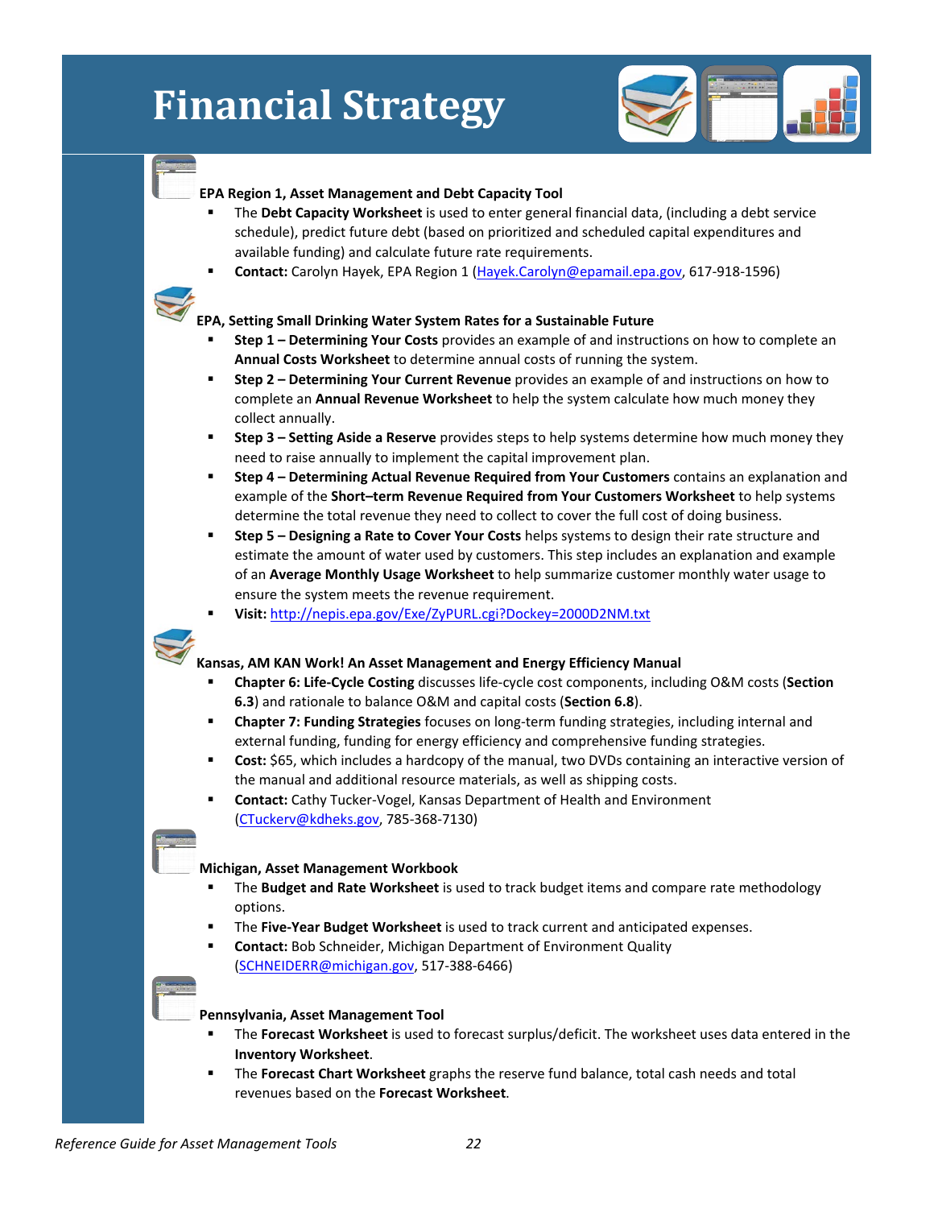# Financial Strategy

**EPA Region 1, Asset Management and Debt Capacity Tool**

- The **Debt Capacity Worksheet** is used to enter general financial data, (including a debt service schedule), predict future debt (based on prioritized and scheduled capital expenditures and available funding) and calculate future rate requirements.
- **Contact:** Carolyn Hayek, EPA Region 1 (Hayek.Carolyn@epamail.epa.gov, 617-918-1596)

**EPA, Setting Small Drinking Water System Rates for a Sustainable Future**

- **Step 1 – Determining Your Costs** provides an example of and instructions on how to complete an **Annual Costs Worksheet** to determine annual costs of running the system.
- **Step 2 – Determining Your Current Revenue** provides an example of and instructions on how to complete an **Annual Revenue Worksheet** to help the system calculate how much money they collect annually.
- **Step 3 – Setting Aside a Reserve** provides steps to help systems determine how much money they need to raise annually to implement the capital improvement plan.
- **Step 4 – Determining Actual Revenue Required from Your Customers** contains an explanation and example of the **Short–term Revenue Required from Your Customers Worksheet** to help systems determine the total revenue they need to collect to cover the full cost of doing business.
- **Step 5 – Designing a Rate to Cover Your Costs** helps systems to design their rate structure and estimate the amount of water used by customers. This step includes an explanation and example of an **Average Monthly Usage Worksheet** to help summarize customer monthly water usage to ensure the system meets the revenue requirement.
- **Visit:** http://nepis.epa.gov/Exe/ZyPURL.cgi?Dockey=2000D2NM.txt

**Kansas, AM KAN Work! An Asset Management and Energy Efficiency Manual**

- **Chapter 6: Life-Cycle Costing** discusses life-cycle cost components, including O&M costs (**Section 6.3**) and rationale to balance O&M and capital costs (**Section 6.8**).
- **Chapter 7: Funding Strategies** focuses on long-term funding strategies, including internal and external funding, funding for energy efficiency and comprehensive funding strategies.
- **Cost:** $65, which includes a hardcopy of the manual, two DVDs containing an interactive version of the manual and additional resource materials, as well as shipping costs.
- **Contact:** Cathy Tucker-Vogel, Kansas Department of Health and Environment (CTuckerv@kdheks.gov, 785-368-7130)

**Michigan, Asset Management Workbook**

- The **Budget and Rate Worksheet** is used to track budget items and compare rate methodology options.
- The **Five-Year Budget Worksheet** is used to track current and anticipated expenses.
- **Contact:** Bob Schneider, Michigan Department of Environment Quality (SCHNEIDERR@michigan.gov, 517-388-6466)

**Pennsylvania, Asset Management Tool**

- The **Forecast Worksheet** is used to forecast surplus/deficit. The worksheet uses data entered in the **Inventory Worksheet**.
- The **Forecast Chart Worksheet** graphs the reserve fund balance, total cash needs and total revenues based on the **Forecast Worksheet**.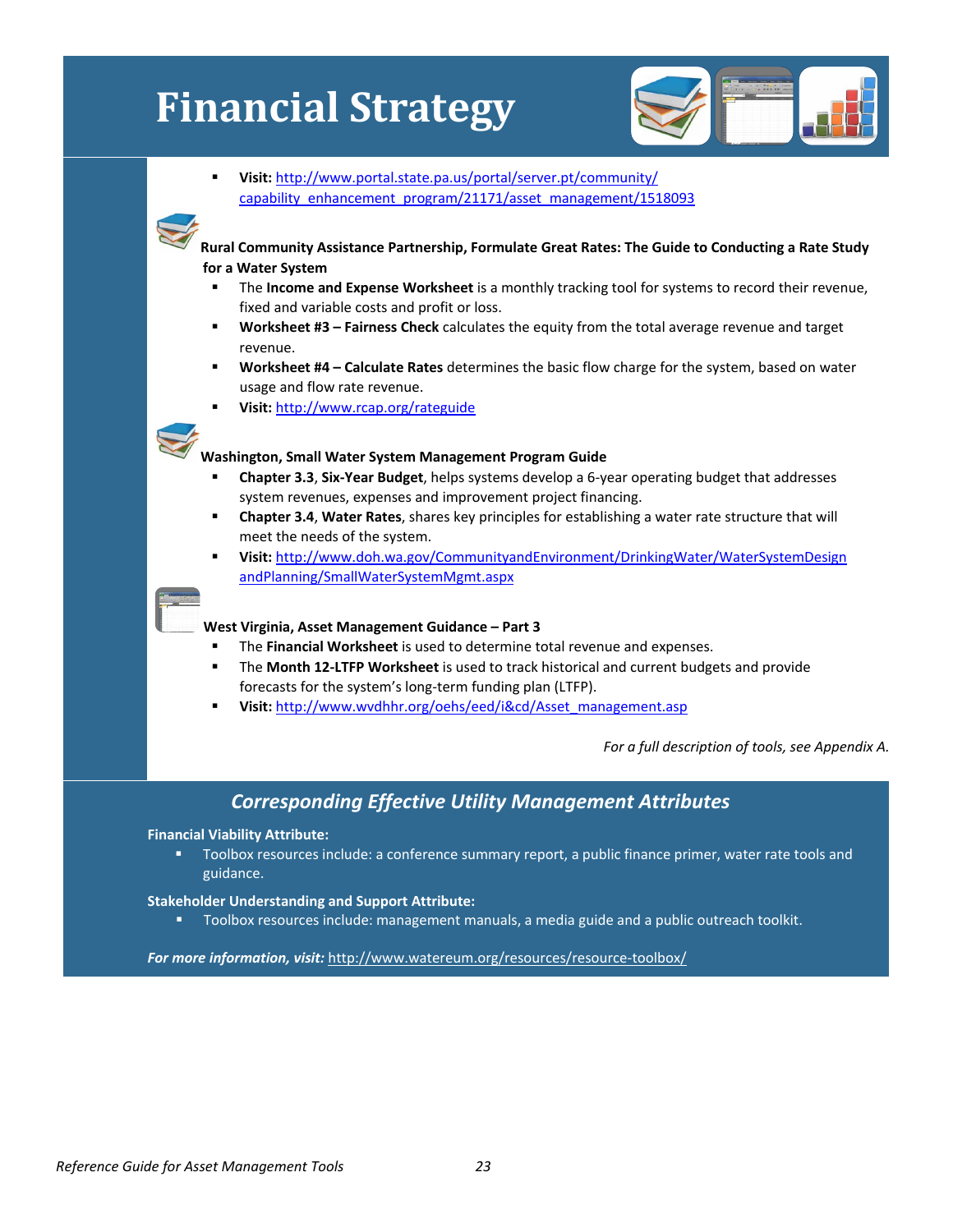# Financial Strategy

- **Visit:** http://www.portal.state.pa.us/portal/server.pt/community/capability_enhancement_program/21171/asset_management/1518093

**Rural Community Assistance Partnership, Formulate Great Rates: The Guide to Conducting a Rate Study for a Water System**

- The **Income and Expense Worksheet** is a monthly tracking tool for systems to record their revenue, fixed and variable costs and profit or loss.
- **Worksheet #3 – Fairness Check** calculates the equity from the total average revenue and target revenue.
- **Worksheet #4 – Calculate Rates** determines the basic flow charge for the system, based on water usage and flow rate revenue.
- **Visit:** http://www.rcap.org/rateguide

**Washington, Small Water System Management Program Guide**

- **Chapter 3.3**, **Six-Year Budget**, helps systems develop a 6-year operating budget that addresses system revenues, expenses and improvement project financing.
- **Chapter 3.4**, **Water Rates**, shares key principles for establishing a water rate structure that will meet the needs of the system.
- **Visit:** http://www.doh.wa.gov/CommunityandEnvironment/DrinkingWater/WaterSystemDesignandPlanning/SmallWaterSystemMgmt.aspx

**West Virginia, Asset Management Guidance – Part 3**

- The **Financial Worksheet** is used to determine total revenue and expenses.
- The **Month 12-LTFP Worksheet** is used to track historical and current budgets and provide forecasts for the system's long-term funding plan (LTFP).
- **Visit:** http://www.wvdhhr.org/oehs/eed/i&cd/Asset_management.asp

*For a full description of tools, see Appendix A.*

## *Corresponding Effective Utility Management Attributes*

**Financial Viability Attribute:**

- Toolbox resources include: a conference summary report, a public finance primer, water rate tools and guidance.

**Stakeholder Understanding and Support Attribute:**

- Toolbox resources include: management manuals, a media guide and a public outreach toolkit.

***For more information, visit:*** http://www.watereum.org/resources/resource-toolbox/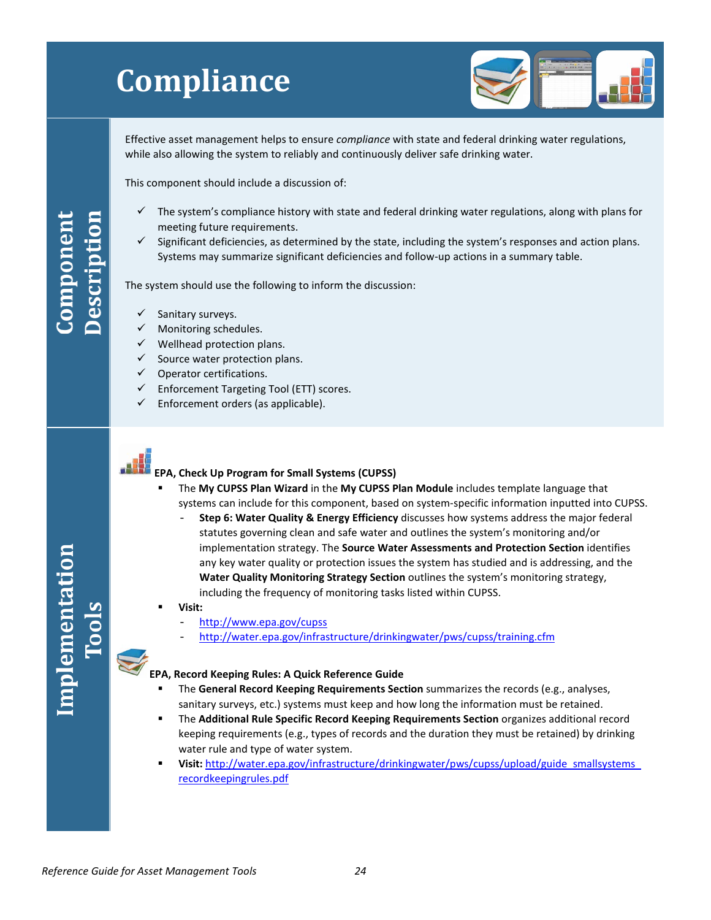# Compliance

## Component Description

Effective asset management helps to ensure *compliance* with state and federal drinking water regulations, while also allowing the system to reliably and continuously deliver safe drinking water.

This component should include a discussion of:

- ✓ The system's compliance history with state and federal drinking water regulations, along with plans for meeting future requirements.
- ✓ Significant deficiencies, as determined by the state, including the system's responses and action plans. Systems may summarize significant deficiencies and follow-up actions in a summary table.

The system should use the following to inform the discussion:

- ✓ Sanitary surveys.
- ✓ Monitoring schedules.
- ✓ Wellhead protection plans.
- ✓ Source water protection plans.
- ✓ Operator certifications.
- ✓ Enforcement Targeting Tool (ETT) scores.
- ✓ Enforcement orders (as applicable).

## Implementation Tools

**EPA, Check Up Program for Small Systems (CUPSS)**

- The **My CUPSS Plan Wizard** in the **My CUPSS Plan Module** includes template language that systems can include for this component, based on system-specific information inputted into CUPSS.
  - **Step 6: Water Quality & Energy Efficiency** discusses how systems address the major federal statutes governing clean and safe water and outlines the system's monitoring and/or implementation strategy. The **Source Water Assessments and Protection Section** identifies any key water quality or protection issues the system has studied and is addressing, and the **Water Quality Monitoring Strategy Section** outlines the system's monitoring strategy, including the frequency of monitoring tasks listed within CUPSS.
- **Visit:**
  - http://www.epa.gov/cupss
  - http://water.epa.gov/infrastructure/drinkingwater/pws/cupss/training.cfm

**EPA, Record Keeping Rules: A Quick Reference Guide**

- The **General Record Keeping Requirements Section** summarizes the records (e.g., analyses, sanitary surveys, etc.) systems must keep and how long the information must be retained.
- The **Additional Rule Specific Record Keeping Requirements Section** organizes additional record keeping requirements (e.g., types of records and the duration they must be retained) by drinking water rule and type of water system.
- **Visit:** http://water.epa.gov/infrastructure/drinkingwater/pws/cupss/upload/guide_smallsystems_recordkeepingrules.pdf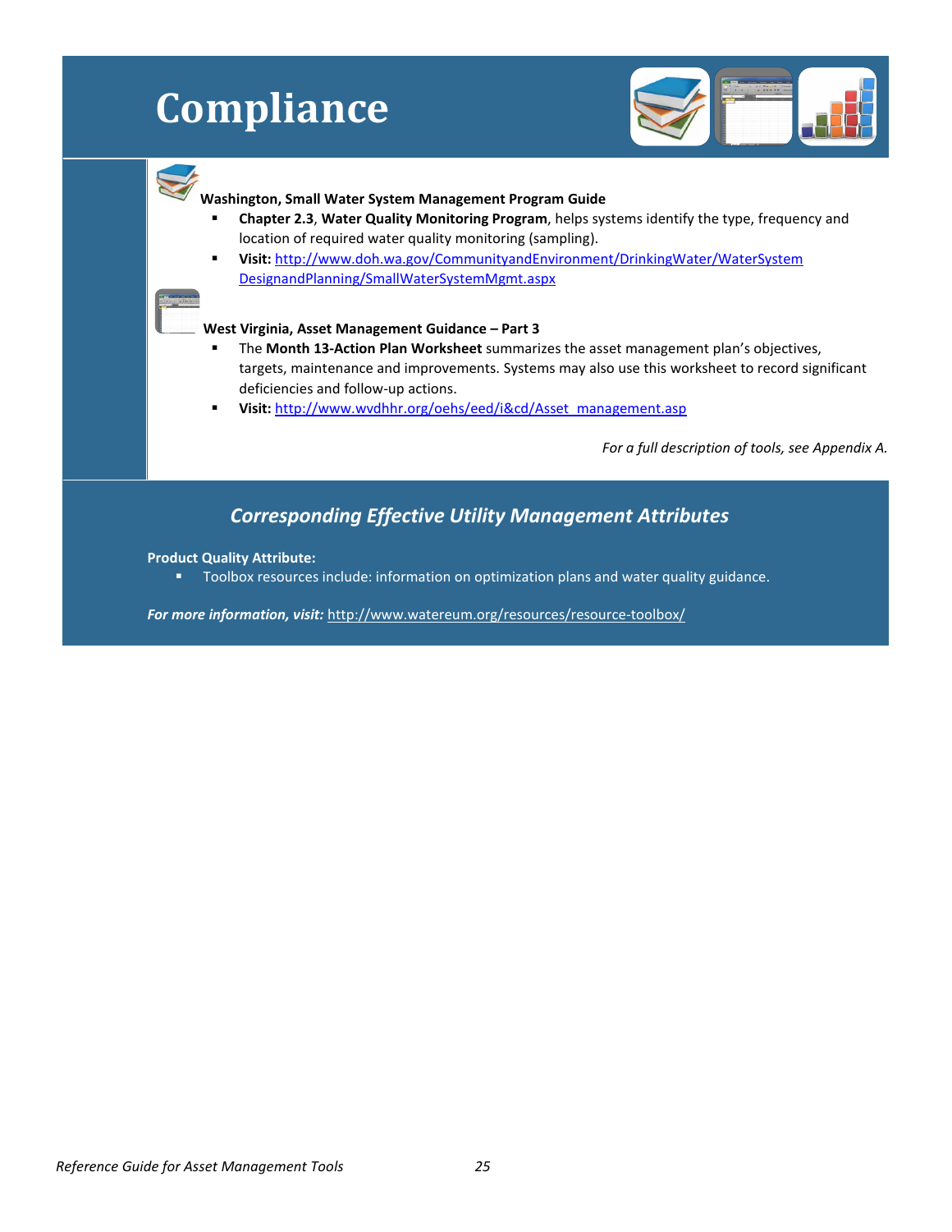# Compliance

**Washington, Small Water System Management Program Guide**

- **Chapter 2.3**, **Water Quality Monitoring Program**, helps systems identify the type, frequency and location of required water quality monitoring (sampling).
- **Visit:** http://www.doh.wa.gov/CommunityandEnvironment/DrinkingWater/WaterSystemDesignandPlanning/SmallWaterSystemMgmt.aspx

**West Virginia, Asset Management Guidance – Part 3**

- The **Month 13-Action Plan Worksheet** summarizes the asset management plan's objectives, targets, maintenance and improvements. Systems may also use this worksheet to record significant deficiencies and follow-up actions.
- **Visit:** http://www.wvdhhr.org/oehs/eed/i&cd/Asset_management.asp

*For a full description of tools, see Appendix A.*

## *Corresponding Effective Utility Management Attributes*

**Product Quality Attribute:**

- Toolbox resources include: information on optimization plans and water quality guidance.

***For more information, visit:*** http://www.watereum.org/resources/resource-toolbox/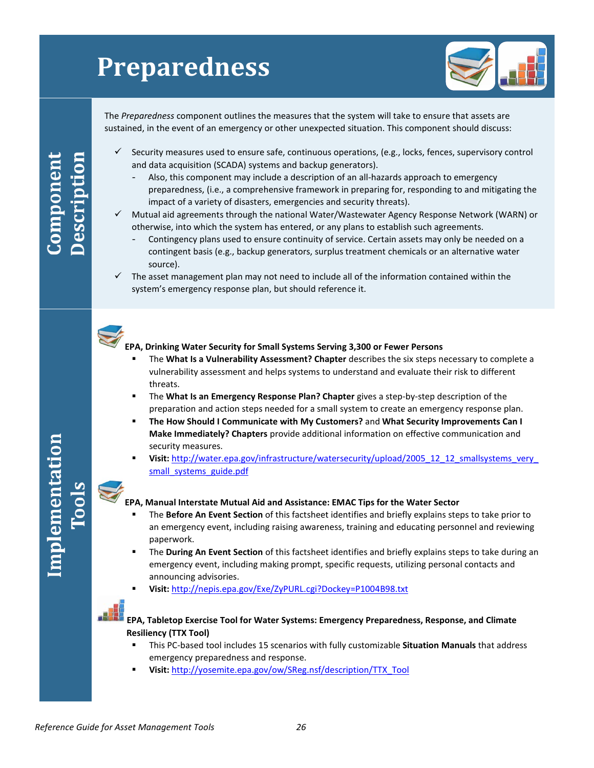# Preparedness

## Component Description

The *Preparedness* component outlines the measures that the system will take to ensure that assets are sustained, in the event of an emergency or other unexpected situation. This component should discuss:

- ✓ Security measures used to ensure safe, continuous operations, (e.g., locks, fences, supervisory control and data acquisition (SCADA) systems and backup generators).
  - Also, this component may include a description of an all-hazards approach to emergency preparedness, (i.e., a comprehensive framework in preparing for, responding to and mitigating the impact of a variety of disasters, emergencies and security threats).
- ✓ Mutual aid agreements through the national Water/Wastewater Agency Response Network (WARN) or otherwise, into which the system has entered, or any plans to establish such agreements.
  - Contingency plans used to ensure continuity of service. Certain assets may only be needed on a contingent basis (e.g., backup generators, surplus treatment chemicals or an alternative water source).
- ✓ The asset management plan may not need to include all of the information contained within the system's emergency response plan, but should reference it.

## Implementation Tools

**EPA, Drinking Water Security for Small Systems Serving 3,300 or Fewer Persons**

- The **What Is a Vulnerability Assessment? Chapter** describes the six steps necessary to complete a vulnerability assessment and helps systems to understand and evaluate their risk to different threats.
- The **What Is an Emergency Response Plan? Chapter** gives a step-by-step description of the preparation and action steps needed for a small system to create an emergency response plan.
- **The How Should I Communicate with My Customers?** and **What Security Improvements Can I Make Immediately? Chapters** provide additional information on effective communication and security measures.
- **Visit:** http://water.epa.gov/infrastructure/watersecurity/upload/2005_12_12_smallsystems_very_small_systems_guide.pdf

**EPA, Manual Interstate Mutual Aid and Assistance: EMAC Tips for the Water Sector**

- The **Before An Event Section** of this factsheet identifies and briefly explains steps to take prior to an emergency event, including raising awareness, training and educating personnel and reviewing paperwork.
- The **During An Event Section** of this factsheet identifies and briefly explains steps to take during an emergency event, including making prompt, specific requests, utilizing personal contacts and announcing advisories.
- **Visit:** http://nepis.epa.gov/Exe/ZyPURL.cgi?Dockey=P1004B98.txt

**EPA, Tabletop Exercise Tool for Water Systems: Emergency Preparedness, Response, and Climate Resiliency (TTX Tool)**

- This PC-based tool includes 15 scenarios with fully customizable **Situation Manuals** that address emergency preparedness and response.
- **Visit:** http://yosemite.epa.gov/ow/SReg.nsf/description/TTX_Tool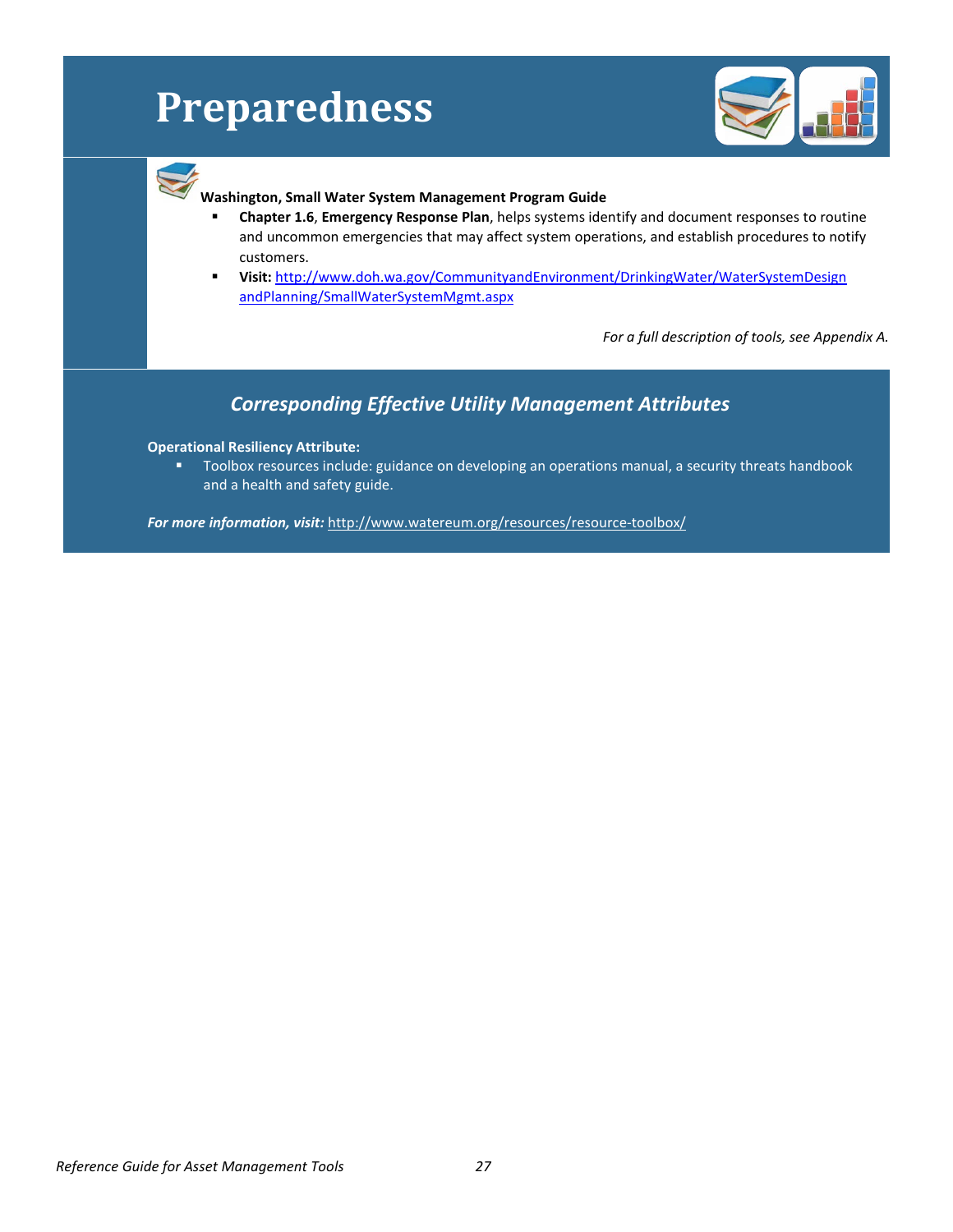# Preparedness

**Washington, Small Water System Management Program Guide**

- **Chapter 1.6**, **Emergency Response Plan**, helps systems identify and document responses to routine and uncommon emergencies that may affect system operations, and establish procedures to notify customers.
- **Visit:** http://www.doh.wa.gov/CommunityandEnvironment/DrinkingWater/WaterSystemDesignandPlanning/SmallWaterSystemMgmt.aspx

*For a full description of tools, see Appendix A.*

## *Corresponding Effective Utility Management Attributes*

**Operational Resiliency Attribute:**

- Toolbox resources include: guidance on developing an operations manual, a security threats handbook and a health and safety guide.

***For more information, visit:*** http://www.watereum.org/resources/resource-toolbox/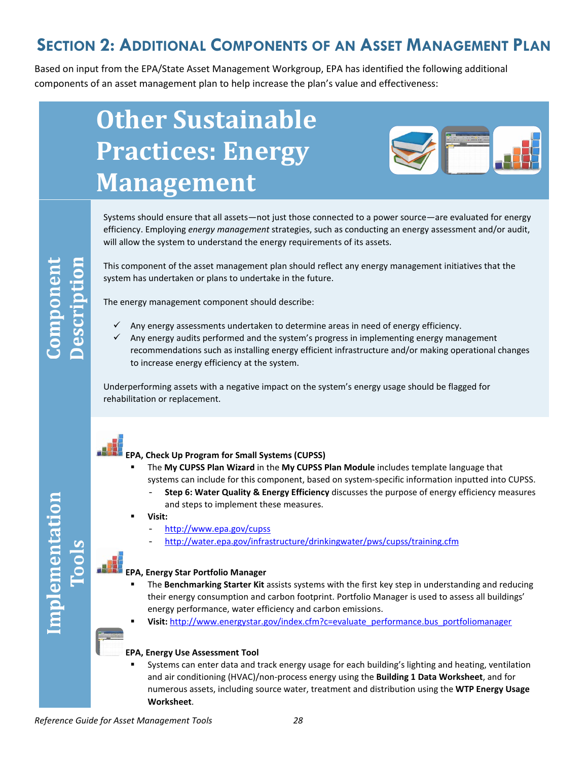# Section 2: Additional Components of an Asset Management Plan

Based on input from the EPA/State Asset Management Workgroup, EPA has identified the following additional components of an asset management plan to help increase the plan's value and effectiveness:

## Other Sustainable Practices: Energy Management

### Component Description

Systems should ensure that all assets—not just those connected to a power source—are evaluated for energy efficiency. Employing *energy management* strategies, such as conducting an energy assessment and/or audit, will allow the system to understand the energy requirements of its assets.

This component of the asset management plan should reflect any energy management initiatives that the system has undertaken or plans to undertake in the future.

The energy management component should describe:

- ✓ Any energy assessments undertaken to determine areas in need of energy efficiency.
- ✓ Any energy audits performed and the system's progress in implementing energy management recommendations such as installing energy efficient infrastructure and/or making operational changes to increase energy efficiency at the system.

Underperforming assets with a negative impact on the system's energy usage should be flagged for rehabilitation or replacement.

### Implementation Tools

**EPA, Check Up Program for Small Systems (CUPSS)**

- The **My CUPSS Plan Wizard** in the **My CUPSS Plan Module** includes template language that systems can include for this component, based on system-specific information inputted into CUPSS.
  - **Step 6: Water Quality & Energy Efficiency** discusses the purpose of energy efficiency measures and steps to implement these measures.
- **Visit:**
  - http://www.epa.gov/cupss
  - http://water.epa.gov/infrastructure/drinkingwater/pws/cupss/training.cfm

**EPA, Energy Star Portfolio Manager**

- The **Benchmarking Starter Kit** assists systems with the first key step in understanding and reducing their energy consumption and carbon footprint. Portfolio Manager is used to assess all buildings' energy performance, water efficiency and carbon emissions.
- **Visit:** http://www.energystar.gov/index.cfm?c=evaluate_performance.bus_portfoliomanager

**EPA, Energy Use Assessment Tool**

- Systems can enter data and track energy usage for each building's lighting and heating, ventilation and air conditioning (HVAC)/non-process energy using the **Building 1 Data Worksheet**, and for numerous assets, including source water, treatment and distribution using the **WTP Energy Usage Worksheet**.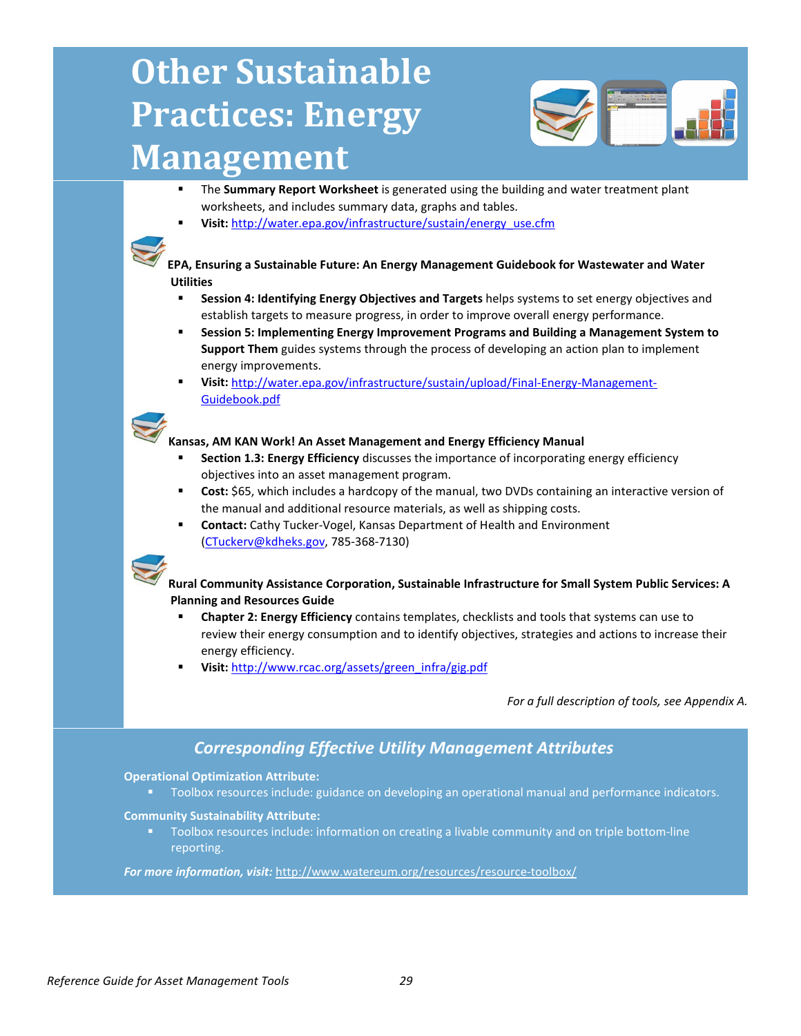# Other Sustainable Practices: Energy Management

- The **Summary Report Worksheet** is generated using the building and water treatment plant worksheets, and includes summary data, graphs and tables.
- **Visit:** http://water.epa.gov/infrastructure/sustain/energy_use.cfm

**EPA, Ensuring a Sustainable Future: An Energy Management Guidebook for Wastewater and Water Utilities**

- **Session 4: Identifying Energy Objectives and Targets** helps systems to set energy objectives and establish targets to measure progress, in order to improve overall energy performance.
- **Session 5: Implementing Energy Improvement Programs and Building a Management System to Support Them** guides systems through the process of developing an action plan to implement energy improvements.
- **Visit:** http://water.epa.gov/infrastructure/sustain/upload/Final-Energy-Management-Guidebook.pdf

**Kansas, AM KAN Work! An Asset Management and Energy Efficiency Manual**

- **Section 1.3: Energy Efficiency** discusses the importance of incorporating energy efficiency objectives into an asset management program.
- **Cost:** $65, which includes a hardcopy of the manual, two DVDs containing an interactive version of the manual and additional resource materials, as well as shipping costs.
- **Contact:** Cathy Tucker-Vogel, Kansas Department of Health and Environment (CTuckerv@kdheks.gov, 785-368-7130)

**Rural Community Assistance Corporation, Sustainable Infrastructure for Small System Public Services: A Planning and Resources Guide**

- **Chapter 2: Energy Efficiency** contains templates, checklists and tools that systems can use to review their energy consumption and to identify objectives, strategies and actions to increase their energy efficiency.
- **Visit:** http://www.rcac.org/assets/green_infra/gig.pdf

*For a full description of tools, see Appendix A.*

## *Corresponding Effective Utility Management Attributes*

**Operational Optimization Attribute:**

- Toolbox resources include: guidance on developing an operational manual and performance indicators.

**Community Sustainability Attribute:**

- Toolbox resources include: information on creating a livable community and on triple bottom-line reporting.

***For more information, visit:*** http://www.watereum.org/resources/resource-toolbox/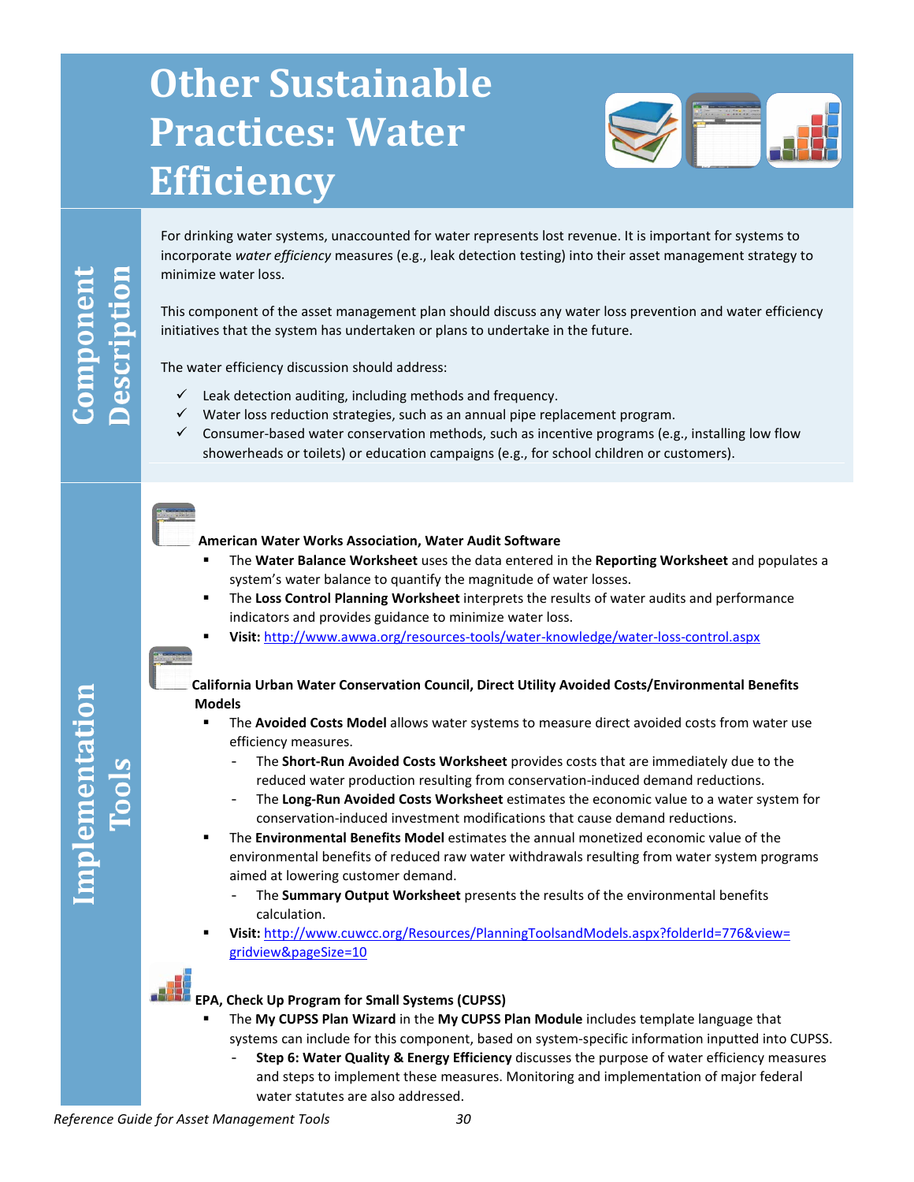# Other Sustainable Practices: Water Efficiency

## Component Description

For drinking water systems, unaccounted for water represents lost revenue. It is important for systems to incorporate *water efficiency* measures (e.g., leak detection testing) into their asset management strategy to minimize water loss.

This component of the asset management plan should discuss any water loss prevention and water efficiency initiatives that the system has undertaken or plans to undertake in the future.

The water efficiency discussion should address:

- ✓ Leak detection auditing, including methods and frequency.
- ✓ Water loss reduction strategies, such as an annual pipe replacement program.
- ✓ Consumer-based water conservation methods, such as incentive programs (e.g., installing low flow showerheads or toilets) or education campaigns (e.g., for school children or customers).

## Implementation Tools

**American Water Works Association, Water Audit Software**

- The **Water Balance Worksheet** uses the data entered in the **Reporting Worksheet** and populates a system's water balance to quantify the magnitude of water losses.
- The **Loss Control Planning Worksheet** interprets the results of water audits and performance indicators and provides guidance to minimize water loss.
- **Visit:** http://www.awwa.org/resources-tools/water-knowledge/water-loss-control.aspx

**California Urban Water Conservation Council, Direct Utility Avoided Costs/Environmental Benefits Models**

- The **Avoided Costs Model** allows water systems to measure direct avoided costs from water use efficiency measures.
  - The **Short-Run Avoided Costs Worksheet** provides costs that are immediately due to the reduced water production resulting from conservation-induced demand reductions.
  - The **Long-Run Avoided Costs Worksheet** estimates the economic value to a water system for conservation-induced investment modifications that cause demand reductions.
- The **Environmental Benefits Model** estimates the annual monetized economic value of the environmental benefits of reduced raw water withdrawals resulting from water system programs aimed at lowering customer demand.
  - The **Summary Output Worksheet** presents the results of the environmental benefits calculation.
- **Visit:** http://www.cuwcc.org/Resources/PlanningToolsandModels.aspx?folderId=776&view=gridview&pageSize=10

**EPA, Check Up Program for Small Systems (CUPSS)**

- The **My CUPSS Plan Wizard** in the **My CUPSS Plan Module** includes template language that systems can include for this component, based on system-specific information inputted into CUPSS.
  - **Step 6: Water Quality & Energy Efficiency** discusses the purpose of water efficiency measures and steps to implement these measures. Monitoring and implementation of major federal water statutes are also addressed.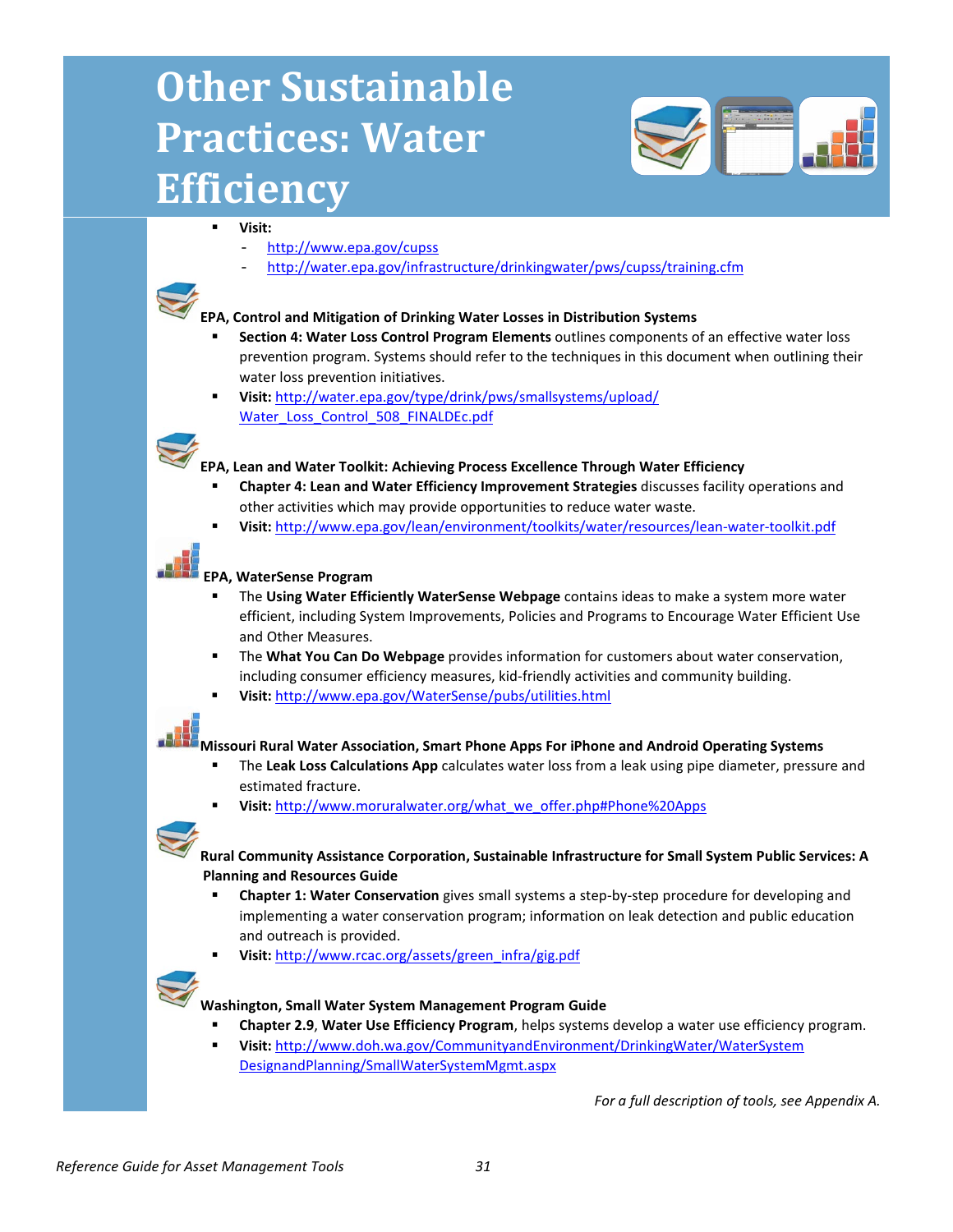# Other Sustainable Practices: Water Efficiency

- **Visit:**
  - http://www.epa.gov/cupss
  - http://water.epa.gov/infrastructure/drinkingwater/pws/cupss/training.cfm

**EPA, Control and Mitigation of Drinking Water Losses in Distribution Systems**

- **Section 4: Water Loss Control Program Elements** outlines components of an effective water loss prevention program. Systems should refer to the techniques in this document when outlining their water loss prevention initiatives.
- **Visit:** http://water.epa.gov/type/drink/pws/smallsystems/upload/Water_Loss_Control_508_FINALDEc.pdf

**EPA, Lean and Water Toolkit: Achieving Process Excellence Through Water Efficiency**

- **Chapter 4: Lean and Water Efficiency Improvement Strategies** discusses facility operations and other activities which may provide opportunities to reduce water waste.
- **Visit:** http://www.epa.gov/lean/environment/toolkits/water/resources/lean-water-toolkit.pdf

**EPA, WaterSense Program**

- The **Using Water Efficiently WaterSense Webpage** contains ideas to make a system more water efficient, including System Improvements, Policies and Programs to Encourage Water Efficient Use and Other Measures.
- The **What You Can Do Webpage** provides information for customers about water conservation, including consumer efficiency measures, kid-friendly activities and community building.
- **Visit:** http://www.epa.gov/WaterSense/pubs/utilities.html

**Missouri Rural Water Association, Smart Phone Apps For iPhone and Android Operating Systems**

- The **Leak Loss Calculations App** calculates water loss from a leak using pipe diameter, pressure and estimated fracture.
- **Visit:** http://www.moruralwater.org/what_we_offer.php#Phone%20Apps

**Rural Community Assistance Corporation, Sustainable Infrastructure for Small System Public Services: A Planning and Resources Guide**

- **Chapter 1: Water Conservation** gives small systems a step-by-step procedure for developing and implementing a water conservation program; information on leak detection and public education and outreach is provided.
- **Visit:** http://www.rcac.org/assets/green_infra/gig.pdf

**Washington, Small Water System Management Program Guide**

- **Chapter 2.9**, **Water Use Efficiency Program**, helps systems develop a water use efficiency program.
- **Visit:** http://www.doh.wa.gov/CommunityandEnvironment/DrinkingWater/WaterSystemDesignandPlanning/SmallWaterSystemMgmt.aspx

*For a full description of tools, see Appendix A.*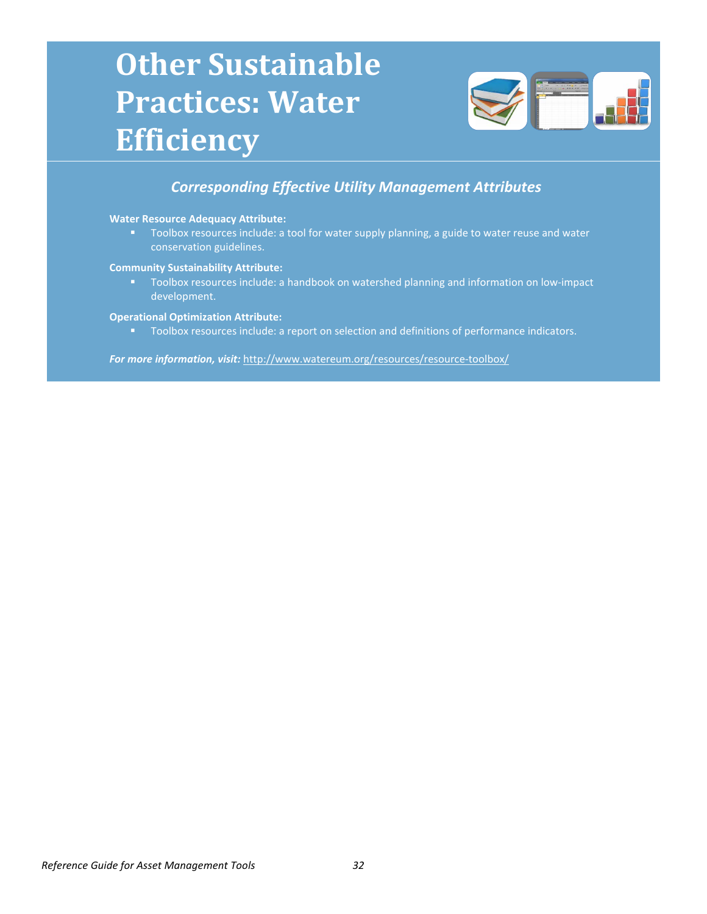# Other Sustainable Practices: Water Efficiency

## *Corresponding Effective Utility Management Attributes*

**Water Resource Adequacy Attribute:**

- Toolbox resources include: a tool for water supply planning, a guide to water reuse and water conservation guidelines.

**Community Sustainability Attribute:**

- Toolbox resources include: a handbook on watershed planning and information on low-impact development.

**Operational Optimization Attribute:**

- Toolbox resources include: a report on selection and definitions of performance indicators.

***For more information, visit:*** http://www.watereum.org/resources/resource-toolbox/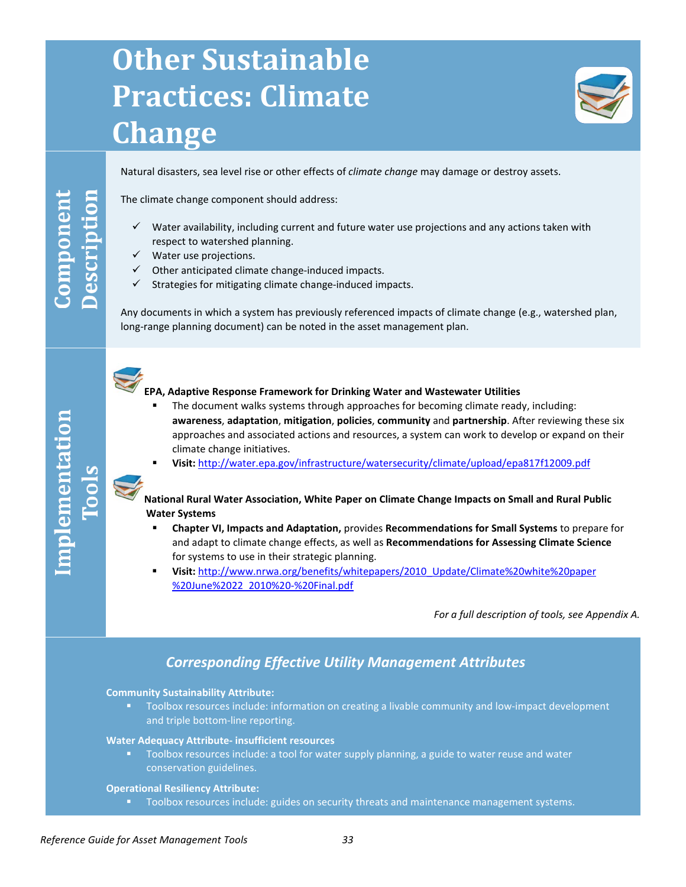# Other Sustainable Practices: Climate Change

## Component Description

Natural disasters, sea level rise or other effects of *climate change* may damage or destroy assets.

The climate change component should address:

- ✓ Water availability, including current and future water use projections and any actions taken with respect to watershed planning.
- ✓ Water use projections.
- ✓ Other anticipated climate change-induced impacts.
- ✓ Strategies for mitigating climate change-induced impacts.

Any documents in which a system has previously referenced impacts of climate change (e.g., watershed plan, long-range planning document) can be noted in the asset management plan.

## Implementation Tools

**EPA, Adaptive Response Framework for Drinking Water and Wastewater Utilities**

- The document walks systems through approaches for becoming climate ready, including: **awareness**, **adaptation**, **mitigation**, **policies**, **community** and **partnership**. After reviewing these six approaches and associated actions and resources, a system can work to develop or expand on their climate change initiatives.
- **Visit:** http://water.epa.gov/infrastructure/watersecurity/climate/upload/epa817f12009.pdf

**National Rural Water Association, White Paper on Climate Change Impacts on Small and Rural Public Water Systems**

- **Chapter VI, Impacts and Adaptation,** provides **Recommendations for Small Systems** to prepare for and adapt to climate change effects, as well as **Recommendations for Assessing Climate Science** for systems to use in their strategic planning.
- **Visit:** http://www.nrwa.org/benefits/whitepapers/2010_Update/Climate%20white%20paper%20June%2022_2010%20-%20Final.pdf

*For a full description of tools, see Appendix A.*

## *Corresponding Effective Utility Management Attributes*

**Community Sustainability Attribute:**

- Toolbox resources include: information on creating a livable community and low-impact development and triple bottom-line reporting.

**Water Adequacy Attribute- insufficient resources**

- Toolbox resources include: a tool for water supply planning, a guide to water reuse and water conservation guidelines.

**Operational Resiliency Attribute:**

- Toolbox resources include: guides on security threats and maintenance management systems.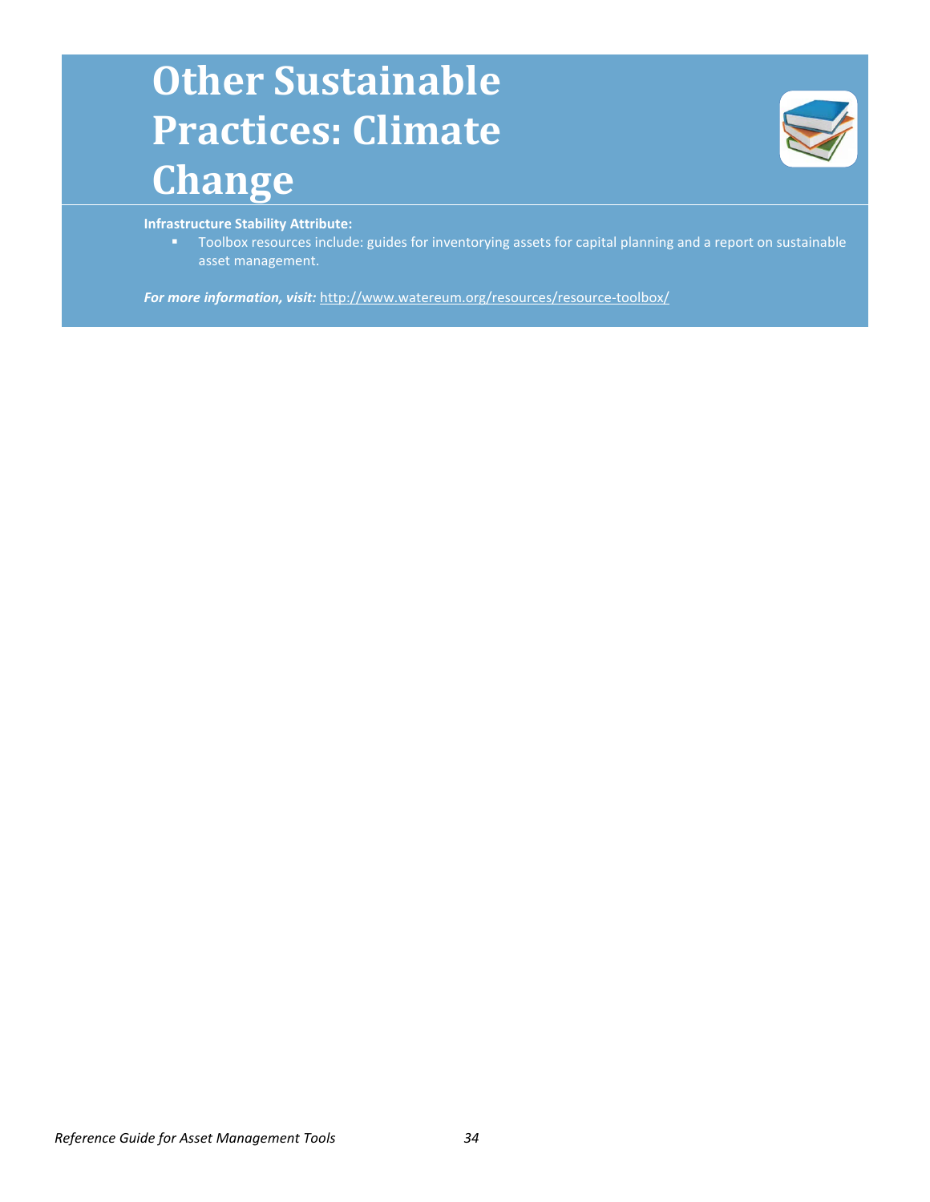# Other Sustainable Practices: Climate Change

**Infrastructure Stability Attribute:**

- Toolbox resources include: guides for inventorying assets for capital planning and a report on sustainable asset management.

***For more information, visit:*** http://www.watereum.org/resources/resource-toolbox/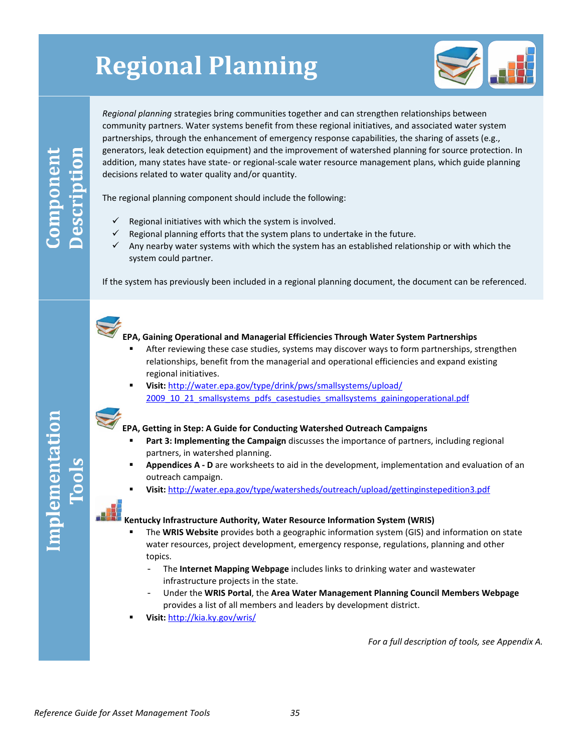# Regional Planning

## Component Description

*Regional planning* strategies bring communities together and can strengthen relationships between community partners. Water systems benefit from these regional initiatives, and associated water system partnerships, through the enhancement of emergency response capabilities, the sharing of assets (e.g., generators, leak detection equipment) and the improvement of watershed planning for source protection. In addition, many states have state- or regional-scale water resource management plans, which guide planning decisions related to water quality and/or quantity.

The regional planning component should include the following:

- ✓ Regional initiatives with which the system is involved.
- ✓ Regional planning efforts that the system plans to undertake in the future.
- ✓ Any nearby water systems with which the system has an established relationship or with which the system could partner.

If the system has previously been included in a regional planning document, the document can be referenced.

## Implementation Tools

**EPA, Gaining Operational and Managerial Efficiencies Through Water System Partnerships**

- After reviewing these case studies, systems may discover ways to form partnerships, strengthen relationships, benefit from the managerial and operational efficiencies and expand existing regional initiatives.
- **Visit:** http://water.epa.gov/type/drink/pws/smallsystems/upload/2009_10_21_smallsystems_pdfs_casestudies_smallsystems_gainingoperational.pdf

**EPA, Getting in Step: A Guide for Conducting Watershed Outreach Campaigns**

- **Part 3: Implementing the Campaign** discusses the importance of partners, including regional partners, in watershed planning.
- **Appendices A - D** are worksheets to aid in the development, implementation and evaluation of an outreach campaign.
- **Visit:** http://water.epa.gov/type/watersheds/outreach/upload/gettinginstepedition3.pdf

**Kentucky Infrastructure Authority, Water Resource Information System (WRIS)**

- The **WRIS Website** provides both a geographic information system (GIS) and information on state water resources, project development, emergency response, regulations, planning and other topics.
  - The **Internet Mapping Webpage** includes links to drinking water and wastewater infrastructure projects in the state.
  - Under the **WRIS Portal**, the **Area Water Management Planning Council Members Webpage** provides a list of all members and leaders by development district.
- **Visit:** http://kia.ky.gov/wris/

*For a full description of tools, see Appendix A.*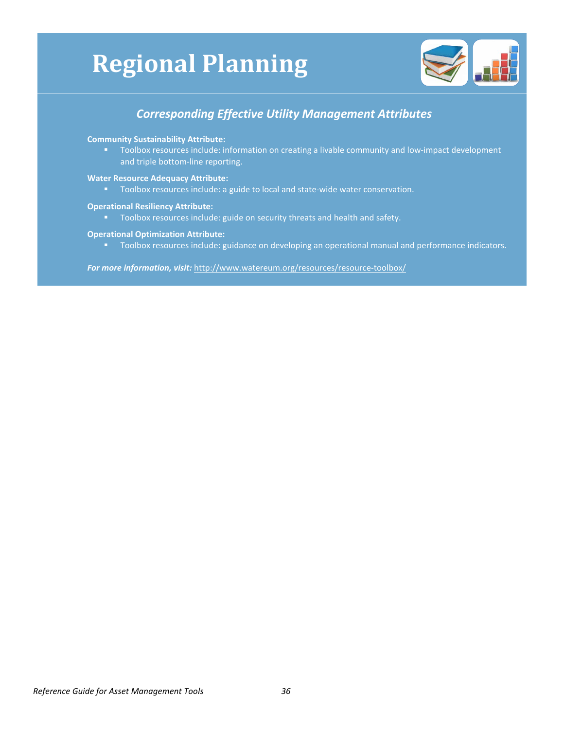# Regional Planning

### *Corresponding Effective Utility Management Attributes*

**Community Sustainability Attribute:**

- Toolbox resources include: information on creating a livable community and low-impact development and triple bottom-line reporting.

**Water Resource Adequacy Attribute:**

- Toolbox resources include: a guide to local and state-wide water conservation.

**Operational Resiliency Attribute:**

- Toolbox resources include: guide on security threats and health and safety.

**Operational Optimization Attribute:**

- Toolbox resources include: guidance on developing an operational manual and performance indicators.

***For more information, visit:*** http://www.watereum.org/resources/resource-toolbox/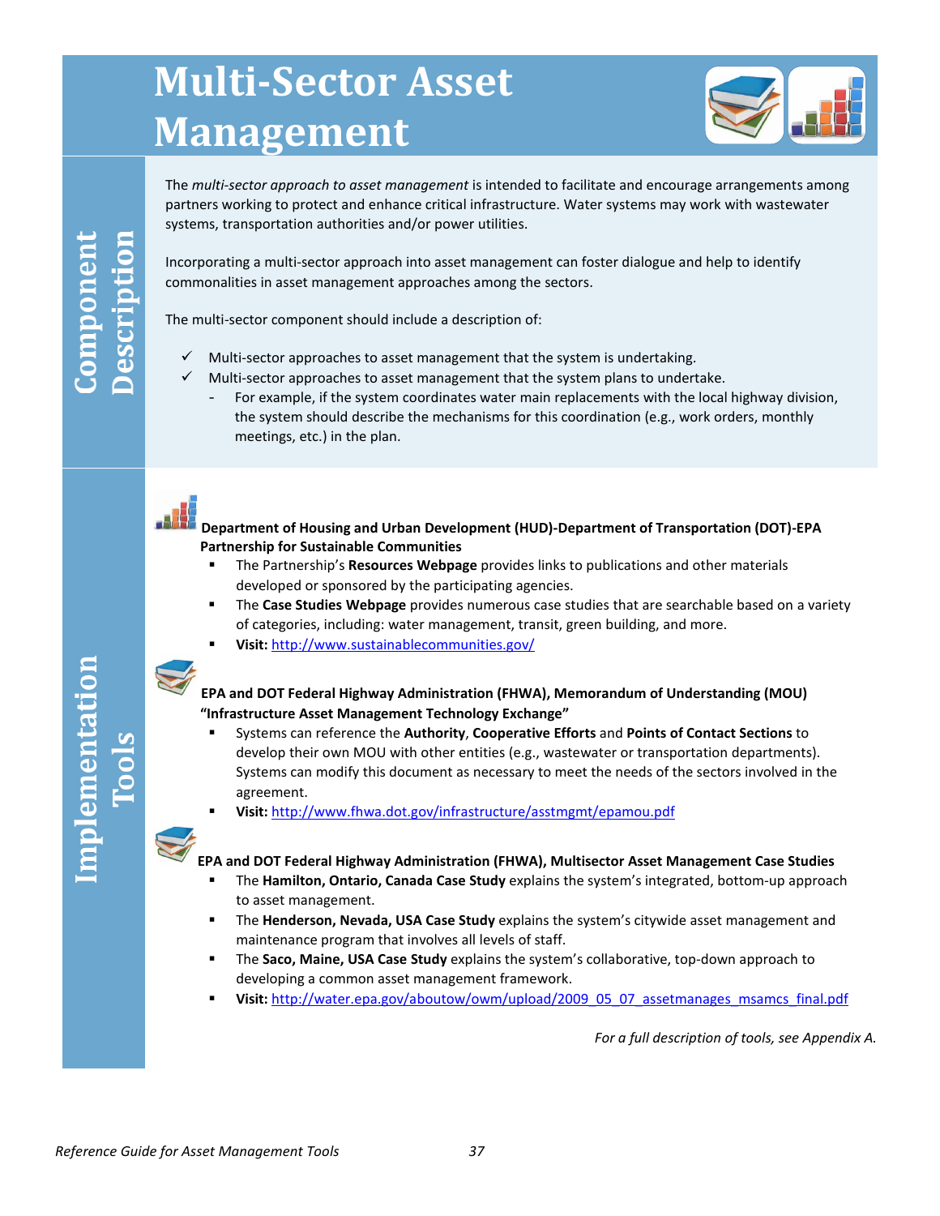# Multi-Sector Asset Management

## Component Description

The *multi-sector approach to asset management* is intended to facilitate and encourage arrangements among partners working to protect and enhance critical infrastructure. Water systems may work with wastewater systems, transportation authorities and/or power utilities.

Incorporating a multi-sector approach into asset management can foster dialogue and help to identify commonalities in asset management approaches among the sectors.

The multi-sector component should include a description of:

- ✓ Multi-sector approaches to asset management that the system is undertaking.
- ✓ Multi-sector approaches to asset management that the system plans to undertake.
  - For example, if the system coordinates water main replacements with the local highway division, the system should describe the mechanisms for this coordination (e.g., work orders, monthly meetings, etc.) in the plan.

## Implementation Tools

**Department of Housing and Urban Development (HUD)-Department of Transportation (DOT)-EPA Partnership for Sustainable Communities**

- The Partnership's **Resources Webpage** provides links to publications and other materials developed or sponsored by the participating agencies.
- The **Case Studies Webpage** provides numerous case studies that are searchable based on a variety of categories, including: water management, transit, green building, and more.
- **Visit:** http://www.sustainablecommunities.gov/

**EPA and DOT Federal Highway Administration (FHWA), Memorandum of Understanding (MOU) "Infrastructure Asset Management Technology Exchange"**

- Systems can reference the **Authority**, **Cooperative Efforts** and **Points of Contact Sections** to develop their own MOU with other entities (e.g., wastewater or transportation departments). Systems can modify this document as necessary to meet the needs of the sectors involved in the agreement.
- **Visit:** http://www.fhwa.dot.gov/infrastructure/asstmgmt/epamou.pdf

**EPA and DOT Federal Highway Administration (FHWA), Multisector Asset Management Case Studies**

- The **Hamilton, Ontario, Canada Case Study** explains the system's integrated, bottom-up approach to asset management.
- The **Henderson, Nevada, USA Case Study** explains the system's citywide asset management and maintenance program that involves all levels of staff.
- The **Saco, Maine, USA Case Study** explains the system's collaborative, top-down approach to developing a common asset management framework.
- **Visit:** http://water.epa.gov/aboutow/owm/upload/2009_05_07_assetmanages_msamcs_final.pdf

*For a full description of tools, see Appendix A.*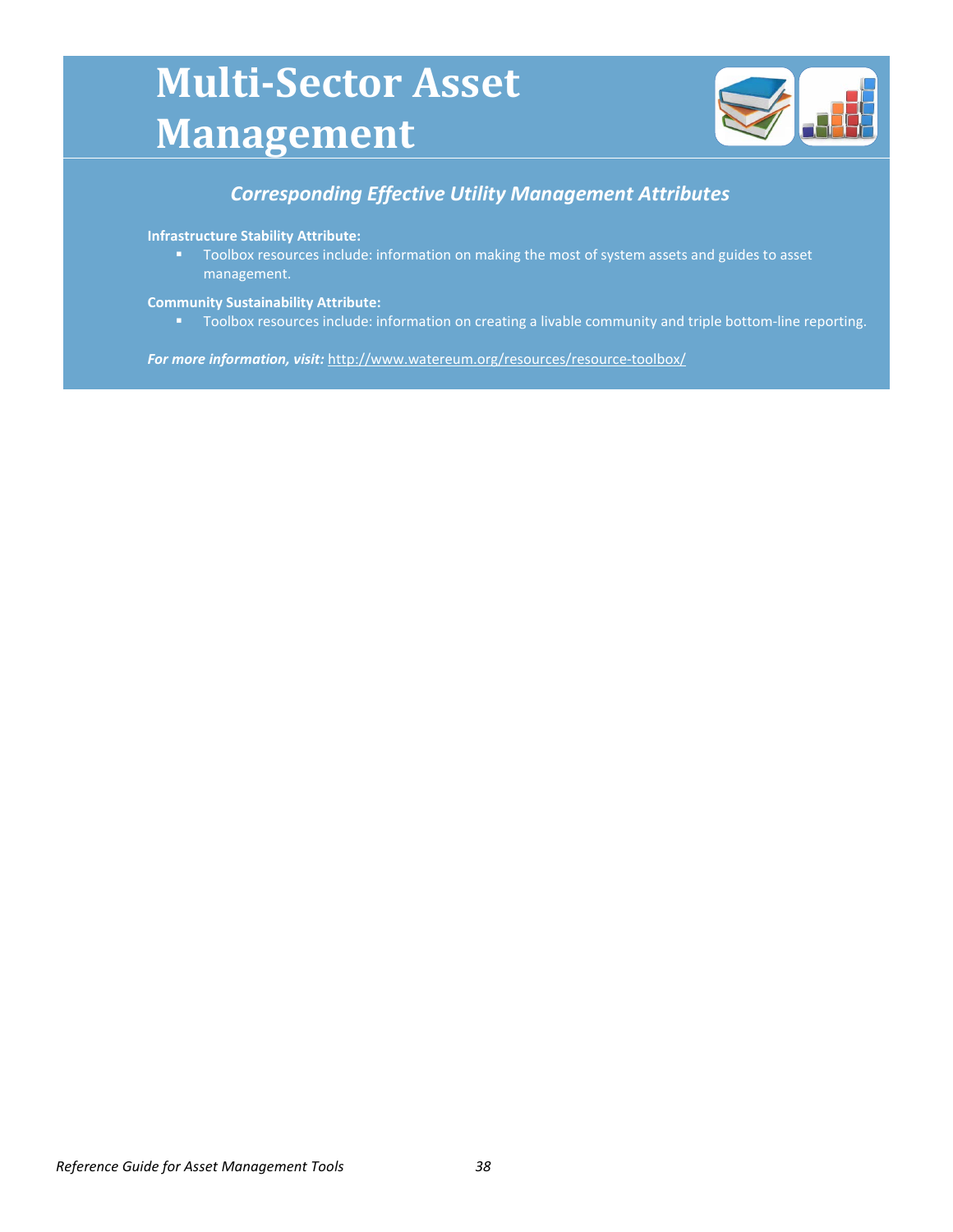# Multi-Sector Asset Management

### *Corresponding Effective Utility Management Attributes*

**Infrastructure Stability Attribute:**

- Toolbox resources include: information on making the most of system assets and guides to asset management.

**Community Sustainability Attribute:**

- Toolbox resources include: information on creating a livable community and triple bottom-line reporting.

***For more information, visit:*** http://www.watereum.org/resources/resource-toolbox/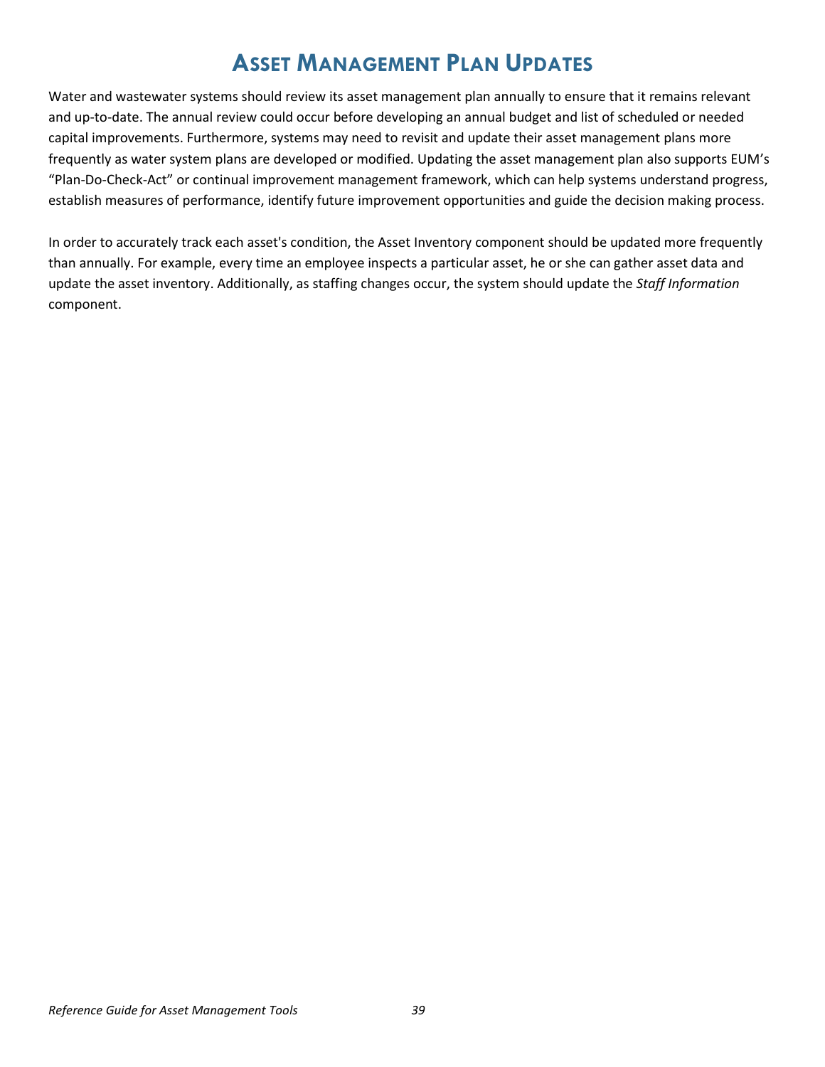# Asset Management Plan Updates

Water and wastewater systems should review its asset management plan annually to ensure that it remains relevant and up-to-date. The annual review could occur before developing an annual budget and list of scheduled or needed capital improvements. Furthermore, systems may need to revisit and update their asset management plans more frequently as water system plans are developed or modified. Updating the asset management plan also supports EUM's "Plan-Do-Check-Act" or continual improvement management framework, which can help systems understand progress, establish measures of performance, identify future improvement opportunities and guide the decision making process.

In order to accurately track each asset's condition, the Asset Inventory component should be updated more frequently than annually. For example, every time an employee inspects a particular asset, he or she can gather asset data and update the asset inventory. Additionally, as staffing changes occur, the system should update the *Staff Information* component.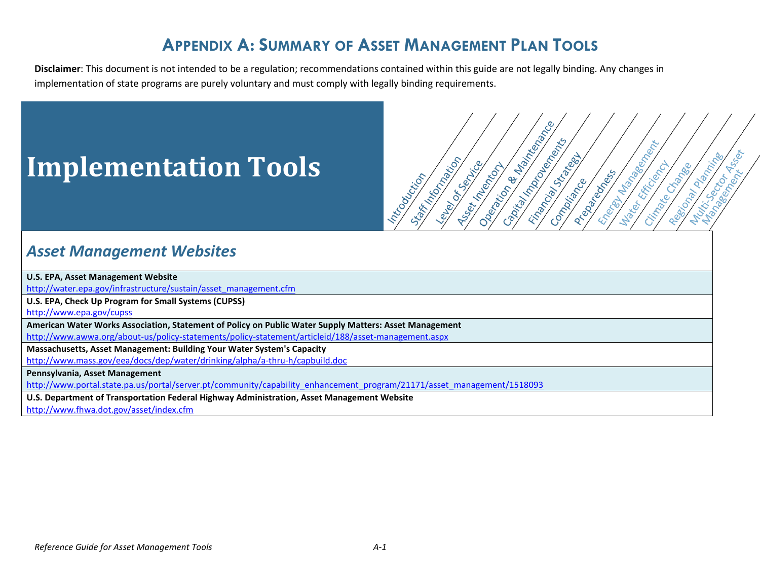# Appendix A: Summary of Asset Management Plan Tools

**Disclaimer**: This document is not intended to be a regulation; recommendations contained within this guide are not legally binding. Any changes in implementation of state programs are purely voluntary and must comply with legally binding requirements.

| Implementation Tools | Introduction | Staff Information | Level of Service | Asset Inventory | Operation & Maintenance | Capital Improvements | Financial Strategy | Compliance | Preparedness | Energy Management | Water Efficiency | Climate Change | Regional Planning | Multi-Sector Asset Management |
|---|---|---|---|---|---|---|---|---|---|---|---|---|---|---|
| ***Asset Management Websites*** | | | | | | | | | | | | | | |
| **U.S. EPA, Asset Management Website** http://water.epa.gov/infrastructure/sustain/asset_management.cfm | | | | | | | | | | | | | | |
| **U.S. EPA, Check Up Program for Small Systems (CUPSS)** http://www.epa.gov/cupss | | | | | | | | | | | | | | |
| **American Water Works Association, Statement of Policy on Public Water Supply Matters: Asset Management** http://www.awwa.org/about-us/policy-statements/policy-statement/articleid/188/asset-management.aspx | | | | | | | | | | | | | | |
| **Massachusetts, Asset Management: Building Your Water System's Capacity** http://www.mass.gov/eea/docs/dep/water/drinking/alpha/a-thru-h/capbuild.doc | | | | | | | | | | | | | | |
| **Pennsylvania, Asset Management** http://www.portal.state.pa.us/portal/server.pt/community/capability_enhancement_program/21171/asset_management/1518093 | | | | | | | | | | | | | | |
| **U.S. Department of Transportation Federal Highway Administration, Asset Management Website** http://www.fhwa.dot.gov/asset/index.cfm | | | | | | | | | | | | | | |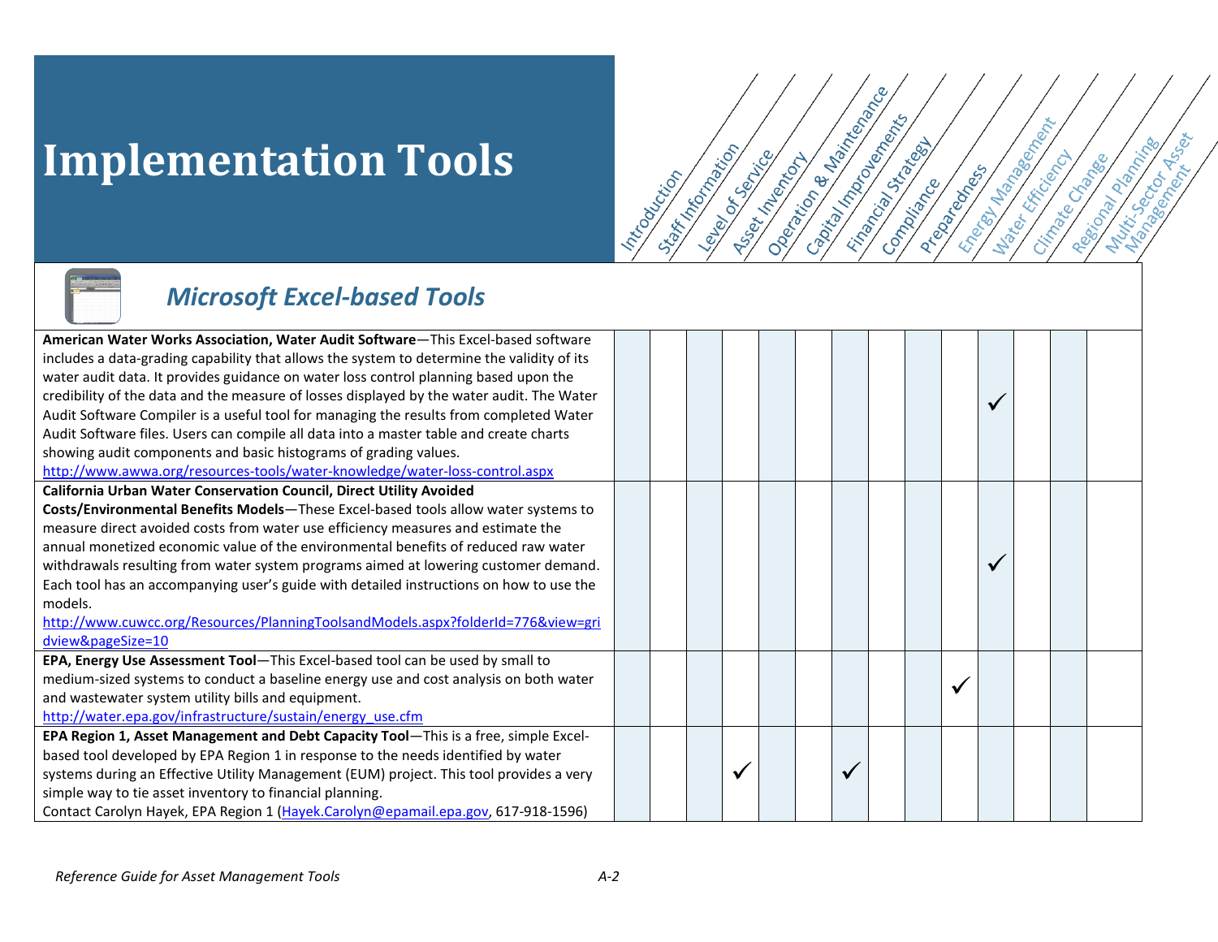# Implementation Tools

## Microsoft Excel-based Tools

| Tool | Introduction | Staff Information | Level of Service | Asset Inventory | Operation & Maintenance | Capital Improvements | Financial Strategy | Compliance | Preparedness | Energy Management | Water Efficiency | Climate Change | Regional Planning | Multi-Sector Asset Management |
|---|---|---|---|---|---|---|---|---|---|---|---|---|---|---|
| **American Water Works Association, Water Audit Software**—This Excel-based software includes a data-grading capability that allows the system to determine the validity of its water audit data. It provides guidance on water loss control planning based upon the credibility of the data and the measure of losses displayed by the water audit. The Water Audit Software Compiler is a useful tool for managing the results from completed Water Audit Software files. Users can compile all data into a master table and create charts showing audit components and basic histograms of grading values. http://www.awwa.org/resources-tools/water-knowledge/water-loss-control.aspx | | | | | | | | | | | ✓ | | | |
| **California Urban Water Conservation Council, Direct Utility Avoided Costs/Environmental Benefits Models**—These Excel-based tools allow water systems to measure direct avoided costs from water use efficiency measures and estimate the annual monetized economic value of the environmental benefits of reduced raw water withdrawals resulting from water system programs aimed at lowering customer demand. Each tool has an accompanying user's guide with detailed instructions on how to use the models. http://www.cuwcc.org/Resources/PlanningToolsandModels.aspx?folderId=776&view=gridview&pageSize=10 | | | | | | | | | | | ✓ | | | |
| **EPA, Energy Use Assessment Tool**—This Excel-based tool can be used by small to medium-sized systems to conduct a baseline energy use and cost analysis on both water and wastewater system utility bills and equipment. http://water.epa.gov/infrastructure/sustain/energy_use.cfm | | | | | | | | | | ✓ | | | | |
| **EPA Region 1, Asset Management and Debt Capacity Tool**—This is a free, simple Excel-based tool developed by EPA Region 1 in response to the needs identified by water systems during an Effective Utility Management (EUM) project. This tool provides a very simple way to tie asset inventory to financial planning. Contact Carolyn Hayek, EPA Region 1 (Hayek.Carolyn@epamail.epa.gov, 617-918-1596) | | | | ✓ | | | ✓ | | | | | | | |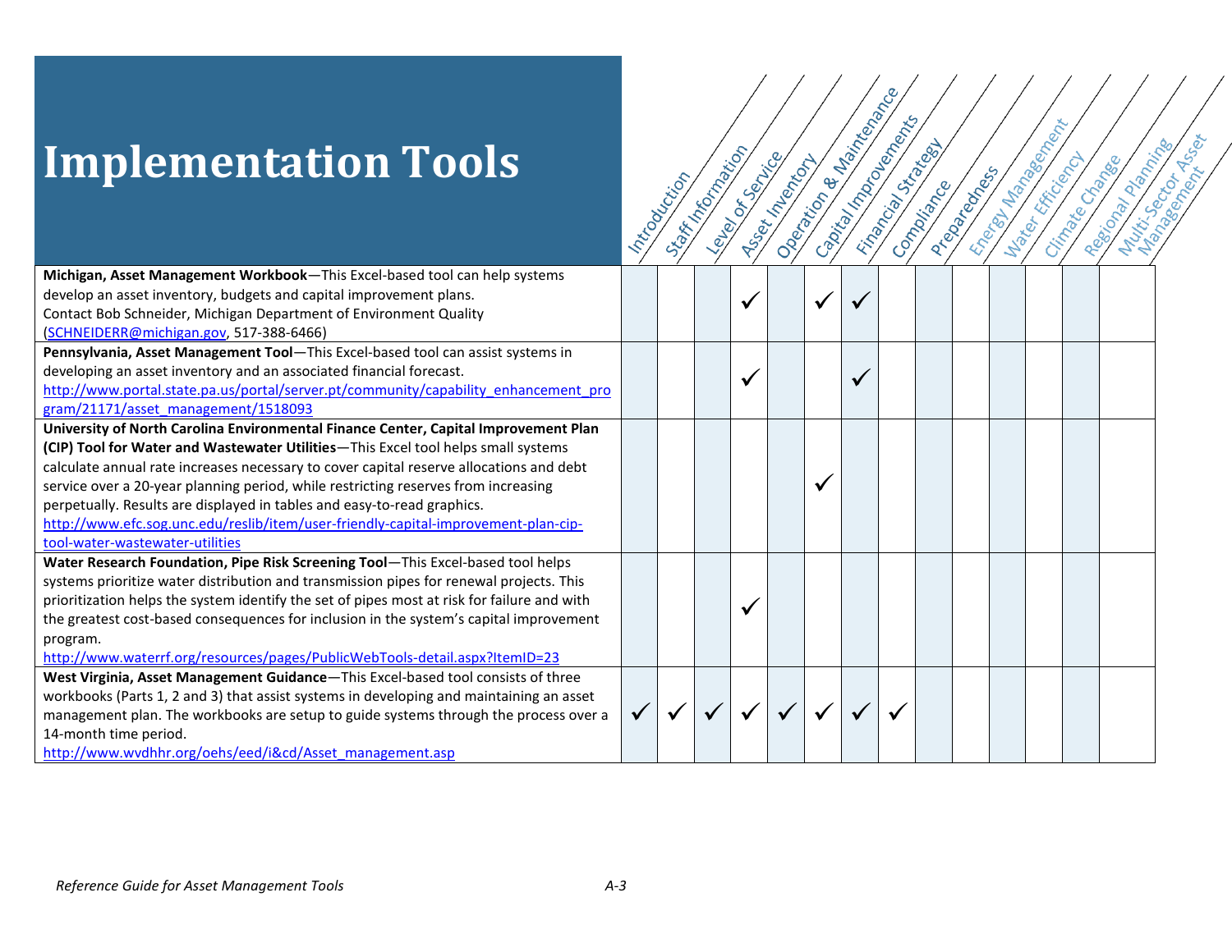# Implementation Tools

| Implementation Tools | Introduction | Staff Information | Level of Service | Asset Inventory | Operation & Maintenance | Capital Improvements | Financial Strategy | Compliance | Preparedness | Energy Management | Water Efficiency | Climate Change | Regional Planning | Multi-Sector Asset Management |
|---|---|---|---|---|---|---|---|---|---|---|---|---|---|---|
| **Michigan, Asset Management Workbook**—This Excel-based tool can help systems develop an asset inventory, budgets and capital improvement plans. Contact Bob Schneider, Michigan Department of Environment Quality (SCHNEIDERR@michigan.gov, 517-388-6466) | | | | ✓ | | ✓ | ✓ | | | | | | | |
| **Pennsylvania, Asset Management Tool**—This Excel-based tool can assist systems in developing an asset inventory and an associated financial forecast. http://www.portal.state.pa.us/portal/server.pt/community/capability_enhancement_program/21171/asset_management/1518093 | | | | ✓ | | | ✓ | | | | | | | |
| **University of North Carolina Environmental Finance Center, Capital Improvement Plan (CIP) Tool for Water and Wastewater Utilities**—This Excel tool helps small systems calculate annual rate increases necessary to cover capital reserve allocations and debt service over a 20-year planning period, while restricting reserves from increasing perpetually. Results are displayed in tables and easy-to-read graphics. http://www.efc.sog.unc.edu/reslib/item/user-friendly-capital-improvement-plan-cip-tool-water-wastewater-utilities | | | | | | ✓ | | | | | | | | |
| **Water Research Foundation, Pipe Risk Screening Tool**—This Excel-based tool helps systems prioritize water distribution and transmission pipes for renewal projects. This prioritization helps the system identify the set of pipes most at risk for failure and with the greatest cost-based consequences for inclusion in the system's capital improvement program. http://www.waterrf.org/resources/pages/PublicWebTools-detail.aspx?ItemID=23 | | | | ✓ | | | | | | | | | | |
| **West Virginia, Asset Management Guidance**—This Excel-based tool consists of three workbooks (Parts 1, 2 and 3) that assist systems in developing and maintaining an asset management plan. The workbooks are setup to guide systems through the process over a 14-month time period. http://www.wvdhhr.org/oehs/eed/i&cd/Asset_management.asp | ✓ | ✓ | ✓ | ✓ | ✓ | ✓ | ✓ | ✓ | | | | | | |

*Reference Guide for Asset Management Tools*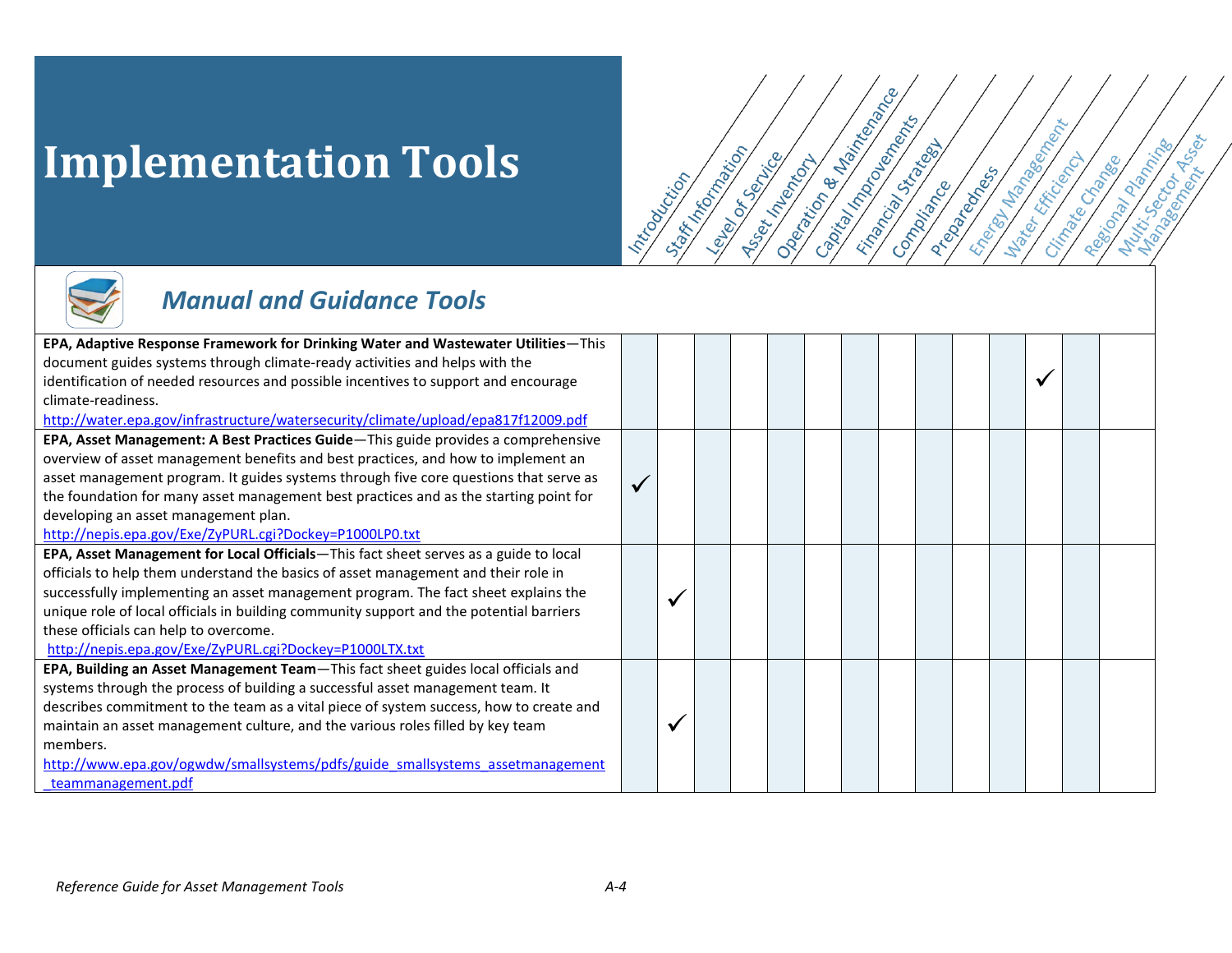# Implementation Tools

## *Manual and Guidance Tools*

| Tool | Introduction | Staff Information | Level of Service | Asset Inventory | Operation & Maintenance | Capital Improvements | Financial Strategy | Compliance | Preparedness | Energy Management | Water Efficiency | Climate Change | Regional Planning | Multi-Sector Asset Management |
|---|---|---|---|---|---|---|---|---|---|---|---|---|---|---|
| **EPA, Adaptive Response Framework for Drinking Water and Wastewater Utilities**—This document guides systems through climate-ready activities and helps with the identification of needed resources and possible incentives to support and encourage climate-readiness. http://water.epa.gov/infrastructure/watersecurity/climate/upload/epa817f12009.pdf | | | | | | | | | | | | ✓ | | |
| **EPA, Asset Management: A Best Practices Guide**—This guide provides a comprehensive overview of asset management benefits and best practices, and how to implement an asset management program. It guides systems through five core questions that serve as the foundation for many asset management best practices and as the starting point for developing an asset management plan. http://nepis.epa.gov/Exe/ZyPURL.cgi?Dockey=P1000LP0.txt | ✓ | | | | | | | | | | | | | |
| **EPA, Asset Management for Local Officials**—This fact sheet serves as a guide to local officials to help them understand the basics of asset management and their role in successfully implementing an asset management program. The fact sheet explains the unique role of local officials in building community support and the potential barriers these officials can help to overcome. http://nepis.epa.gov/Exe/ZyPURL.cgi?Dockey=P1000LTX.txt | | ✓ | | | | | | | | | | | | |
| **EPA, Building an Asset Management Team**—This fact sheet guides local officials and systems through the process of building a successful asset management team. It describes commitment to the team as a vital piece of system success, how to create and maintain an asset management culture, and the various roles filled by key team members. http://www.epa.gov/ogwdw/smallsystems/pdfs/guide_smallsystems_assetmanagement_teammanagement.pdf | | ✓ | | | | | | | | | | | | |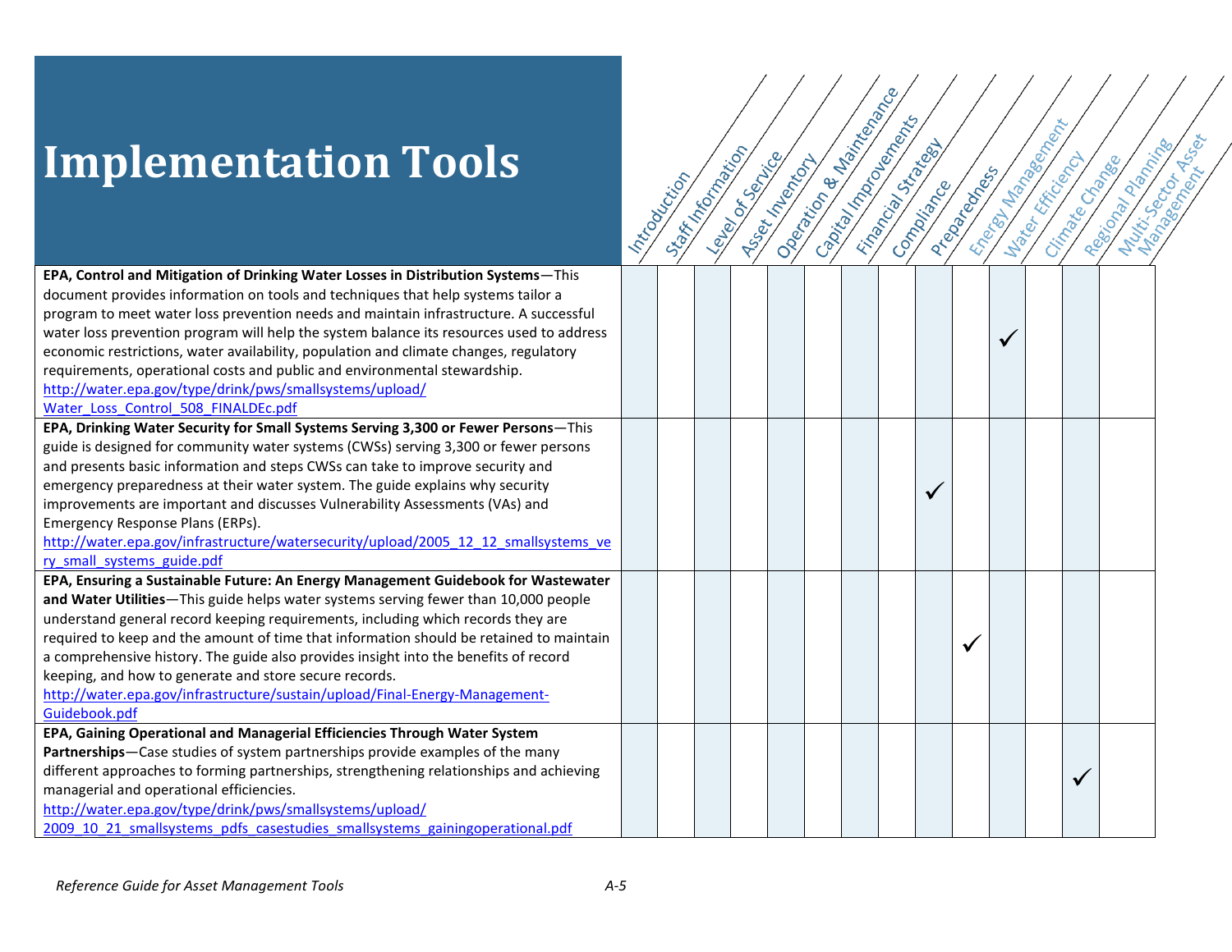# Implementation Tools

| | Introduction | Staff Information | Level of Service | Asset Inventory | Operation & Maintenance | Capital Improvements | Financial Strategy | Compliance | Preparedness | Energy Management | Water Efficiency | Climate Change | Regional Planning | Multi-Sector Asset Management |
|---|---|---|---|---|---|---|---|---|---|---|---|---|---|---|
| **EPA, Control and Mitigation of Drinking Water Losses in Distribution Systems**—This document provides information on tools and techniques that help systems tailor a program to meet water loss prevention needs and maintain infrastructure. A successful water loss prevention program will help the system balance its resources used to address economic restrictions, water availability, population and climate changes, regulatory requirements, operational costs and public and environmental stewardship. http://water.epa.gov/type/drink/pws/smallsystems/upload/Water_Loss_Control_508_FINALDEc.pdf | | | | | | | | | | | ✓ | | | |
| **EPA, Drinking Water Security for Small Systems Serving 3,300 or Fewer Persons**—This guide is designed for community water systems (CWSs) serving 3,300 or fewer persons and presents basic information and steps CWSs can take to improve security and emergency preparedness at their water system. The guide explains why security improvements are important and discusses Vulnerability Assessments (VAs) and Emergency Response Plans (ERPs). http://water.epa.gov/infrastructure/watersecurity/upload/2005_12_12_smallsystems_very_small_systems_guide.pdf | | | | | | | | | ✓ | | | | | |
| **EPA, Ensuring a Sustainable Future: An Energy Management Guidebook for Wastewater and Water Utilities**—This guide helps water systems serving fewer than 10,000 people understand general record keeping requirements, including which records they are required to keep and the amount of time that information should be retained to maintain a comprehensive history. The guide also provides insight into the benefits of record keeping, and how to generate and store secure records. http://water.epa.gov/infrastructure/sustain/upload/Final-Energy-Management-Guidebook.pdf | | | | | | | | | | ✓ | | | | |
| **EPA, Gaining Operational and Managerial Efficiencies Through Water System Partnerships**—Case studies of system partnerships provide examples of the many different approaches to forming partnerships, strengthening relationships and achieving managerial and operational efficiencies. http://water.epa.gov/type/drink/pws/smallsystems/upload/2009_10_21_smallsystems_pdfs_casestudies_smallsystems_gainingoperational.pdf | | | | | | | | | | | | | ✓ | |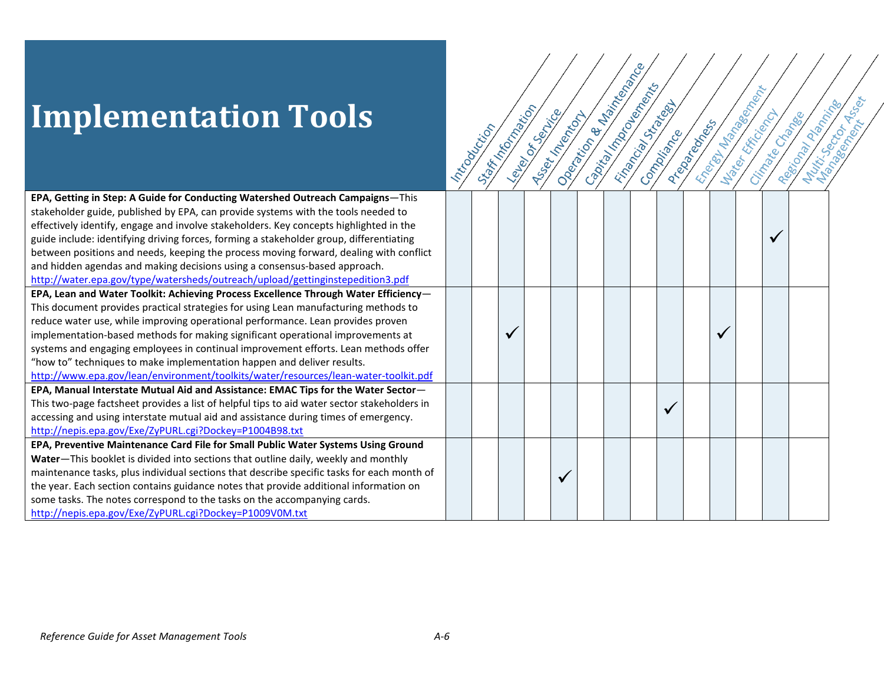# Implementation Tools

| Tool | Introduction | Staff Information | Level of Service | Asset Inventory | Operation & Maintenance | Capital Improvements | Financial Strategy | Compliance | Preparedness | Energy Management | Water Efficiency | Climate Change | Regional Planning | Multi-Sector Asset Management |
|---|---|---|---|---|---|---|---|---|---|---|---|---|---|---|
| **EPA, Getting in Step: A Guide for Conducting Watershed Outreach Campaigns**—This stakeholder guide, published by EPA, can provide systems with the tools needed to effectively identify, engage and involve stakeholders. Key concepts highlighted in the guide include: identifying driving forces, forming a stakeholder group, differentiating between positions and needs, keeping the process moving forward, dealing with conflict and hidden agendas and making decisions using a consensus-based approach. http://water.epa.gov/type/watersheds/outreach/upload/gettinginstepedition3.pdf | | | | | | | | | | | | | ✓ | |
| **EPA, Lean and Water Toolkit: Achieving Process Excellence Through Water Efficiency**—This document provides practical strategies for using Lean manufacturing methods to reduce water use, while improving operational performance. Lean provides proven implementation-based methods for making significant operational improvements at systems and engaging employees in continual improvement efforts. Lean methods offer "how to" techniques to make implementation happen and deliver results. http://www.epa.gov/lean/environment/toolkits/water/resources/lean-water-toolkit.pdf | | | ✓ | | | | | | | | ✓ | | | |
| **EPA, Manual Interstate Mutual Aid and Assistance: EMAC Tips for the Water Sector**—This two-page factsheet provides a list of helpful tips to aid water sector stakeholders in accessing and using interstate mutual aid and assistance during times of emergency. http://nepis.epa.gov/Exe/ZyPURL.cgi?Dockey=P1004B98.txt | | | | | | | | | ✓ | | | | | |
| **EPA, Preventive Maintenance Card File for Small Public Water Systems Using Ground Water**—This booklet is divided into sections that outline daily, weekly and monthly maintenance tasks, plus individual sections that describe specific tasks for each month of the year. Each section contains guidance notes that provide additional information on some tasks. The notes correspond to the tasks on the accompanying cards. http://nepis.epa.gov/Exe/ZyPURL.cgi?Dockey=P1009V0M.txt | | | | | ✓ | | | | | | | | | |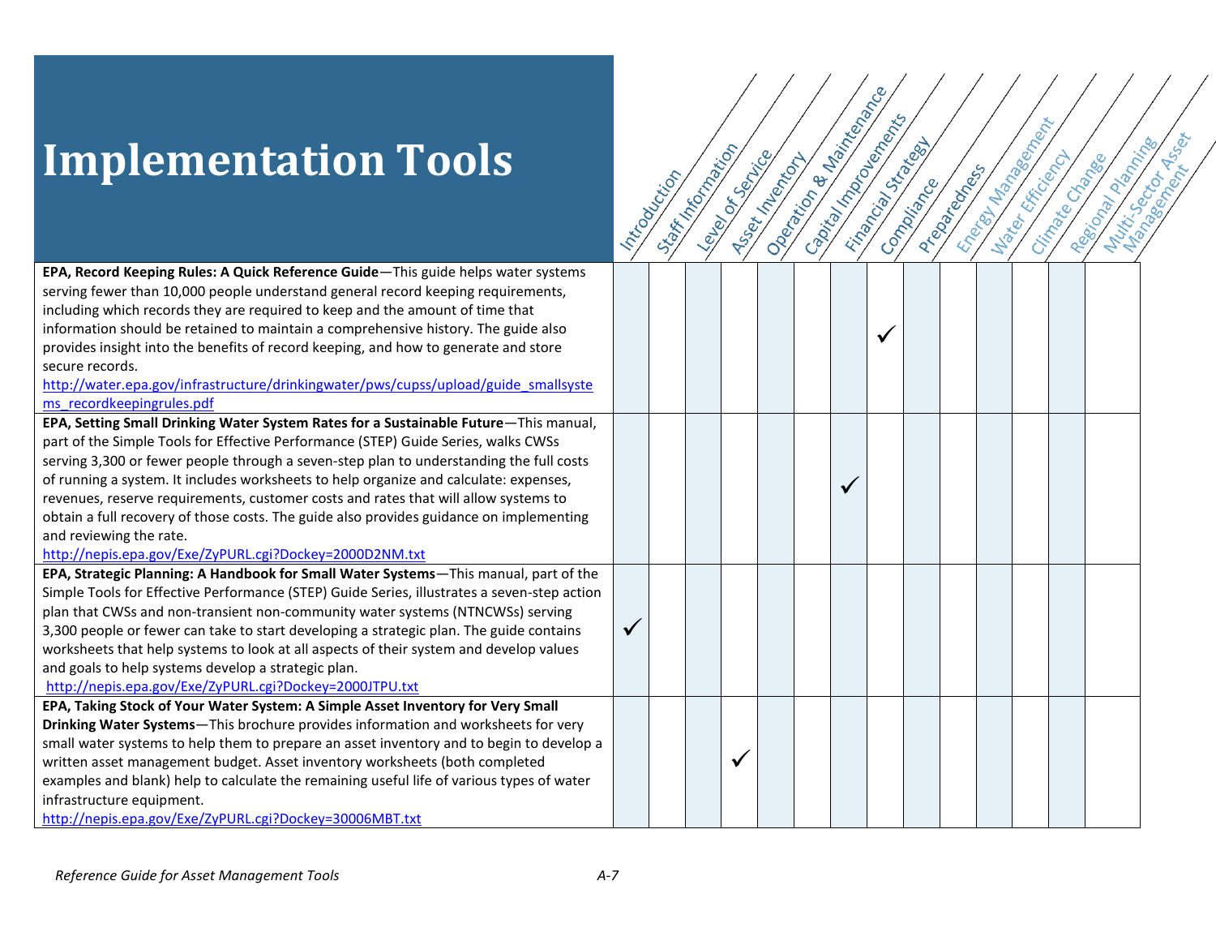# Implementation Tools

| Implementation Tools | Introduction | Staff Information | Level of Service | Asset Inventory | Operation & Maintenance | Capital Improvements | Financial Strategy | Compliance | Preparedness | Energy Management | Water Efficiency | Climate Change | Regional Planning | Multi-Sector Asset Management |
|---|---|---|---|---|---|---|---|---|---|---|---|---|---|---|
| **EPA, Record Keeping Rules: A Quick Reference Guide**—This guide helps water systems serving fewer than 10,000 people understand general record keeping requirements, including which records they are required to keep and the amount of time that information should be retained to maintain a comprehensive history. The guide also provides insight into the benefits of record keeping, and how to generate and store secure records. http://water.epa.gov/infrastructure/drinkingwater/pws/cupss/upload/guide_smallsystems_recordkeepingrules.pdf | | | | | | | | ✓ | | | | | | |
| **EPA, Setting Small Drinking Water System Rates for a Sustainable Future**—This manual, part of the Simple Tools for Effective Performance (STEP) Guide Series, walks CWSs serving 3,300 or fewer people through a seven-step plan to understanding the full costs of running a system. It includes worksheets to help organize and calculate: expenses, revenues, reserve requirements, customer costs and rates that will allow systems to obtain a full recovery of those costs. The guide also provides guidance on implementing and reviewing the rate. http://nepis.epa.gov/Exe/ZyPURL.cgi?Dockey=2000D2NM.txt | | | | | | | ✓ | | | | | | | |
| **EPA, Strategic Planning: A Handbook for Small Water Systems**—This manual, part of the Simple Tools for Effective Performance (STEP) Guide Series, illustrates a seven-step action plan that CWSs and non-transient non-community water systems (NTNCWSs) serving 3,300 people or fewer can take to start developing a strategic plan. The guide contains worksheets that help systems to look at all aspects of their system and develop values and goals to help systems develop a strategic plan. http://nepis.epa.gov/Exe/ZyPURL.cgi?Dockey=2000JTPU.txt | ✓ | | | | | | | | | | | | | |
| **EPA, Taking Stock of Your Water System: A Simple Asset Inventory for Very Small Drinking Water Systems**—This brochure provides information and worksheets for very small water systems to help them to prepare an asset inventory and to begin to develop a written asset management budget. Asset inventory worksheets (both completed examples and blank) help to calculate the remaining useful life of various types of water infrastructure equipment. http://nepis.epa.gov/Exe/ZyPURL.cgi?Dockey=30006MBT.txt | | | | ✓ | | | | | | | | | | |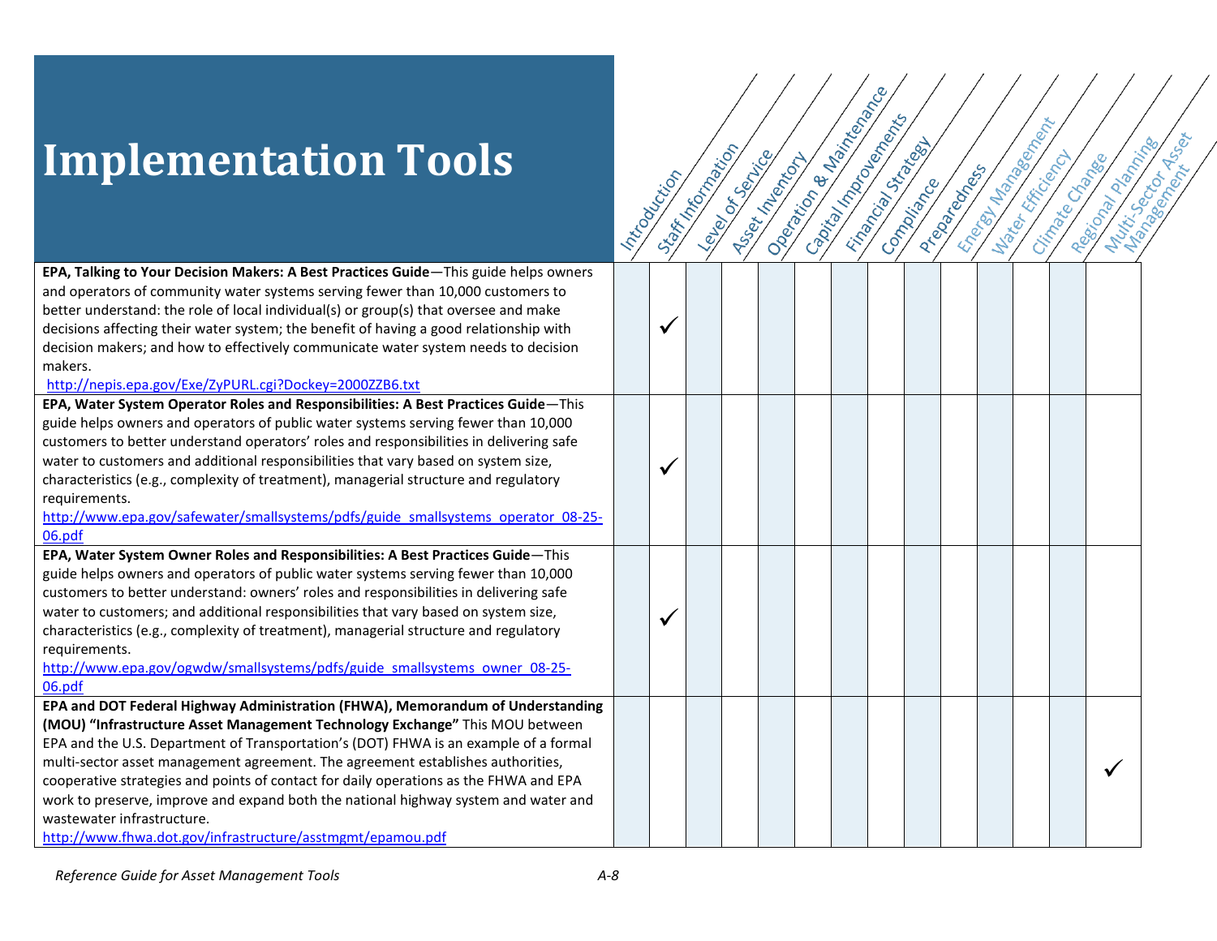# Implementation Tools

| | Introduction | Staff Information | Level of Service | Asset Inventory | Operation & Maintenance | Capital Improvements | Financial Strategy | Compliance | Preparedness | Energy Management | Water Efficiency | Climate Change | Regional Planning | Multi-Sector Asset Management |
|---|---|---|---|---|---|---|---|---|---|---|---|---|---|---|
| **EPA, Talking to Your Decision Makers: A Best Practices Guide**—This guide helps owners and operators of community water systems serving fewer than 10,000 customers to better understand: the role of local individual(s) or group(s) that oversee and make decisions affecting their water system; the benefit of having a good relationship with decision makers; and how to effectively communicate water system needs to decision makers. http://nepis.epa.gov/Exe/ZyPURL.cgi?Dockey=2000ZZB6.txt | | ✓ | | | | | | | | | | | | |
| **EPA, Water System Operator Roles and Responsibilities: A Best Practices Guide**—This guide helps owners and operators of public water systems serving fewer than 10,000 customers to better understand operators' roles and responsibilities in delivering safe water to customers and additional responsibilities that vary based on system size, characteristics (e.g., complexity of treatment), managerial structure and regulatory requirements. http://www.epa.gov/safewater/smallsystems/pdfs/guide_smallsystems_operator_08-25-06.pdf | | ✓ | | | | | | | | | | | | |
| **EPA, Water System Owner Roles and Responsibilities: A Best Practices Guide**—This guide helps owners and operators of public water systems serving fewer than 10,000 customers to better understand: owners' roles and responsibilities in delivering safe water to customers; and additional responsibilities that vary based on system size, characteristics (e.g., complexity of treatment), managerial structure and regulatory requirements. http://www.epa.gov/ogwdw/smallsystems/pdfs/guide_smallsystems_owner_08-25-06.pdf | | ✓ | | | | | | | | | | | | |
| **EPA and DOT Federal Highway Administration (FHWA), Memorandum of Understanding (MOU) "Infrastructure Asset Management Technology Exchange"** This MOU between EPA and the U.S. Department of Transportation's (DOT) FHWA is an example of a formal multi-sector asset management agreement. The agreement establishes authorities, cooperative strategies and points of contact for daily operations as the FHWA and EPA work to preserve, improve and expand both the national highway system and water and wastewater infrastructure. http://www.fhwa.dot.gov/infrastructure/asstmgmt/epamou.pdf | | | | | | | | | | | | | | ✓ |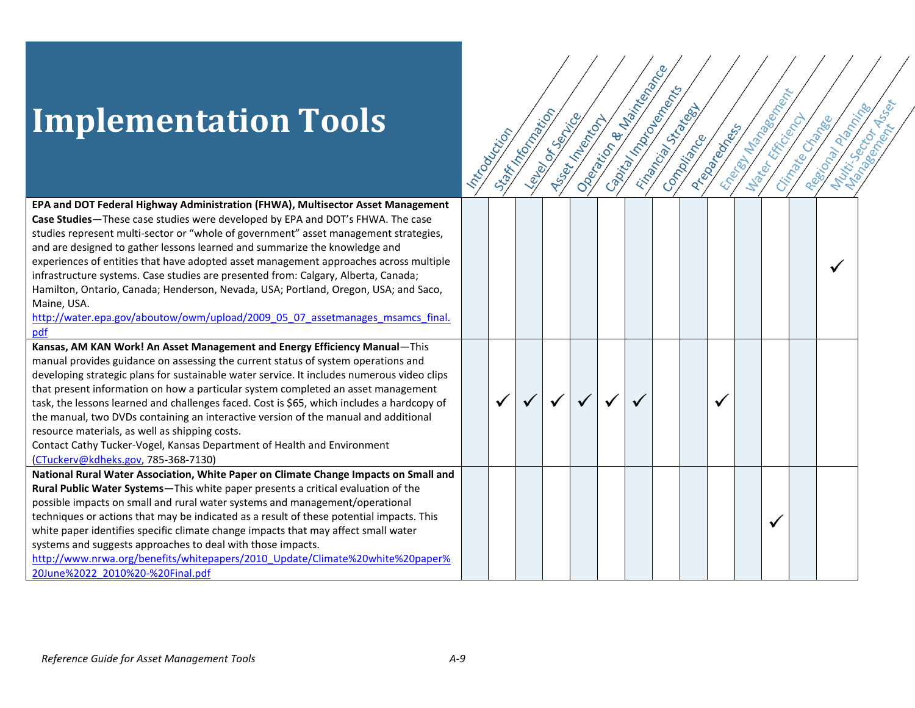# Implementation Tools

| Tool | Introduction | Staff Information | Level of Service | Asset Inventory | Operation & Maintenance | Capital Improvements | Financial Strategy | Compliance | Preparedness | Energy Management | Water Efficiency | Climate Change | Regional Planning | Multi-Sector Asset Management |
|---|---|---|---|---|---|---|---|---|---|---|---|---|---|---|
| **EPA and DOT Federal Highway Administration (FHWA), Multisector Asset Management Case Studies**—These case studies were developed by EPA and DOT's FHWA. The case studies represent multi-sector or "whole of government" asset management strategies, and are designed to gather lessons learned and summarize the knowledge and experiences of entities that have adopted asset management approaches across multiple infrastructure systems. Case studies are presented from: Calgary, Alberta, Canada; Hamilton, Ontario, Canada; Henderson, Nevada, USA; Portland, Oregon, USA; and Saco, Maine, USA. http://water.epa.gov/aboutow/owm/upload/2009_05_07_assetmanages_msamcs_final.pdf | | | | | | | | | | | | | | ✓ |
| **Kansas, AM KAN Work! An Asset Management and Energy Efficiency Manual**—This manual provides guidance on assessing the current status of system operations and developing strategic plans for sustainable water service. It includes numerous video clips that present information on how a particular system completed an asset management task, the lessons learned and challenges faced. Cost is $65, which includes a hardcopy of the manual, two DVDs containing an interactive version of the manual and additional resource materials, as well as shipping costs. Contact Cathy Tucker-Vogel, Kansas Department of Health and Environment (CTuckerv@kdheks.gov, 785-368-7130) | | ✓ | ✓ | ✓ | ✓ | ✓ | ✓ | | | ✓ | | | | |
| **National Rural Water Association, White Paper on Climate Change Impacts on Small and Rural Public Water Systems**—This white paper presents a critical evaluation of the possible impacts on small and rural water systems and management/operational techniques or actions that may be indicated as a result of these potential impacts. This white paper identifies specific climate change impacts that may affect small water systems and suggests approaches to deal with those impacts. http://www.nrwa.org/benefits/whitepapers/2010_Update/Climate%20white%20paper%20June%2022_2010%20-%20Final.pdf | | | | | | | | | | | | ✓ | | |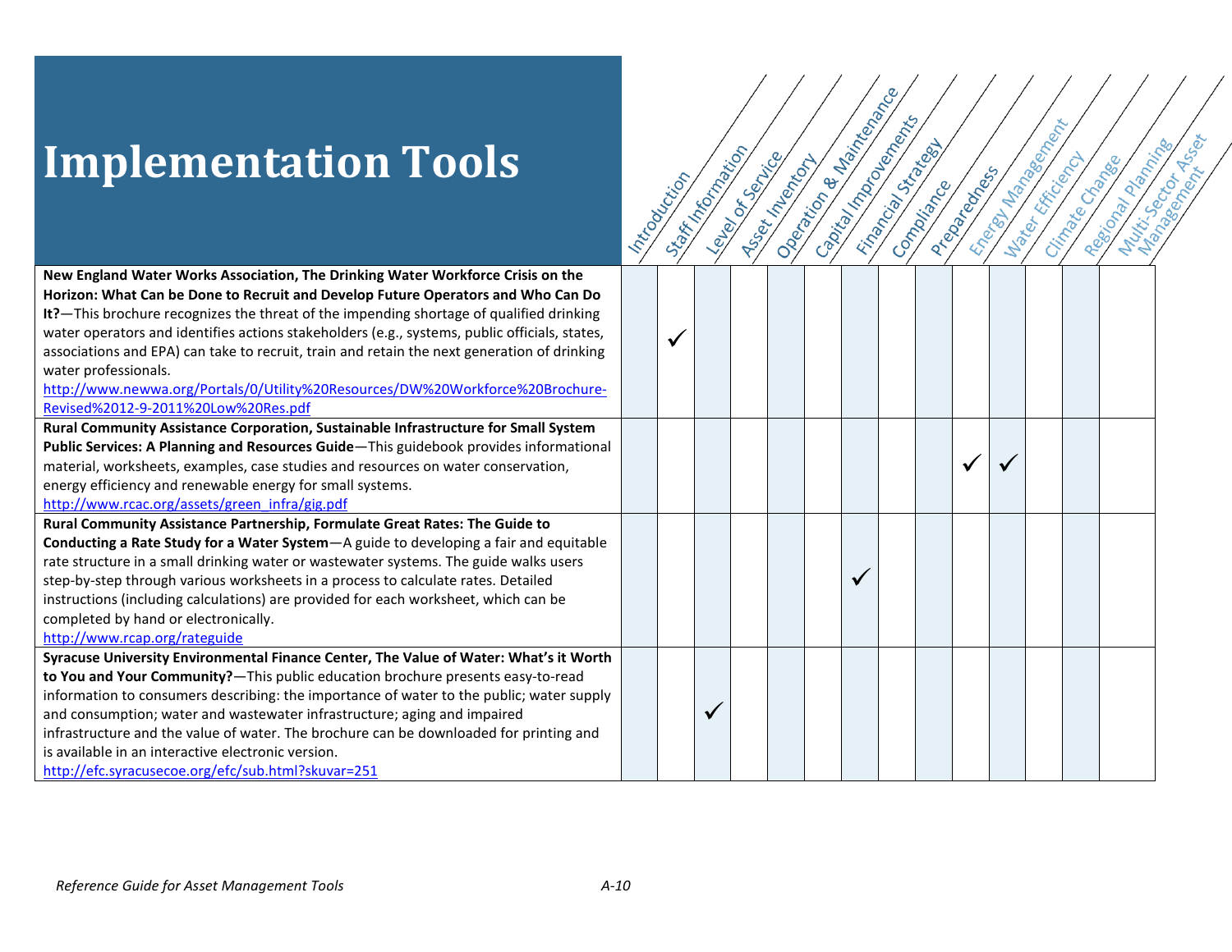# Implementation Tools

| Tool | Introduction | Staff Information | Level of Service | Asset Inventory | Operation & Maintenance | Capital Improvements | Financial Strategy | Compliance | Preparedness | Energy Management | Water Efficiency | Climate Change | Regional Planning | Multi-Sector Asset Management |
|---|---|---|---|---|---|---|---|---|---|---|---|---|---|---|
| **New England Water Works Association, The Drinking Water Workforce Crisis on the Horizon: What Can be Done to Recruit and Develop Future Operators and Who Can Do It?**—This brochure recognizes the threat of the impending shortage of qualified drinking water operators and identifies actions stakeholders (e.g., systems, public officials, states, associations and EPA) can take to recruit, train and retain the next generation of drinking water professionals. http://www.newwa.org/Portals/0/Utility%20Resources/DW%20Workforce%20Brochure-Revised%2012-9-2011%20Low%20Res.pdf | | ✓ | | | | | | | | | | | | |
| **Rural Community Assistance Corporation, Sustainable Infrastructure for Small System Public Services: A Planning and Resources Guide**—This guidebook provides informational material, worksheets, examples, case studies and resources on water conservation, energy efficiency and renewable energy for small systems. http://www.rcac.org/assets/green_infra/gig.pdf | | | | | | | | | | ✓ | ✓ | | | |
| **Rural Community Assistance Partnership, Formulate Great Rates: The Guide to Conducting a Rate Study for a Water System**—A guide to developing a fair and equitable rate structure in a small drinking water or wastewater systems. The guide walks users step-by-step through various worksheets in a process to calculate rates. Detailed instructions (including calculations) are provided for each worksheet, which can be completed by hand or electronically. http://www.rcap.org/rateguide | | | | | | | ✓ | | | | | | | |
| **Syracuse University Environmental Finance Center, The Value of Water: What's it Worth to You and Your Community?**—This public education brochure presents easy-to-read information to consumers describing: the importance of water to the public; water supply and consumption; water and wastewater infrastructure; aging and impaired infrastructure and the value of water. The brochure can be downloaded for printing and is available in an interactive electronic version. http://efc.syracusecoe.org/efc/sub.html?skuvar=251 | | | ✓ | | | | | | | | | | | |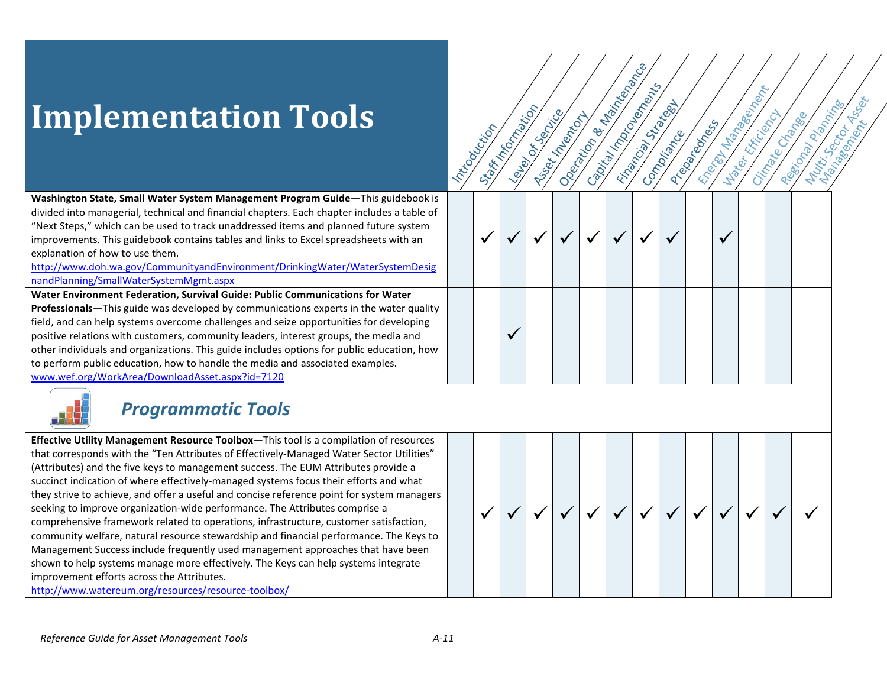# Implementation Tools

| Tool | Introduction | Staff Information | Level of Service | Asset Inventory | Operation & Maintenance | Capital Improvements | Financial Strategy | Compliance | Preparedness | Energy Management | Water Efficiency | Climate Change | Regional Planning | Multi-Sector Asset Management |
|---|---|---|---|---|---|---|---|---|---|---|---|---|---|---|
| **Washington State, Small Water System Management Program Guide**—This guidebook is divided into managerial, technical and financial chapters. Each chapter includes a table of "Next Steps," which can be used to track unaddressed items and planned future system improvements. This guidebook contains tables and links to Excel spreadsheets with an explanation of how to use them. http://www.doh.wa.gov/CommunityandEnvironment/DrinkingWater/WaterSystemDesignandPlanning/SmallWaterSystemMgmt.aspx | | ✓ | ✓ | ✓ | ✓ | ✓ | ✓ | ✓ | ✓ | | ✓ | | | |
| **Water Environment Federation, Survival Guide: Public Communications for Water Professionals**—This guide was developed by communications experts in the water quality field, and can help systems overcome challenges and seize opportunities for developing positive relations with customers, community leaders, interest groups, the media and other individuals and organizations. This guide includes options for public education, how to perform public education, how to handle the media and associated examples. www.wef.org/WorkArea/DownloadAsset.aspx?id=7120 | | | ✓ | | | | | | | | | | | |

## *Programmatic Tools*

| Tool | Introduction | Staff Information | Level of Service | Asset Inventory | Operation & Maintenance | Capital Improvements | Financial Strategy | Compliance | Preparedness | Energy Management | Water Efficiency | Climate Change | Regional Planning | Multi-Sector Asset Management |
|---|---|---|---|---|---|---|---|---|---|---|---|---|---|---|
| **Effective Utility Management Resource Toolbox**—This tool is a compilation of resources that corresponds with the "Ten Attributes of Effectively-Managed Water Sector Utilities" (Attributes) and the five keys to management success. The EUM Attributes provide a succinct indication of where effectively-managed systems focus their efforts and what they strive to achieve, and offer a useful and concise reference point for system managers seeking to improve organization-wide performance. The Attributes comprise a comprehensive framework related to operations, infrastructure, customer satisfaction, community welfare, natural resource stewardship and financial performance. The Keys to Management Success include frequently used management approaches that have been shown to help systems manage more effectively. The Keys can help systems integrate improvement efforts across the Attributes. http://www.watereum.org/resources/resource-toolbox/ | | ✓ | ✓ | ✓ | ✓ | ✓ | ✓ | ✓ | ✓ | ✓ | ✓ | ✓ | ✓ | ✓ |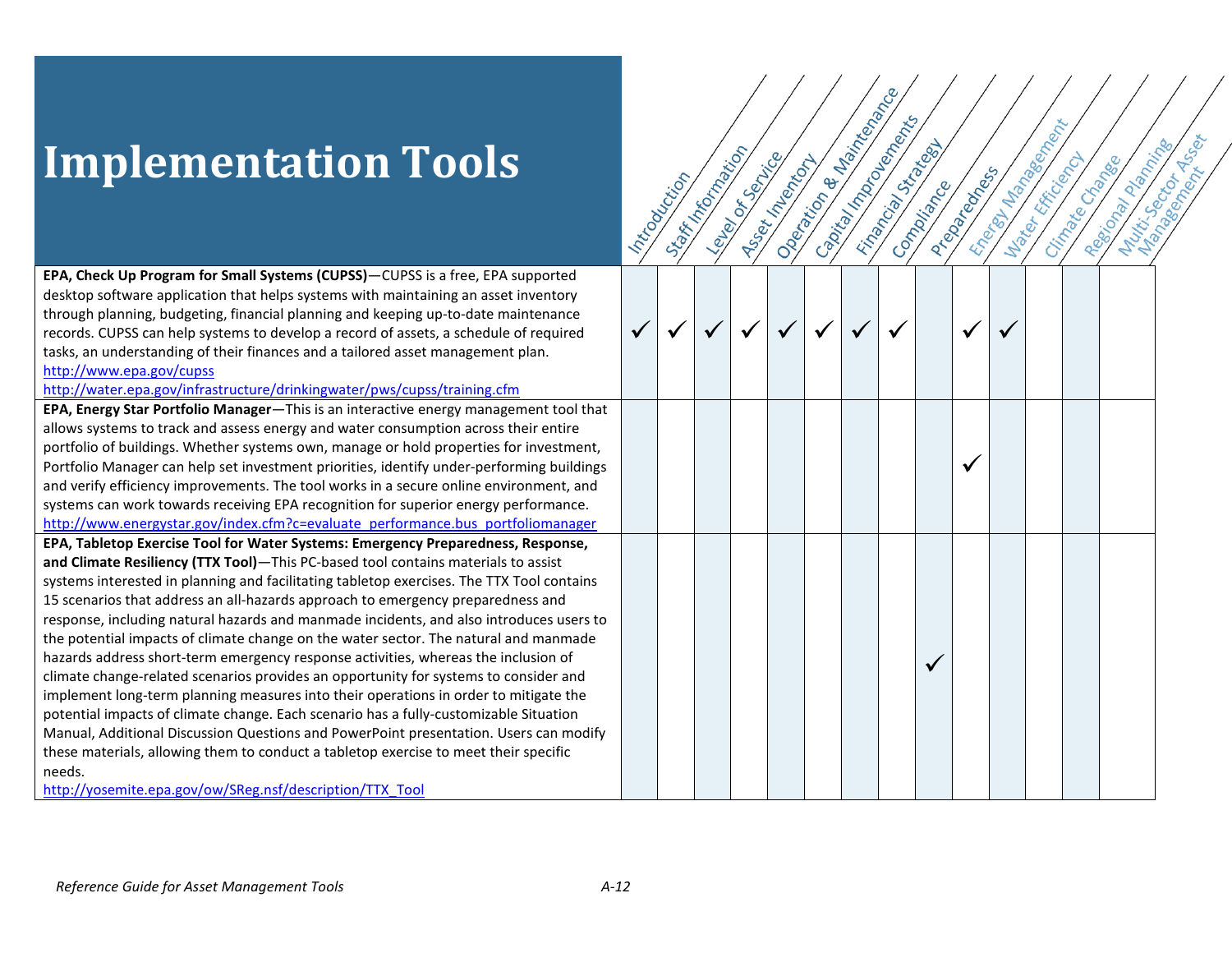# Implementation Tools

| Tool | Introduction | Staff Information | Level of Service | Asset Inventory | Operation & Maintenance | Capital Improvements | Financial Strategy | Compliance | Preparedness | Energy Management | Water Efficiency | Climate Change | Regional Planning | Multi-Sector Asset Management |
|---|---|---|---|---|---|---|---|---|---|---|---|---|---|---|
| **EPA, Check Up Program for Small Systems (CUPSS)**—CUPSS is a free, EPA supported desktop software application that helps systems with maintaining an asset inventory through planning, budgeting, financial planning and keeping up-to-date maintenance records. CUPSS can help systems to develop a record of assets, a schedule of required tasks, an understanding of their finances and a tailored asset management plan. http://www.epa.gov/cupss http://water.epa.gov/infrastructure/drinkingwater/pws/cupss/training.cfm | ✓ | ✓ | ✓ | ✓ | ✓ | ✓ | ✓ | ✓ | | ✓ | ✓ | | | |
| **EPA, Energy Star Portfolio Manager**—This is an interactive energy management tool that allows systems to track and assess energy and water consumption across their entire portfolio of buildings. Whether systems own, manage or hold properties for investment, Portfolio Manager can help set investment priorities, identify under-performing buildings and verify efficiency improvements. The tool works in a secure online environment, and systems can work towards receiving EPA recognition for superior energy performance. http://www.energystar.gov/index.cfm?c=evaluate_performance.bus_portfoliomanager | | | | | | | | | | ✓ | | | | |
| **EPA, Tabletop Exercise Tool for Water Systems: Emergency Preparedness, Response, and Climate Resiliency (TTX Tool)**—This PC-based tool contains materials to assist systems interested in planning and facilitating tabletop exercises. The TTX Tool contains 15 scenarios that address an all-hazards approach to emergency preparedness and response, including natural hazards and manmade incidents, and also introduces users to the potential impacts of climate change on the water sector. The natural and manmade hazards address short-term emergency response activities, whereas the inclusion of climate change-related scenarios provides an opportunity for systems to consider and implement long-term planning measures into their operations in order to mitigate the potential impacts of climate change. Each scenario has a fully-customizable Situation Manual, Additional Discussion Questions and PowerPoint presentation. Users can modify these materials, allowing them to conduct a tabletop exercise to meet their specific needs. http://yosemite.epa.gov/ow/SReg.nsf/description/TTX_Tool | | | | | | | | | ✓ | | | | | |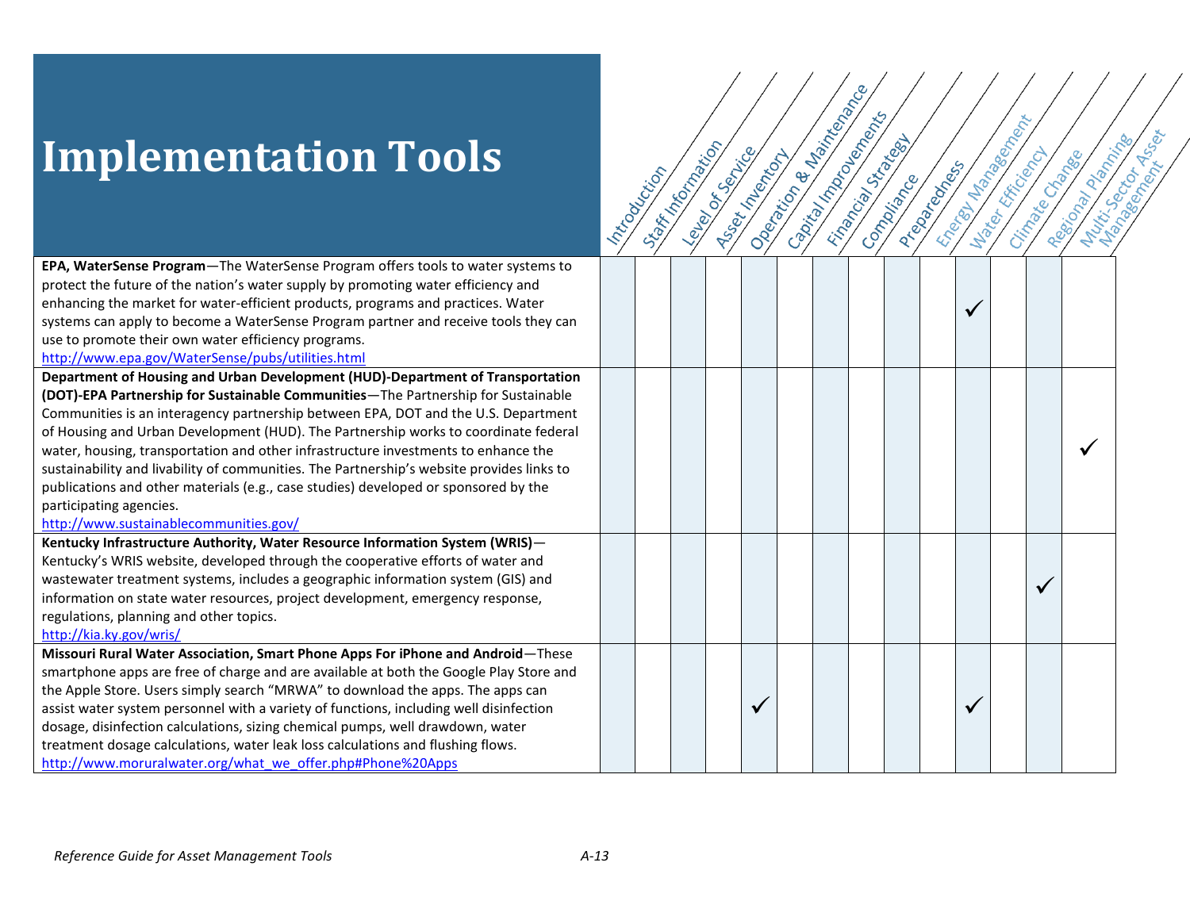# Implementation Tools

| | Introduction | Staff Information | Level of Service | Asset Inventory | Operation & Maintenance | Capital Improvements | Financial Strategy | Compliance | Preparedness | Energy Management | Water Efficiency | Climate Change | Regional Planning | Multi-Sector Asset Management |
|---|---|---|---|---|---|---|---|---|---|---|---|---|---|---|
| **EPA, WaterSense Program**—The WaterSense Program offers tools to water systems to protect the future of the nation's water supply by promoting water efficiency and enhancing the market for water-efficient products, programs and practices. Water systems can apply to become a WaterSense Program partner and receive tools they can use to promote their own water efficiency programs. http://www.epa.gov/WaterSense/pubs/utilities.html | | | | | | | | | | | ✓ | | | |
| **Department of Housing and Urban Development (HUD)-Department of Transportation (DOT)-EPA Partnership for Sustainable Communities**—The Partnership for Sustainable Communities is an interagency partnership between EPA, DOT and the U.S. Department of Housing and Urban Development (HUD). The Partnership works to coordinate federal water, housing, transportation and other infrastructure investments to enhance the sustainability and livability of communities. The Partnership's website provides links to publications and other materials (e.g., case studies) developed or sponsored by the participating agencies. http://www.sustainablecommunities.gov/ | | | | | | | | | | | | | | ✓ |
| **Kentucky Infrastructure Authority, Water Resource Information System (WRIS)**—Kentucky's WRIS website, developed through the cooperative efforts of water and wastewater treatment systems, includes a geographic information system (GIS) and information on state water resources, project development, emergency response, regulations, planning and other topics. http://kia.ky.gov/wris/ | | | | | | | | | | | | | ✓ | |
| **Missouri Rural Water Association, Smart Phone Apps For iPhone and Android**—These smartphone apps are free of charge and are available at both the Google Play Store and the Apple Store. Users simply search "MRWA" to download the apps. The apps can assist water system personnel with a variety of functions, including well disinfection dosage, disinfection calculations, sizing chemical pumps, well drawdown, water treatment dosage calculations, water leak loss calculations and flushing flows. http://www.moruralwater.org/what_we_offer.php#Phone%20Apps | | | | | ✓ | | | | | | ✓ | | | |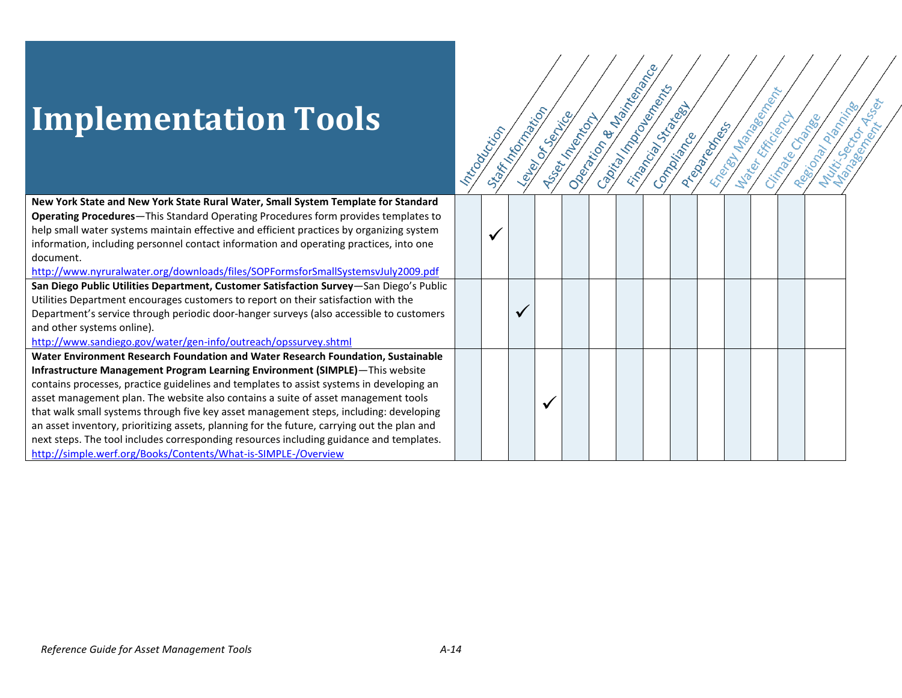# Implementation Tools

| | Introduction | Staff Information | Level of Service | Asset Inventory | Operation & Maintenance | Capital Improvements | Financial Strategy | Compliance | Preparedness | Energy Management | Water Efficiency | Climate Change | Regional Planning | Multi-Sector Asset Management |
|---|---|---|---|---|---|---|---|---|---|---|---|---|---|---|
| **New York State and New York State Rural Water, Small System Template for Standard Operating Procedures**—This Standard Operating Procedures form provides templates to help small water systems maintain effective and efficient practices by organizing system information, including personnel contact information and operating practices, into one document. http://www.nyruralwater.org/downloads/files/SOPFormsforSmallSystemsvJuly2009.pdf | | ✓ | | | | | | | | | | | | |
| **San Diego Public Utilities Department, Customer Satisfaction Survey**—San Diego's Public Utilities Department encourages customers to report on their satisfaction with the Department's service through periodic door-hanger surveys (also accessible to customers and other systems online). http://www.sandiego.gov/water/gen-info/outreach/opssurvey.shtml | | | ✓ | | | | | | | | | | | |
| **Water Environment Research Foundation and Water Research Foundation, Sustainable Infrastructure Management Program Learning Environment (SIMPLE)**—This website contains processes, practice guidelines and templates to assist systems in developing an asset management plan. The website also contains a suite of asset management tools that walk small systems through five key asset management steps, including: developing an asset inventory, prioritizing assets, planning for the future, carrying out the plan and next steps. The tool includes corresponding resources including guidance and templates. http://simple.werf.org/Books/Contents/What-is-SIMPLE-/Overview | | | | ✓ | | | | | | | | | | |